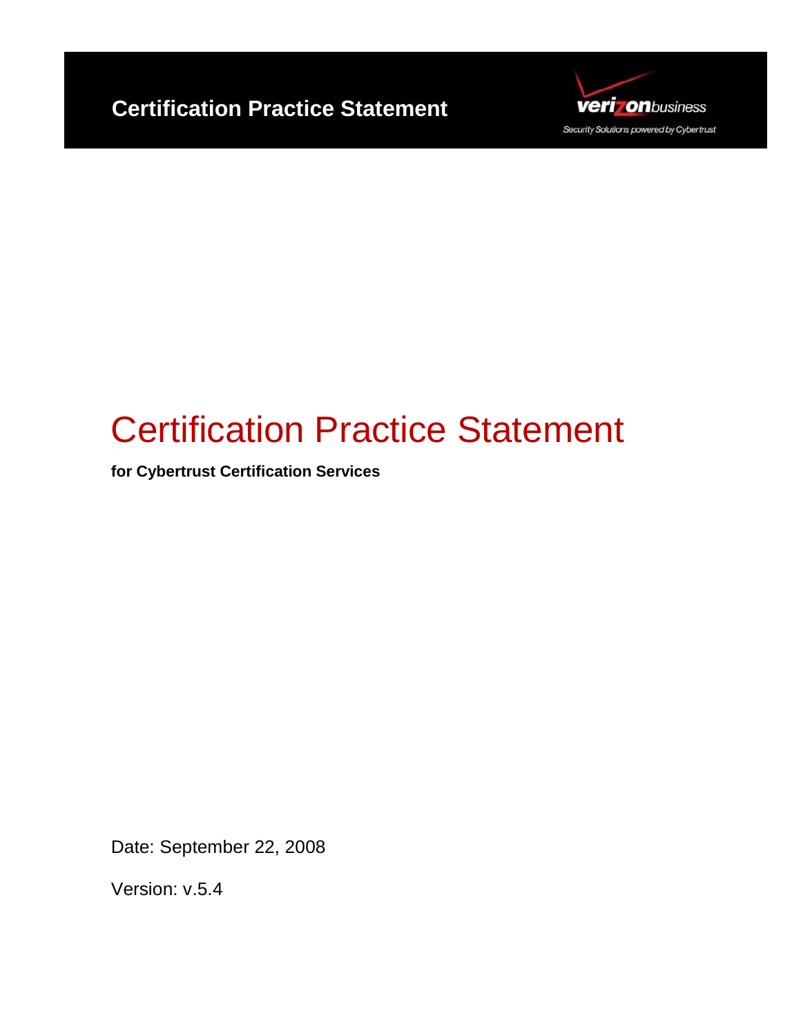**Certification Practice Statement**

verizonbusiness

Security Solutions powered by Cybertrust

# Certification Practice Statement

**for Cybertrust Certification Services**

Date: September 22, 2008

Version: v.5.4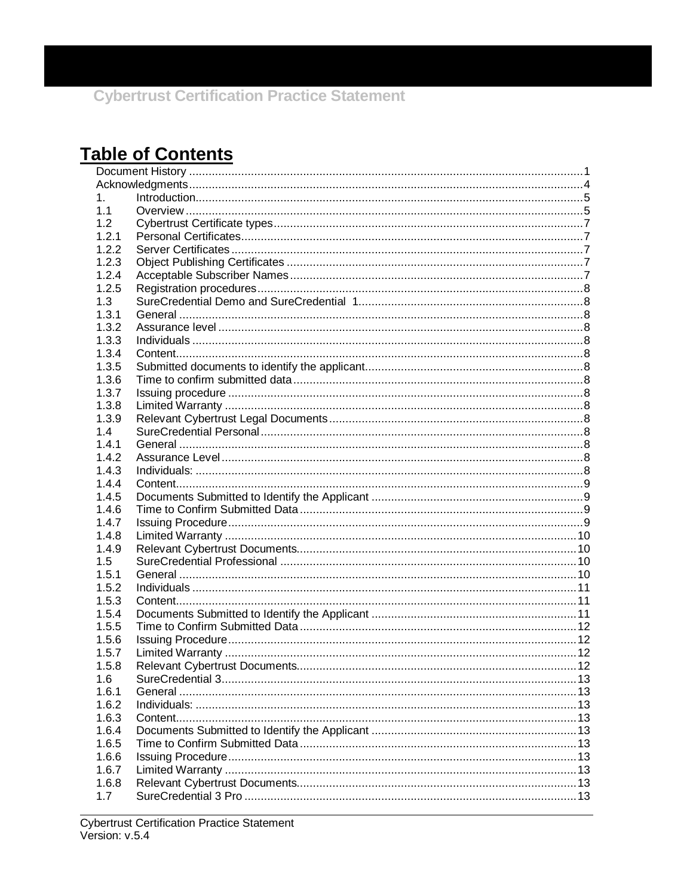# Table of Contents

| | | |
|---|---|---|
| Document History | | 1 |
| Acknowledgments | | 4 |
| 1. | Introduction | 5 |
| 1.1 | Overview | 5 |
| 1.2 | Cybertrust Certificate types | 7 |
| 1.2.1 | Personal Certificates | 7 |
| 1.2.2 | Server Certificates | 7 |
| 1.2.3 | Object Publishing Certificates | 7 |
| 1.2.4 | Acceptable Subscriber Names | 7 |
| 1.2.5 | Registration procedures | 8 |
| 1.3 | SureCredential Demo and SureCredential 1 | 8 |
| 1.3.1 | General | 8 |
| 1.3.2 | Assurance level | 8 |
| 1.3.3 | Individuals | 8 |
| 1.3.4 | Content | 8 |
| 1.3.5 | Submitted documents to identify the applicant | 8 |
| 1.3.6 | Time to confirm submitted data | 8 |
| 1.3.7 | Issuing procedure | 8 |
| 1.3.8 | Limited Warranty | 8 |
| 1.3.9 | Relevant Cybertrust Legal Documents | 8 |
| 1.4 | SureCredential Personal | 8 |
| 1.4.1 | General | 8 |
| 1.4.2 | Assurance Level | 8 |
| 1.4.3 | Individuals: | 8 |
| 1.4.4 | Content | 9 |
| 1.4.5 | Documents Submitted to Identify the Applicant | 9 |
| 1.4.6 | Time to Confirm Submitted Data | 9 |
| 1.4.7 | Issuing Procedure | 9 |
| 1.4.8 | Limited Warranty | 10 |
| 1.4.9 | Relevant Cybertrust Documents | 10 |
| 1.5 | SureCredential Professional | 10 |
| 1.5.1 | General | 10 |
| 1.5.2 | Individuals | 11 |
| 1.5.3 | Content | 11 |
| 1.5.4 | Documents Submitted to Identify the Applicant | 11 |
| 1.5.5 | Time to Confirm Submitted Data | 12 |
| 1.5.6 | Issuing Procedure | 12 |
| 1.5.7 | Limited Warranty | 12 |
| 1.5.8 | Relevant Cybertrust Documents | 12 |
| 1.6 | SureCredential 3 | 13 |
| 1.6.1 | General | 13 |
| 1.6.2 | Individuals: | 13 |
| 1.6.3 | Content | 13 |
| 1.6.4 | Documents Submitted to Identify the Applicant | 13 |
| 1.6.5 | Time to Confirm Submitted Data | 13 |
| 1.6.6 | Issuing Procedure | 13 |
| 1.6.7 | Limited Warranty | 13 |
| 1.6.8 | Relevant Cybertrust Documents | 13 |
| 1.7 | SureCredential 3 Pro | 13 |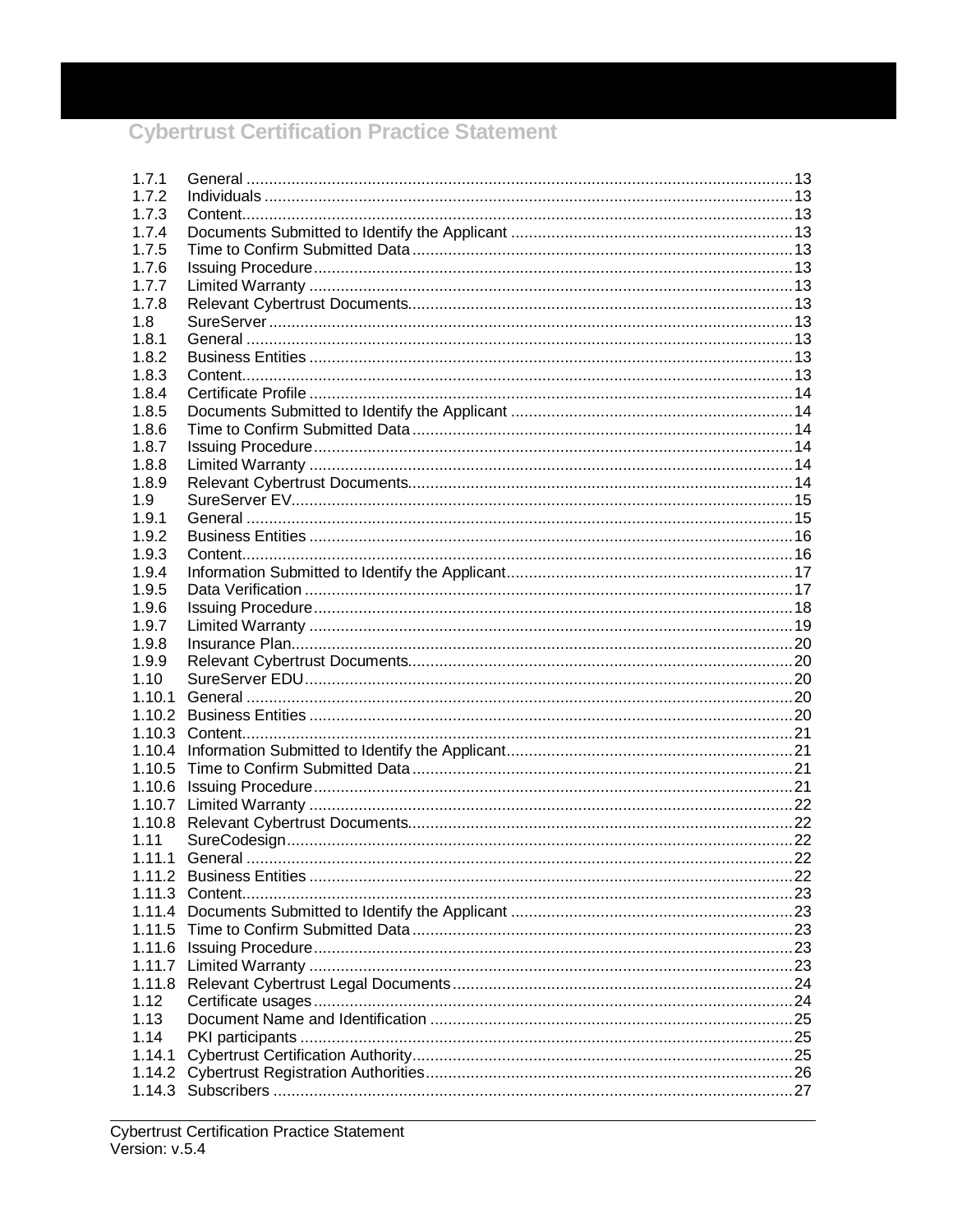1.7.1 General ....................................................................................................................13
1.7.2 Individuals ................................................................................................................13
1.7.3 Content.....................................................................................................................13
1.7.4 Documents Submitted to Identify the Applicant ..............................................................13
1.7.5 Time to Confirm Submitted Data ....................................................................................13
1.7.6 Issuing Procedure.........................................................................................................13
1.7.7 Limited Warranty ..........................................................................................................13
1.7.8 Relevant Cybertrust Documents.....................................................................................13
1.8 SureServer ..................................................................................................................13
1.8.1 General ....................................................................................................................13
1.8.2 Business Entities ..........................................................................................................13
1.8.3 Content.....................................................................................................................13
1.8.4 Certificate Profile ..........................................................................................................14
1.8.5 Documents Submitted to Identify the Applicant ..............................................................14
1.8.6 Time to Confirm Submitted Data ....................................................................................14
1.8.7 Issuing Procedure.........................................................................................................14
1.8.8 Limited Warranty ..........................................................................................................14
1.8.9 Relevant Cybertrust Documents.....................................................................................14
1.9 SureServer EV..............................................................................................................15
1.9.1 General ....................................................................................................................15
1.9.2 Business Entities ..........................................................................................................16
1.9.3 Content.....................................................................................................................16
1.9.4 Information Submitted to Identify the Applicant...............................................................17
1.9.5 Data Verification ...........................................................................................................17
1.9.6 Issuing Procedure.........................................................................................................18
1.9.7 Limited Warranty ..........................................................................................................19
1.9.8 Insurance Plan..............................................................................................................20
1.9.9 Relevant Cybertrust Documents.....................................................................................20
1.10 SureServer EDU..........................................................................................................20
1.10.1 General ....................................................................................................................20
1.10.2 Business Entities ..........................................................................................................20
1.10.3 Content.....................................................................................................................21
1.10.4 Information Submitted to Identify the Applicant...............................................................21
1.10.5 Time to Confirm Submitted Data ....................................................................................21
1.10.6 Issuing Procedure.........................................................................................................21
1.10.7 Limited Warranty ..........................................................................................................22
1.10.8 Relevant Cybertrust Documents.....................................................................................22
1.11 SureCodesign..............................................................................................................22
1.11.1 General ....................................................................................................................22
1.11.2 Business Entities ..........................................................................................................22
1.11.3 Content.....................................................................................................................23
1.11.4 Documents Submitted to Identify the Applicant ..............................................................23
1.11.5 Time to Confirm Submitted Data ....................................................................................23
1.11.6 Issuing Procedure.........................................................................................................23
1.11.7 Limited Warranty ..........................................................................................................23
1.11.8 Relevant Cybertrust Legal Documents ...........................................................................24
1.12 Certificate usages.........................................................................................................24
1.13 Document Name and Identification ................................................................................25
1.14 PKI participants ............................................................................................................25
1.14.1 Cybertrust Certification Authority....................................................................................25
1.14.2 Cybertrust Registration Authorities.................................................................................26
1.14.3 Subscribers .................................................................................................................27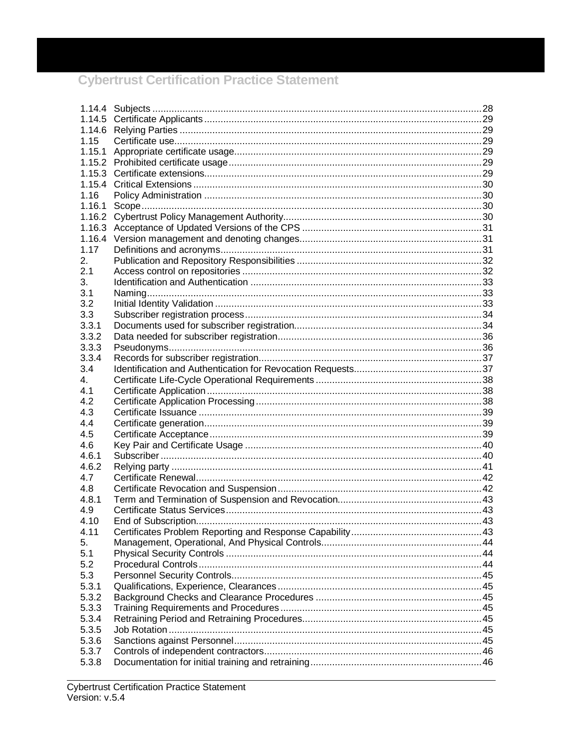| | | |
|---|---|---|
| 1.14.4 | Subjects | 28 |
| 1.14.5 | Certificate Applicants | 29 |
| 1.14.6 | Relying Parties | 29 |
| 1.15 | Certificate use | 29 |
| 1.15.1 | Appropriate certificate usage | 29 |
| 1.15.2 | Prohibited certificate usage | 29 |
| 1.15.3 | Certificate extensions | 29 |
| 1.15.4 | Critical Extensions | 30 |
| 1.16 | Policy Administration | 30 |
| 1.16.1 | Scope | 30 |
| 1.16.2 | Cybertrust Policy Management Authority | 30 |
| 1.16.3 | Acceptance of Updated Versions of the CPS | 31 |
| 1.16.4 | Version management and denoting changes | 31 |
| 1.17 | Definitions and acronyms | 31 |
| 2. | Publication and Repository Responsibilities | 32 |
| 2.1 | Access control on repositories | 32 |
| 3. | Identification and Authentication | 33 |
| 3.1 | Naming | 33 |
| 3.2 | Initial Identity Validation | 33 |
| 3.3 | Subscriber registration process | 34 |
| 3.3.1 | Documents used for subscriber registration | 34 |
| 3.3.2 | Data needed for subscriber registration | 36 |
| 3.3.3 | Pseudonyms | 36 |
| 3.3.4 | Records for subscriber registration | 37 |
| 3.4 | Identification and Authentication for Revocation Requests | 37 |
| 4. | Certificate Life-Cycle Operational Requirements | 38 |
| 4.1 | Certificate Application | 38 |
| 4.2 | Certificate Application Processing | 38 |
| 4.3 | Certificate Issuance | 39 |
| 4.4 | Certificate generation | 39 |
| 4.5 | Certificate Acceptance | 39 |
| 4.6 | Key Pair and Certificate Usage | 40 |
| 4.6.1 | Subscriber | 40 |
| 4.6.2 | Relying party | 41 |
| 4.7 | Certificate Renewal | 42 |
| 4.8 | Certificate Revocation and Suspension | 42 |
| 4.8.1 | Term and Termination of Suspension and Revocation | 43 |
| 4.9 | Certificate Status Services | 43 |
| 4.10 | End of Subscription | 43 |
| 4.11 | Certificates Problem Reporting and Response Capability | 43 |
| 5. | Management, Operational, And Physical Controls | 44 |
| 5.1 | Physical Security Controls | 44 |
| 5.2 | Procedural Controls | 44 |
| 5.3 | Personnel Security Controls | 45 |
| 5.3.1 | Qualifications, Experience, Clearances | 45 |
| 5.3.2 | Background Checks and Clearance Procedures | 45 |
| 5.3.3 | Training Requirements and Procedures | 45 |
| 5.3.4 | Retraining Period and Retraining Procedures | 45 |
| 5.3.5 | Job Rotation | 45 |
| 5.3.6 | Sanctions against Personnel | 45 |
| 5.3.7 | Controls of independent contractors | 46 |
| 5.3.8 | Documentation for initial training and retraining | 46 |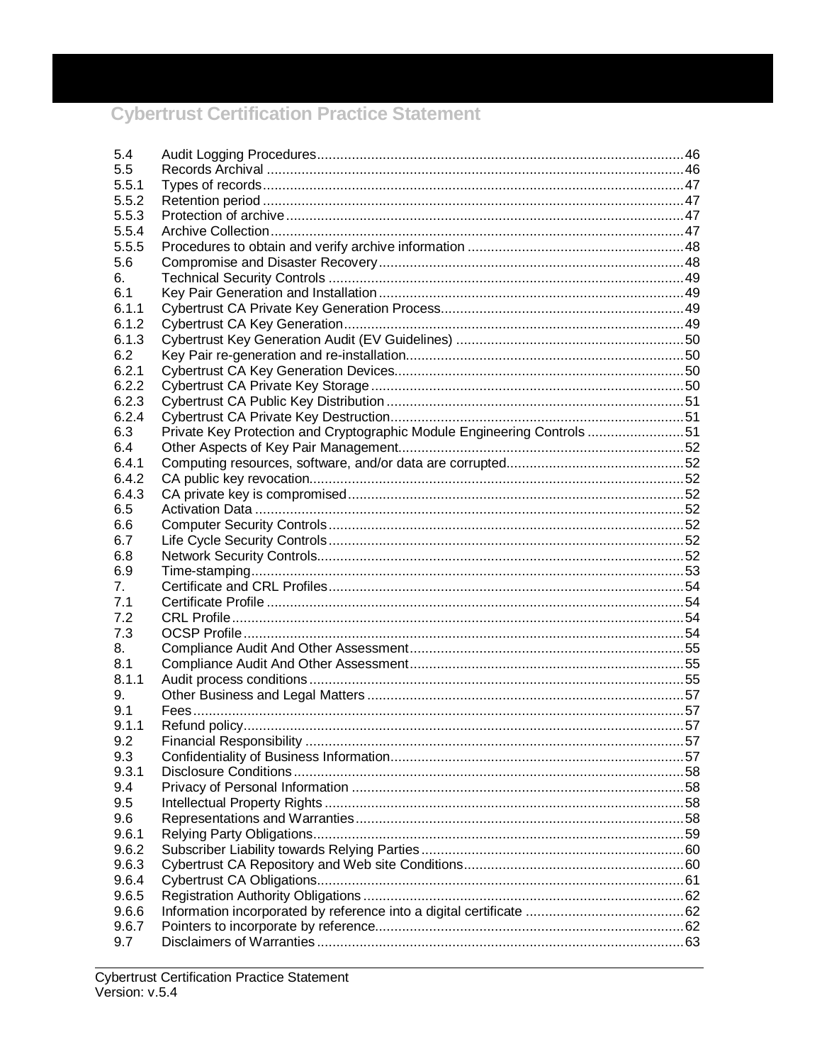| | | |
|---|---|---|
| 5.4 | Audit Logging Procedures | 46 |
| 5.5 | Records Archival | 46 |
| 5.5.1 | Types of records | 47 |
| 5.5.2 | Retention period | 47 |
| 5.5.3 | Protection of archive | 47 |
| 5.5.4 | Archive Collection | 47 |
| 5.5.5 | Procedures to obtain and verify archive information | 48 |
| 5.6 | Compromise and Disaster Recovery | 48 |
| 6. | Technical Security Controls | 49 |
| 6.1 | Key Pair Generation and Installation | 49 |
| 6.1.1 | Cybertrust CA Private Key Generation Process | 49 |
| 6.1.2 | Cybertrust CA Key Generation | 49 |
| 6.1.3 | Cybertrust Key Generation Audit (EV Guidelines) | 50 |
| 6.2 | Key Pair re-generation and re-installation | 50 |
| 6.2.1 | Cybertrust CA Key Generation Devices | 50 |
| 6.2.2 | Cybertrust CA Private Key Storage | 50 |
| 6.2.3 | Cybertrust CA Public Key Distribution | 51 |
| 6.2.4 | Cybertrust CA Private Key Destruction | 51 |
| 6.3 | Private Key Protection and Cryptographic Module Engineering Controls | 51 |
| 6.4 | Other Aspects of Key Pair Management | 52 |
| 6.4.1 | Computing resources, software, and/or data are corrupted | 52 |
| 6.4.2 | CA public key revocation | 52 |
| 6.4.3 | CA private key is compromised | 52 |
| 6.5 | Activation Data | 52 |
| 6.6 | Computer Security Controls | 52 |
| 6.7 | Life Cycle Security Controls | 52 |
| 6.8 | Network Security Controls | 52 |
| 6.9 | Time-stamping | 53 |
| 7. | Certificate and CRL Profiles | 54 |
| 7.1 | Certificate Profile | 54 |
| 7.2 | CRL Profile | 54 |
| 7.3 | OCSP Profile | 54 |
| 8. | Compliance Audit And Other Assessment | 55 |
| 8.1 | Compliance Audit And Other Assessment | 55 |
| 8.1.1 | Audit process conditions | 55 |
| 9. | Other Business and Legal Matters | 57 |
| 9.1 | Fees | 57 |
| 9.1.1 | Refund policy | 57 |
| 9.2 | Financial Responsibility | 57 |
| 9.3 | Confidentiality of Business Information | 57 |
| 9.3.1 | Disclosure Conditions | 58 |
| 9.4 | Privacy of Personal Information | 58 |
| 9.5 | Intellectual Property Rights | 58 |
| 9.6 | Representations and Warranties | 58 |
| 9.6.1 | Relying Party Obligations | 59 |
| 9.6.2 | Subscriber Liability towards Relying Parties | 60 |
| 9.6.3 | Cybertrust CA Repository and Web site Conditions | 60 |
| 9.6.4 | Cybertrust CA Obligations | 61 |
| 9.6.5 | Registration Authority Obligations | 62 |
| 9.6.6 | Information incorporated by reference into a digital certificate | 62 |
| 9.6.7 | Pointers to incorporate by reference | 62 |
| 9.7 | Disclaimers of Warranties | 63 |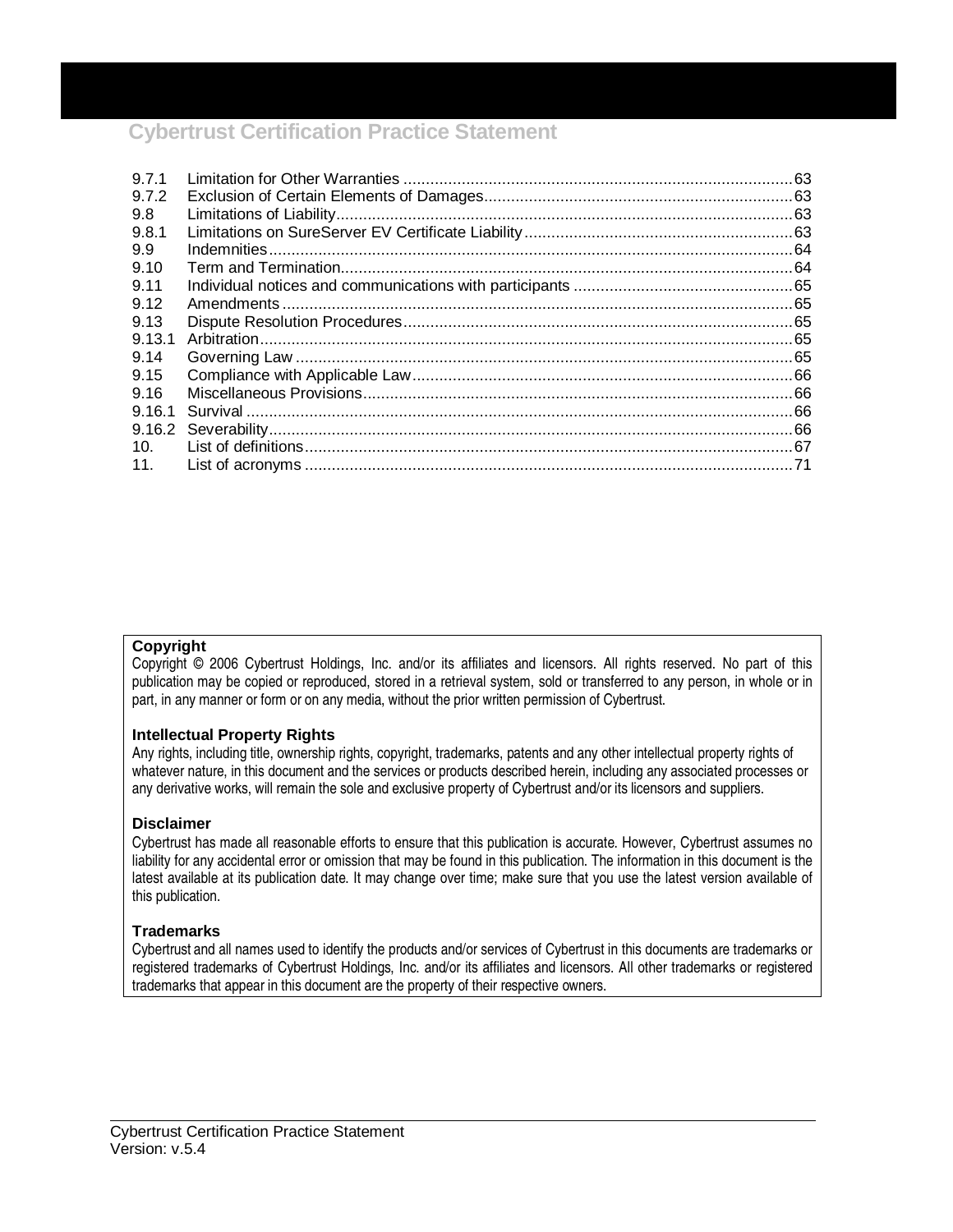| | | |
|---|---|---|
| 9.7.1 | Limitation for Other Warranties | 63 |
| 9.7.2 | Exclusion of Certain Elements of Damages | 63 |
| 9.8 | Limitations of Liability | 63 |
| 9.8.1 | Limitations on SureServer EV Certificate Liability | 63 |
| 9.9 | Indemnities | 64 |
| 9.10 | Term and Termination | 64 |
| 9.11 | Individual notices and communications with participants | 65 |
| 9.12 | Amendments | 65 |
| 9.13 | Dispute Resolution Procedures | 65 |
| 9.13.1 | Arbitration | 65 |
| 9.14 | Governing Law | 65 |
| 9.15 | Compliance with Applicable Law | 66 |
| 9.16 | Miscellaneous Provisions | 66 |
| 9.16.1 | Survival | 66 |
| 9.16.2 | Severability | 66 |
| 10. | List of definitions | 67 |
| 11. | List of acronyms | 71 |

**Copyright**

Copyright © 2006 Cybertrust Holdings, Inc. and/or its affiliates and licensors. All rights reserved. No part of this publication may be copied or reproduced, stored in a retrieval system, sold or transferred to any person, in whole or in part, in any manner or form or on any media, without the prior written permission of Cybertrust.

**Intellectual Property Rights**

Any rights, including title, ownership rights, copyright, trademarks, patents and any other intellectual property rights of whatever nature, in this document and the services or products described herein, including any associated processes or any derivative works, will remain the sole and exclusive property of Cybertrust and/or its licensors and suppliers.

**Disclaimer**

Cybertrust has made all reasonable efforts to ensure that this publication is accurate. However, Cybertrust assumes no liability for any accidental error or omission that may be found in this publication. The information in this document is the latest available at its publication date. It may change over time; make sure that you use the latest version available of this publication.

**Trademarks**

Cybertrust and all names used to identify the products and/or services of Cybertrust in this documents are trademarks or registered trademarks of Cybertrust Holdings, Inc. and/or its affiliates and licensors. All other trademarks or registered trademarks that appear in this document are the property of their respective owners.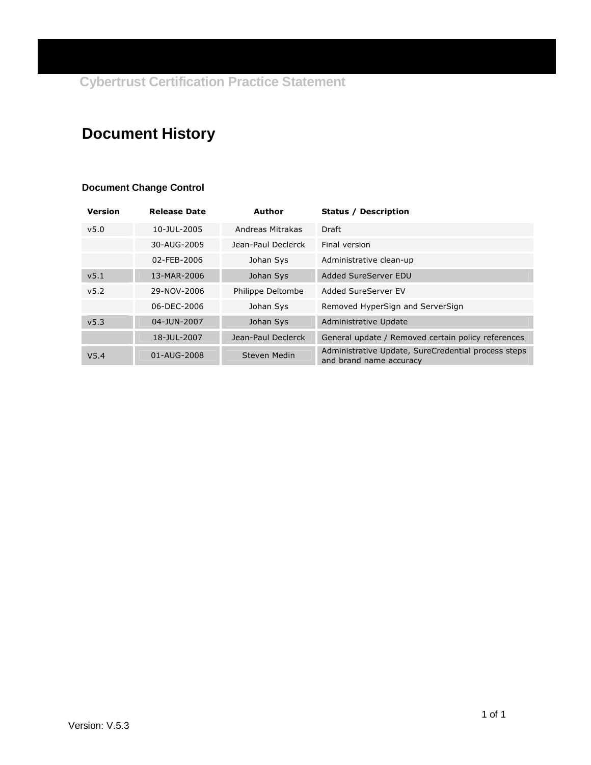# Document History

### Document Change Control

| Version | Release Date | Author | Status / Description |
|---|---|---|---|
| v5.0 | 10-JUL-2005 | Andreas Mitrakas | Draft |
| | 30-AUG-2005 | Jean-Paul Declerck | Final version |
| | 02-FEB-2006 | Johan Sys | Administrative clean-up |
| v5.1 | 13-MAR-2006 | Johan Sys | Added SureServer EDU |
| v5.2 | 29-NOV-2006 | Philippe Deltombe | Added SureServer EV |
| | 06-DEC-2006 | Johan Sys | Removed HyperSign and ServerSign |
| v5.3 | 04-JUN-2007 | Johan Sys | Administrative Update |
| | 18-JUL-2007 | Jean-Paul Declerck | General update / Removed certain policy references |
| V5.4 | 01-AUG-2008 | Steven Medin | Administrative Update, SureCredential process steps and brand name accuracy |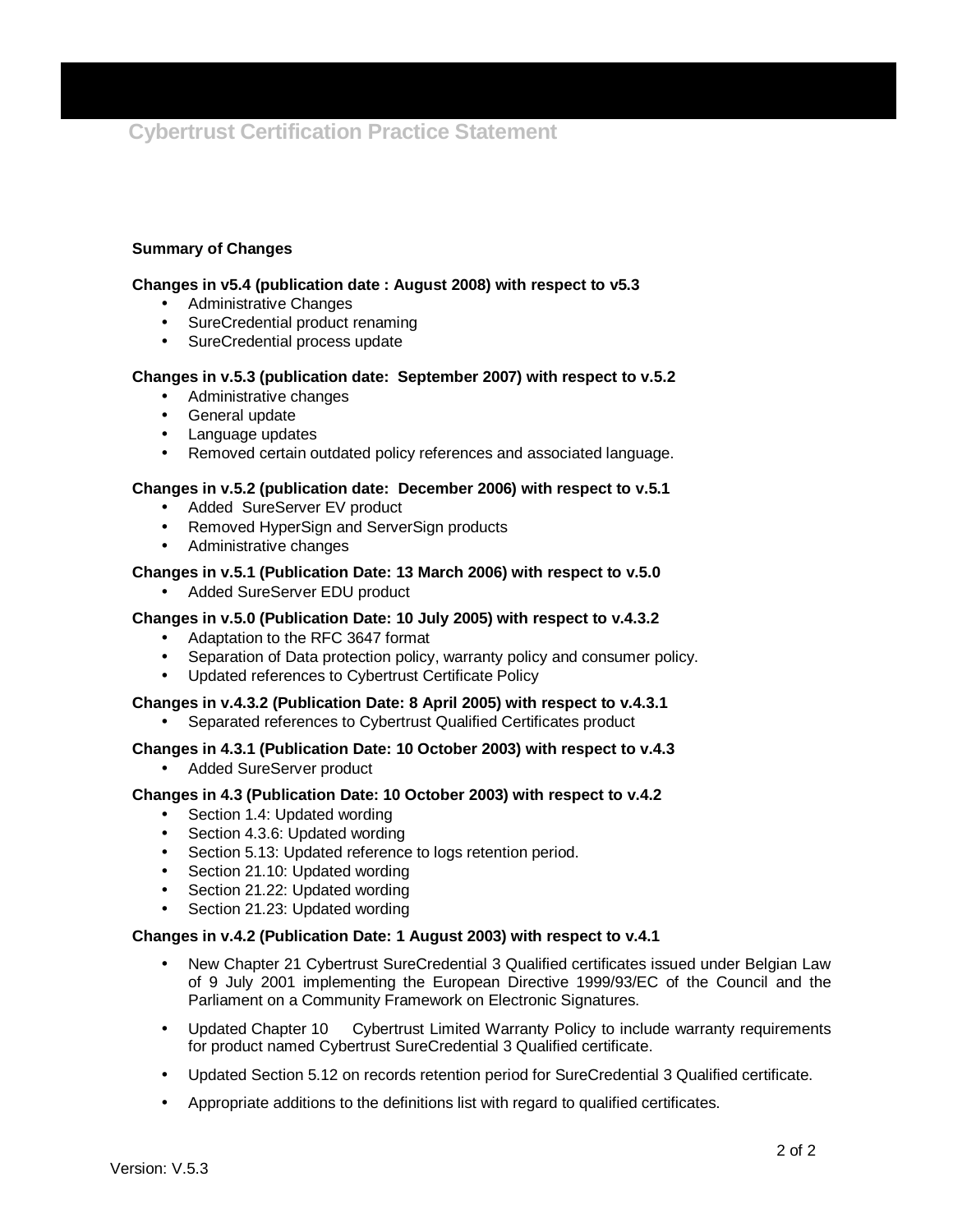**Summary of Changes**

**Changes in v5.4 (publication date : August 2008) with respect to v5.3**

- Administrative Changes
- SureCredential product renaming
- SureCredential process update

**Changes in v.5.3 (publication date: September 2007) with respect to v.5.2**

- Administrative changes
- General update
- Language updates
- Removed certain outdated policy references and associated language.

**Changes in v.5.2 (publication date: December 2006) with respect to v.5.1**

- Added SureServer EV product
- Removed HyperSign and ServerSign products
- Administrative changes

**Changes in v.5.1 (Publication Date: 13 March 2006) with respect to v.5.0**

- Added SureServer EDU product

**Changes in v.5.0 (Publication Date: 10 July 2005) with respect to v.4.3.2**

- Adaptation to the RFC 3647 format
- Separation of Data protection policy, warranty policy and consumer policy.
- Updated references to Cybertrust Certificate Policy

**Changes in v.4.3.2 (Publication Date: 8 April 2005) with respect to v.4.3.1**

- Separated references to Cybertrust Qualified Certificates product

**Changes in 4.3.1 (Publication Date: 10 October 2003) with respect to v.4.3**

- Added SureServer product

**Changes in 4.3 (Publication Date: 10 October 2003) with respect to v.4.2**

- Section 1.4: Updated wording
- Section 4.3.6: Updated wording
- Section 5.13: Updated reference to logs retention period.
- Section 21.10: Updated wording
- Section 21.22: Updated wording
- Section 21.23: Updated wording

**Changes in v.4.2 (Publication Date: 1 August 2003) with respect to v.4.1**

- New Chapter 21 Cybertrust SureCredential 3 Qualified certificates issued under Belgian Law of 9 July 2001 implementing the European Directive 1999/93/EC of the Council and the Parliament on a Community Framework on Electronic Signatures.
- Updated Chapter 10 Cybertrust Limited Warranty Policy to include warranty requirements for product named Cybertrust SureCredential 3 Qualified certificate.
- Updated Section 5.12 on records retention period for SureCredential 3 Qualified certificate.
- Appropriate additions to the definitions list with regard to qualified certificates.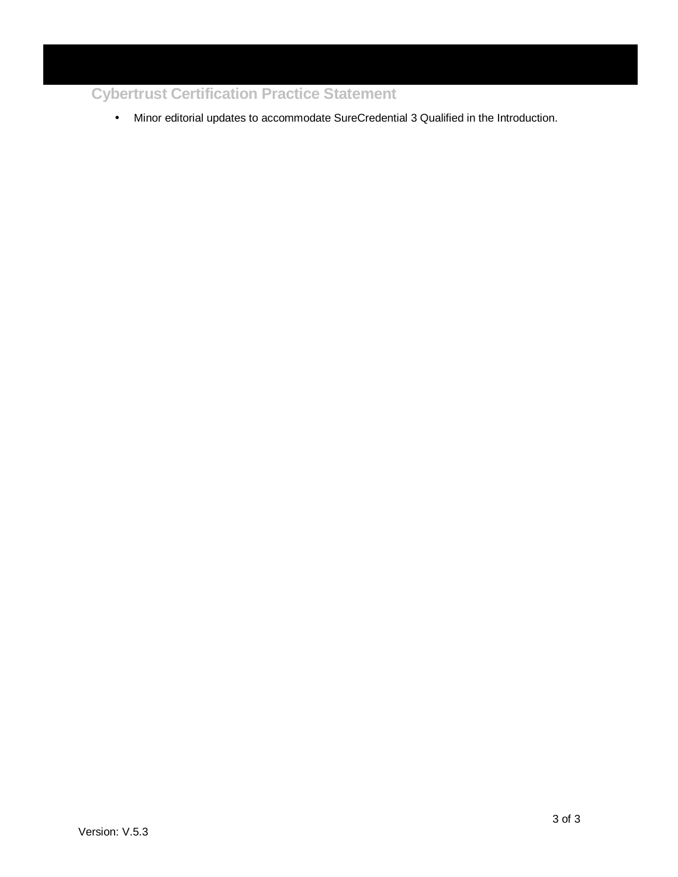- Minor editorial updates to accommodate SureCredential 3 Qualified in the Introduction.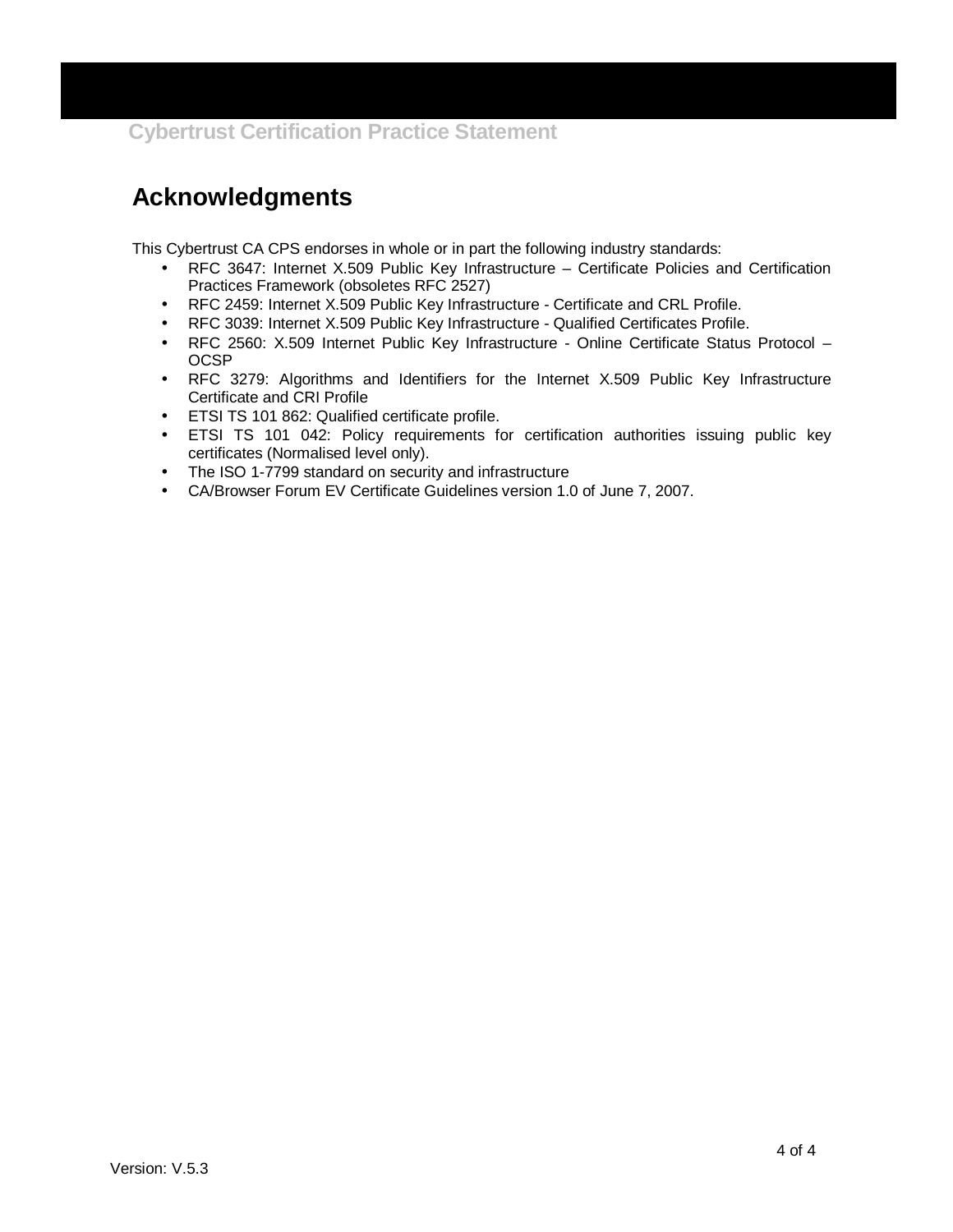## Acknowledgments

This Cybertrust CA CPS endorses in whole or in part the following industry standards:

- RFC 3647: Internet X.509 Public Key Infrastructure – Certificate Policies and Certification Practices Framework (obsoletes RFC 2527)
- RFC 2459: Internet X.509 Public Key Infrastructure - Certificate and CRL Profile.
- RFC 3039: Internet X.509 Public Key Infrastructure - Qualified Certificates Profile.
- RFC 2560: X.509 Internet Public Key Infrastructure - Online Certificate Status Protocol – OCSP
- RFC 3279: Algorithms and Identifiers for the Internet X.509 Public Key Infrastructure Certificate and CRI Profile
- ETSI TS 101 862: Qualified certificate profile.
- ETSI TS 101 042: Policy requirements for certification authorities issuing public key certificates (Normalised level only).
- The ISO 1-7799 standard on security and infrastructure
- CA/Browser Forum EV Certificate Guidelines version 1.0 of June 7, 2007.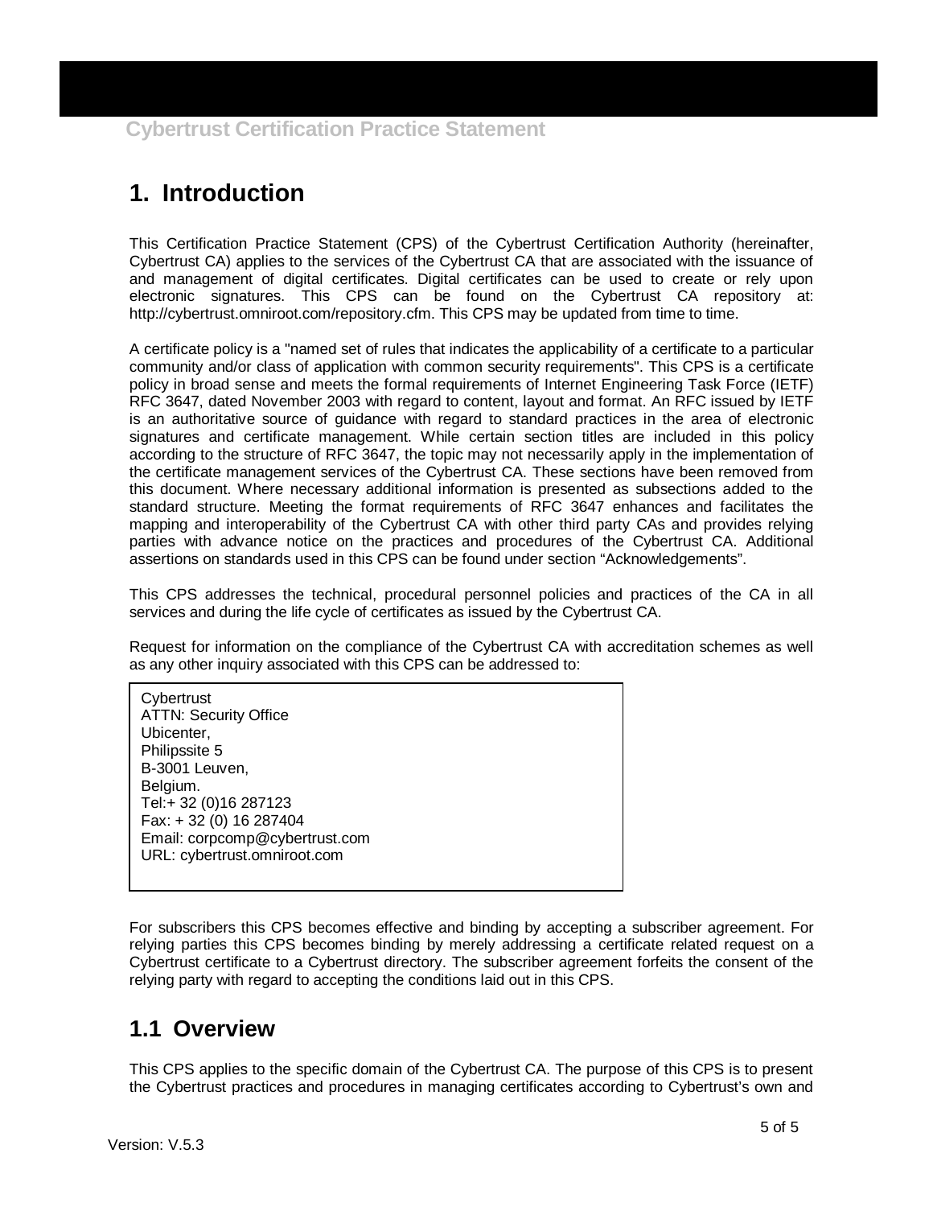# 1. Introduction

This Certification Practice Statement (CPS) of the Cybertrust Certification Authority (hereinafter, Cybertrust CA) applies to the services of the Cybertrust CA that are associated with the issuance of and management of digital certificates. Digital certificates can be used to create or rely upon electronic signatures. This CPS can be found on the Cybertrust CA repository at: http://cybertrust.omniroot.com/repository.cfm. This CPS may be updated from time to time.

A certificate policy is a "named set of rules that indicates the applicability of a certificate to a particular community and/or class of application with common security requirements". This CPS is a certificate policy in broad sense and meets the formal requirements of Internet Engineering Task Force (IETF) RFC 3647, dated November 2003 with regard to content, layout and format. An RFC issued by IETF is an authoritative source of guidance with regard to standard practices in the area of electronic signatures and certificate management. While certain section titles are included in this policy according to the structure of RFC 3647, the topic may not necessarily apply in the implementation of the certificate management services of the Cybertrust CA. These sections have been removed from this document. Where necessary additional information is presented as subsections added to the standard structure. Meeting the format requirements of RFC 3647 enhances and facilitates the mapping and interoperability of the Cybertrust CA with other third party CAs and provides relying parties with advance notice on the practices and procedures of the Cybertrust CA. Additional assertions on standards used in this CPS can be found under section "Acknowledgements".

This CPS addresses the technical, procedural personnel policies and practices of the CA in all services and during the life cycle of certificates as issued by the Cybertrust CA.

Request for information on the compliance of the Cybertrust CA with accreditation schemes as well as any other inquiry associated with this CPS can be addressed to:

Cybertrust
ATTN: Security Office
Ubicenter,
Philipssite 5
B-3001 Leuven,
Belgium.
Tel:+ 32 (0)16 287123
Fax: + 32 (0) 16 287404
Email: corpcomp@cybertrust.com
URL: cybertrust.omniroot.com

For subscribers this CPS becomes effective and binding by accepting a subscriber agreement. For relying parties this CPS becomes binding by merely addressing a certificate related request on a Cybertrust certificate to a Cybertrust directory. The subscriber agreement forfeits the consent of the relying party with regard to accepting the conditions laid out in this CPS.

## 1.1 Overview

This CPS applies to the specific domain of the Cybertrust CA. The purpose of this CPS is to present the Cybertrust practices and procedures in managing certificates according to Cybertrust's own and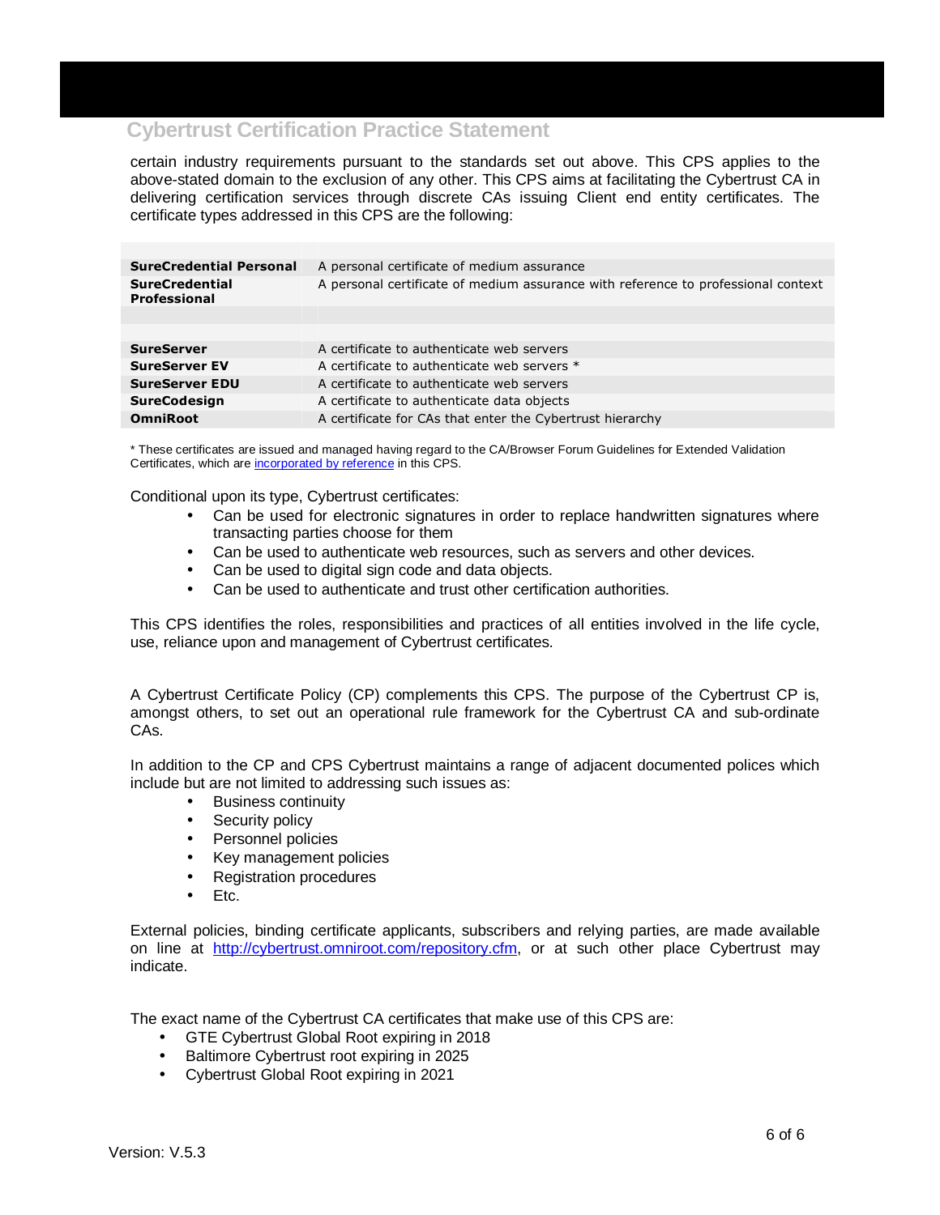certain industry requirements pursuant to the standards set out above. This CPS applies to the above-stated domain to the exclusion of any other. This CPS aims at facilitating the Cybertrust CA in delivering certification services through discrete CAs issuing Client end entity certificates. The certificate types addressed in this CPS are the following:

| | |
|---|---|
| **SureCredential Personal** | A personal certificate of medium assurance |
| **SureCredential Professional** | A personal certificate of medium assurance with reference to professional context |
| | |
| **SureServer** | A certificate to authenticate web servers |
| **SureServer EV** | A certificate to authenticate web servers * |
| **SureServer EDU** | A certificate to authenticate web servers |
| **SureCodesign** | A certificate to authenticate data objects |
| **OmniRoot** | A certificate for CAs that enter the Cybertrust hierarchy |

* These certificates are issued and managed having regard to the CA/Browser Forum Guidelines for Extended Validation Certificates, which are incorporated by reference in this CPS.

Conditional upon its type, Cybertrust certificates:

- Can be used for electronic signatures in order to replace handwritten signatures where transacting parties choose for them
- Can be used to authenticate web resources, such as servers and other devices.
- Can be used to digital sign code and data objects.
- Can be used to authenticate and trust other certification authorities.

This CPS identifies the roles, responsibilities and practices of all entities involved in the life cycle, use, reliance upon and management of Cybertrust certificates.

A Cybertrust Certificate Policy (CP) complements this CPS. The purpose of the Cybertrust CP is, amongst others, to set out an operational rule framework for the Cybertrust CA and sub-ordinate CAs.

In addition to the CP and CPS Cybertrust maintains a range of adjacent documented polices which include but are not limited to addressing such issues as:

- Business continuity
- Security policy
- Personnel policies
- Key management policies
- Registration procedures
- Etc.

External policies, binding certificate applicants, subscribers and relying parties, are made available on line at http://cybertrust.omniroot.com/repository.cfm, or at such other place Cybertrust may indicate.

The exact name of the Cybertrust CA certificates that make use of this CPS are:

- GTE Cybertrust Global Root expiring in 2018
- Baltimore Cybertrust root expiring in 2025
- Cybertrust Global Root expiring in 2021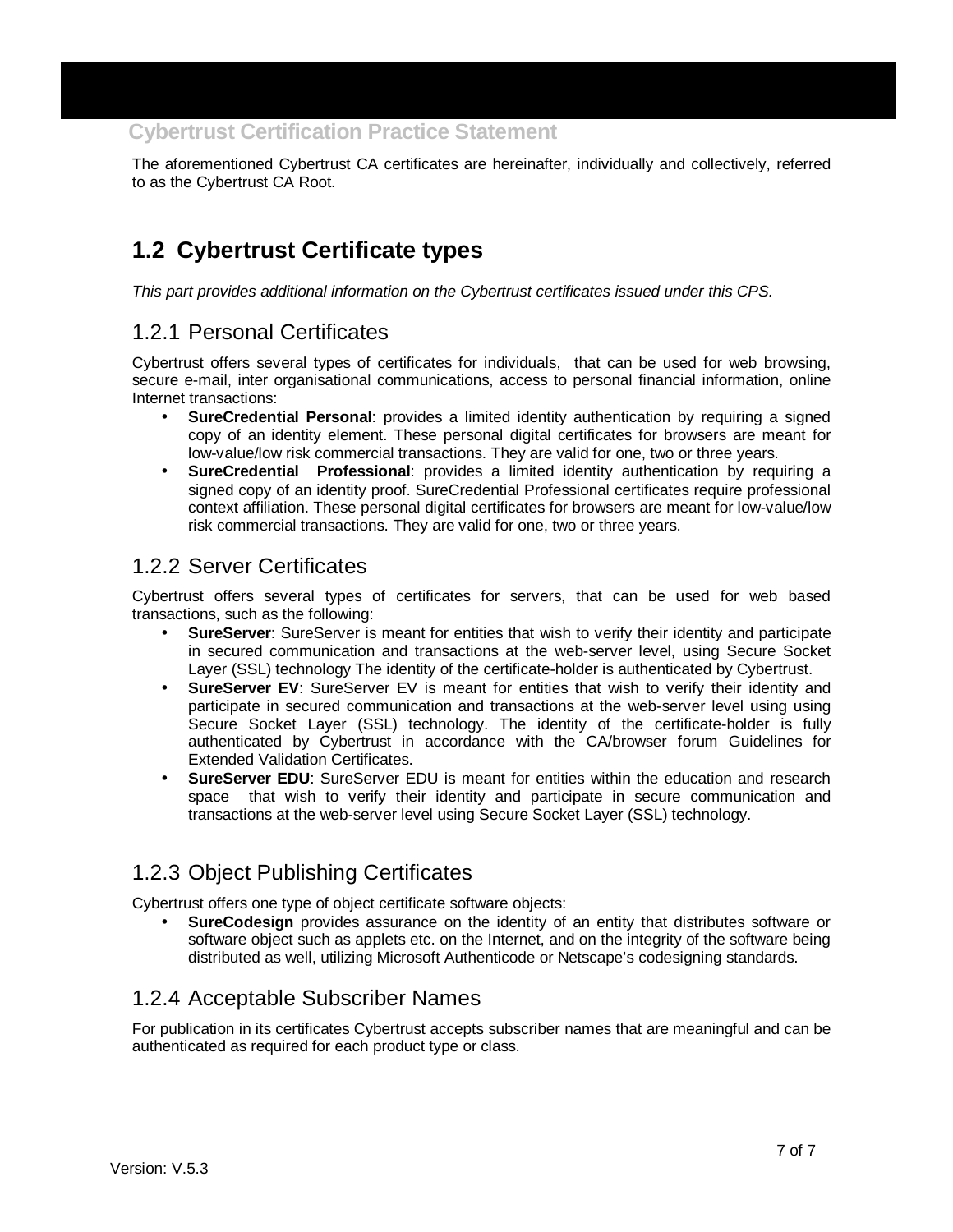The aforementioned Cybertrust CA certificates are hereinafter, individually and collectively, referred to as the Cybertrust CA Root.

## 1.2 Cybertrust Certificate types

*This part provides additional information on the Cybertrust certificates issued under this CPS.*

### 1.2.1 Personal Certificates

Cybertrust offers several types of certificates for individuals, that can be used for web browsing, secure e-mail, inter organisational communications, access to personal financial information, online Internet transactions:

- **SureCredential Personal**: provides a limited identity authentication by requiring a signed copy of an identity element. These personal digital certificates for browsers are meant for low-value/low risk commercial transactions. They are valid for one, two or three years.
- **SureCredential Professional**: provides a limited identity authentication by requiring a signed copy of an identity proof. SureCredential Professional certificates require professional context affiliation. These personal digital certificates for browsers are meant for low-value/low risk commercial transactions. They are valid for one, two or three years.

### 1.2.2 Server Certificates

Cybertrust offers several types of certificates for servers, that can be used for web based transactions, such as the following:

- **SureServer**: SureServer is meant for entities that wish to verify their identity and participate in secured communication and transactions at the web-server level, using Secure Socket Layer (SSL) technology The identity of the certificate-holder is authenticated by Cybertrust.
- **SureServer EV**: SureServer EV is meant for entities that wish to verify their identity and participate in secured communication and transactions at the web-server level using using Secure Socket Layer (SSL) technology. The identity of the certificate-holder is fully authenticated by Cybertrust in accordance with the CA/browser forum Guidelines for Extended Validation Certificates.
- **SureServer EDU**: SureServer EDU is meant for entities within the education and research space that wish to verify their identity and participate in secure communication and transactions at the web-server level using Secure Socket Layer (SSL) technology.

### 1.2.3 Object Publishing Certificates

Cybertrust offers one type of object certificate software objects:

- **SureCodesign** provides assurance on the identity of an entity that distributes software or software object such as applets etc. on the Internet, and on the integrity of the software being distributed as well, utilizing Microsoft Authenticode or Netscape's codesigning standards.

### 1.2.4 Acceptable Subscriber Names

For publication in its certificates Cybertrust accepts subscriber names that are meaningful and can be authenticated as required for each product type or class.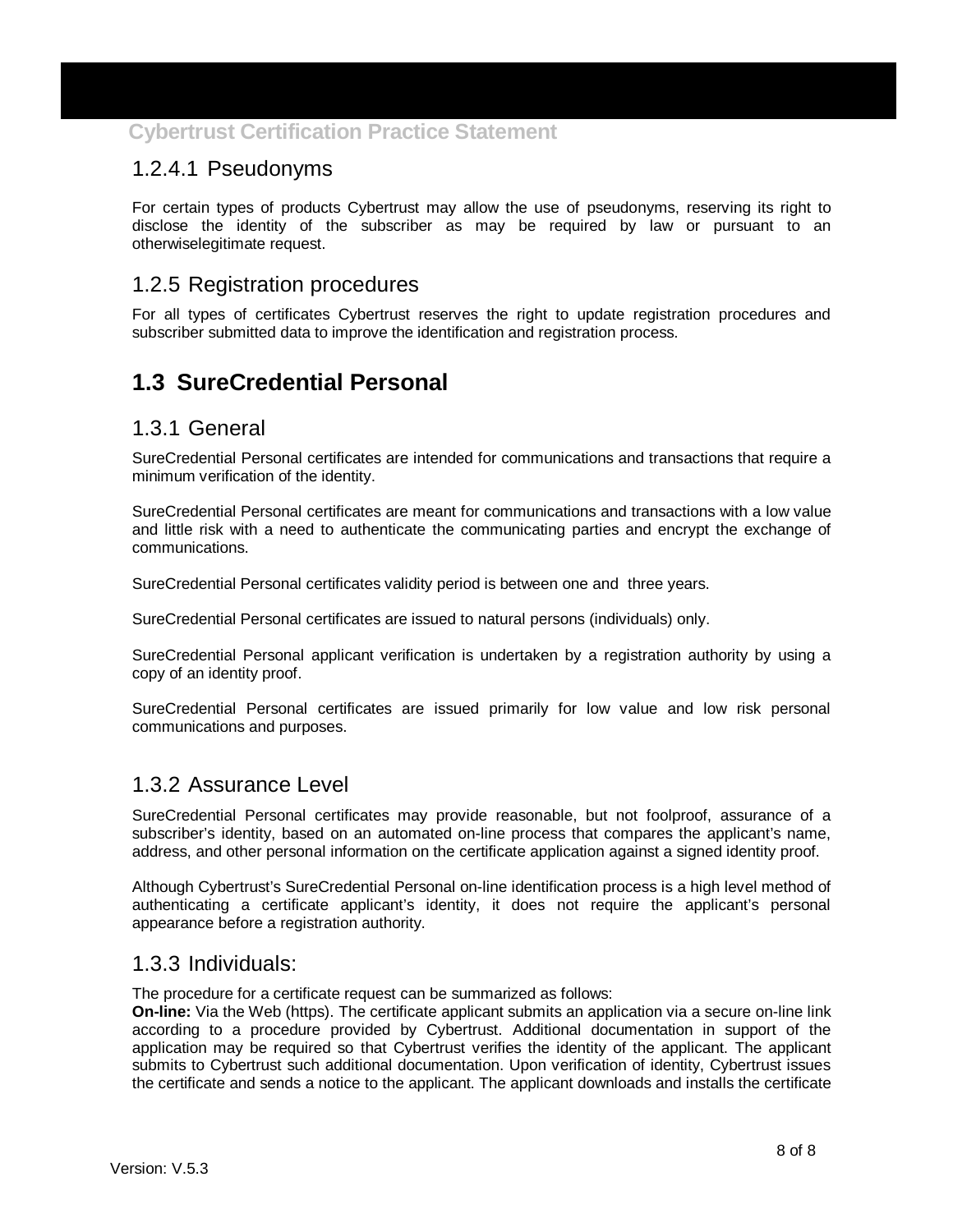### 1.2.4.1 Pseudonyms

For certain types of products Cybertrust may allow the use of pseudonyms, reserving its right to disclose the identity of the subscriber as may be required by law or pursuant to an otherwiselegitimate request.

### 1.2.5 Registration procedures

For all types of certificates Cybertrust reserves the right to update registration procedures and subscriber submitted data to improve the identification and registration process.

## 1.3 SureCredential Personal

### 1.3.1 General

SureCredential Personal certificates are intended for communications and transactions that require a minimum verification of the identity.

SureCredential Personal certificates are meant for communications and transactions with a low value and little risk with a need to authenticate the communicating parties and encrypt the exchange of communications.

SureCredential Personal certificates validity period is between one and three years.

SureCredential Personal certificates are issued to natural persons (individuals) only.

SureCredential Personal applicant verification is undertaken by a registration authority by using a copy of an identity proof.

SureCredential Personal certificates are issued primarily for low value and low risk personal communications and purposes.

### 1.3.2 Assurance Level

SureCredential Personal certificates may provide reasonable, but not foolproof, assurance of a subscriber's identity, based on an automated on-line process that compares the applicant's name, address, and other personal information on the certificate application against a signed identity proof.

Although Cybertrust's SureCredential Personal on-line identification process is a high level method of authenticating a certificate applicant's identity, it does not require the applicant's personal appearance before a registration authority.

### 1.3.3 Individuals:

The procedure for a certificate request can be summarized as follows:
**On-line:** Via the Web (https). The certificate applicant submits an application via a secure on-line link according to a procedure provided by Cybertrust. Additional documentation in support of the application may be required so that Cybertrust verifies the identity of the applicant. The applicant submits to Cybertrust such additional documentation. Upon verification of identity, Cybertrust issues the certificate and sends a notice to the applicant. The applicant downloads and installs the certificate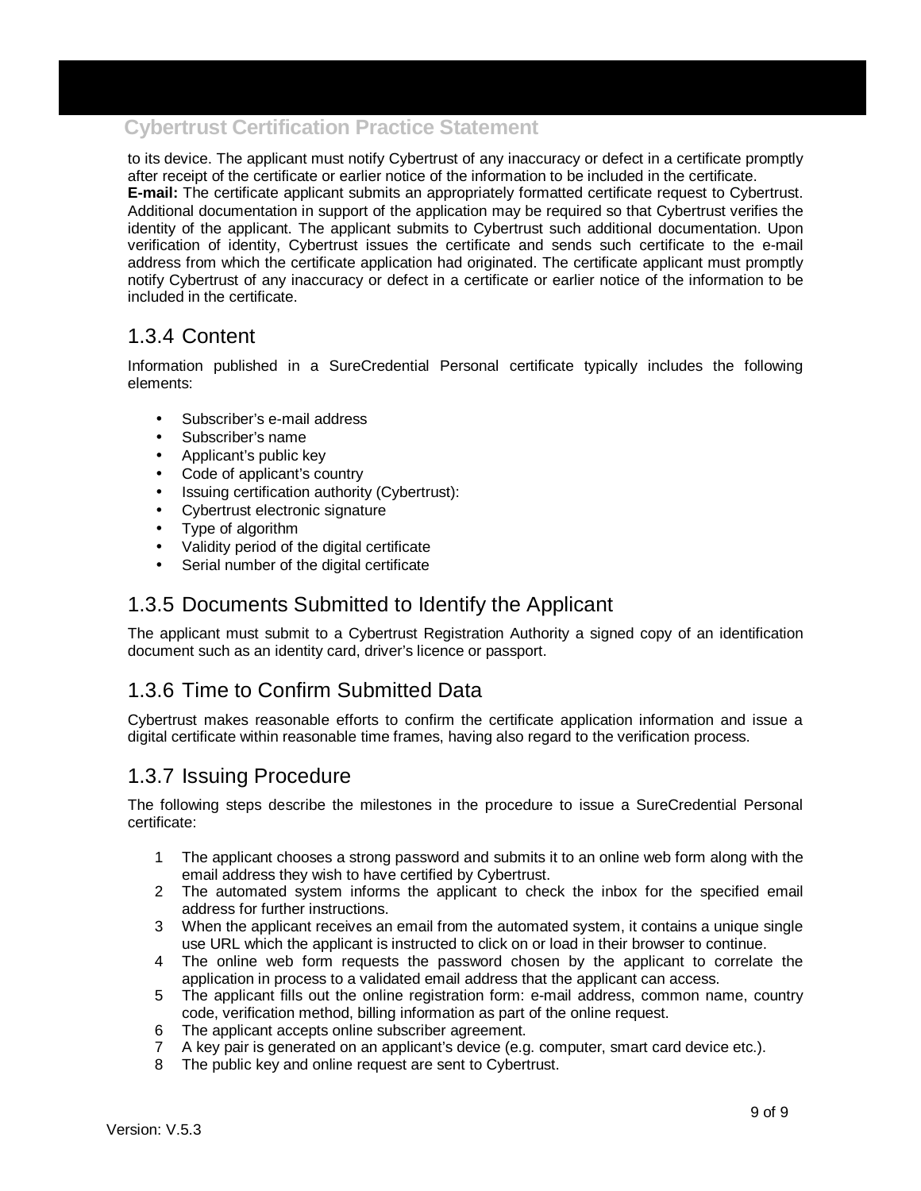to its device. The applicant must notify Cybertrust of any inaccuracy or defect in a certificate promptly after receipt of the certificate or earlier notice of the information to be included in the certificate.

**E-mail:** The certificate applicant submits an appropriately formatted certificate request to Cybertrust. Additional documentation in support of the application may be required so that Cybertrust verifies the identity of the applicant. The applicant submits to Cybertrust such additional documentation. Upon verification of identity, Cybertrust issues the certificate and sends such certificate to the e-mail address from which the certificate application had originated. The certificate applicant must promptly notify Cybertrust of any inaccuracy or defect in a certificate or earlier notice of the information to be included in the certificate.

## 1.3.4 Content

Information published in a SureCredential Personal certificate typically includes the following elements:

- Subscriber's e-mail address
- Subscriber's name
- Applicant's public key
- Code of applicant's country
- Issuing certification authority (Cybertrust):
- Cybertrust electronic signature
- Type of algorithm
- Validity period of the digital certificate
- Serial number of the digital certificate

## 1.3.5 Documents Submitted to Identify the Applicant

The applicant must submit to a Cybertrust Registration Authority a signed copy of an identification document such as an identity card, driver's licence or passport.

## 1.3.6 Time to Confirm Submitted Data

Cybertrust makes reasonable efforts to confirm the certificate application information and issue a digital certificate within reasonable time frames, having also regard to the verification process.

## 1.3.7 Issuing Procedure

The following steps describe the milestones in the procedure to issue a SureCredential Personal certificate:

1. The applicant chooses a strong password and submits it to an online web form along with the email address they wish to have certified by Cybertrust.
2. The automated system informs the applicant to check the inbox for the specified email address for further instructions.
3. When the applicant receives an email from the automated system, it contains a unique single use URL which the applicant is instructed to click on or load in their browser to continue.
4. The online web form requests the password chosen by the applicant to correlate the application in process to a validated email address that the applicant can access.
5. The applicant fills out the online registration form: e-mail address, common name, country code, verification method, billing information as part of the online request.
6. The applicant accepts online subscriber agreement.
7. A key pair is generated on an applicant's device (e.g. computer, smart card device etc.).
8. The public key and online request are sent to Cybertrust.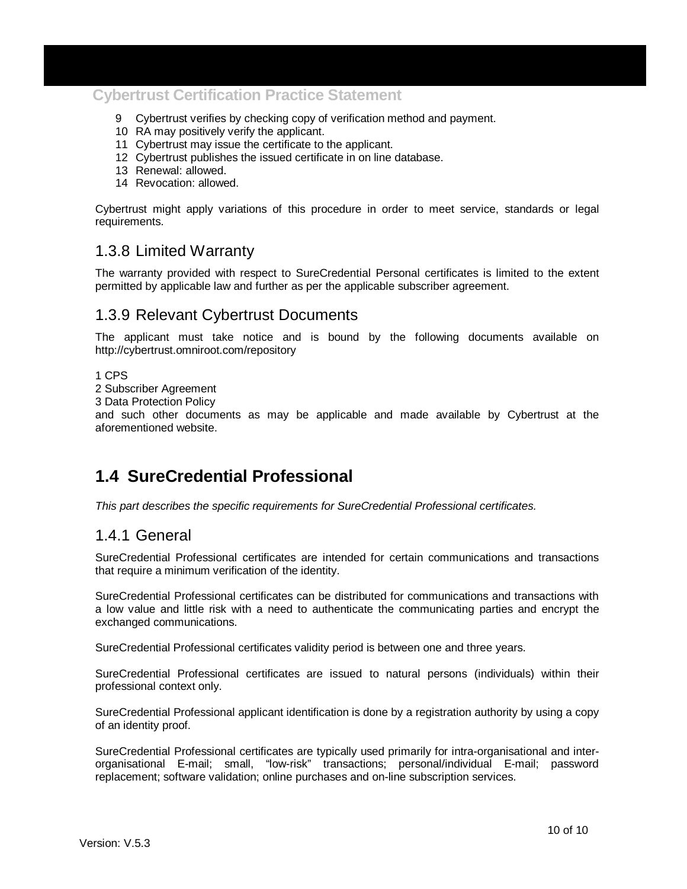9 Cybertrust verifies by checking copy of verification method and payment.
10 RA may positively verify the applicant.
11 Cybertrust may issue the certificate to the applicant.
12 Cybertrust publishes the issued certificate in on line database.
13 Renewal: allowed.
14 Revocation: allowed.

Cybertrust might apply variations of this procedure in order to meet service, standards or legal requirements.

### 1.3.8 Limited Warranty

The warranty provided with respect to SureCredential Personal certificates is limited to the extent permitted by applicable law and further as per the applicable subscriber agreement.

### 1.3.9 Relevant Cybertrust Documents

The applicant must take notice and is bound by the following documents available on http://cybertrust.omniroot.com/repository

1 CPS
2 Subscriber Agreement
3 Data Protection Policy
and such other documents as may be applicable and made available by Cybertrust at the aforementioned website.

## 1.4 SureCredential Professional

*This part describes the specific requirements for SureCredential Professional certificates.*

### 1.4.1 General

SureCredential Professional certificates are intended for certain communications and transactions that require a minimum verification of the identity.

SureCredential Professional certificates can be distributed for communications and transactions with a low value and little risk with a need to authenticate the communicating parties and encrypt the exchanged communications.

SureCredential Professional certificates validity period is between one and three years.

SureCredential Professional certificates are issued to natural persons (individuals) within their professional context only.

SureCredential Professional applicant identification is done by a registration authority by using a copy of an identity proof.

SureCredential Professional certificates are typically used primarily for intra-organisational and inter-organisational E-mail; small, "low-risk" transactions; personal/individual E-mail; password replacement; software validation; online purchases and on-line subscription services.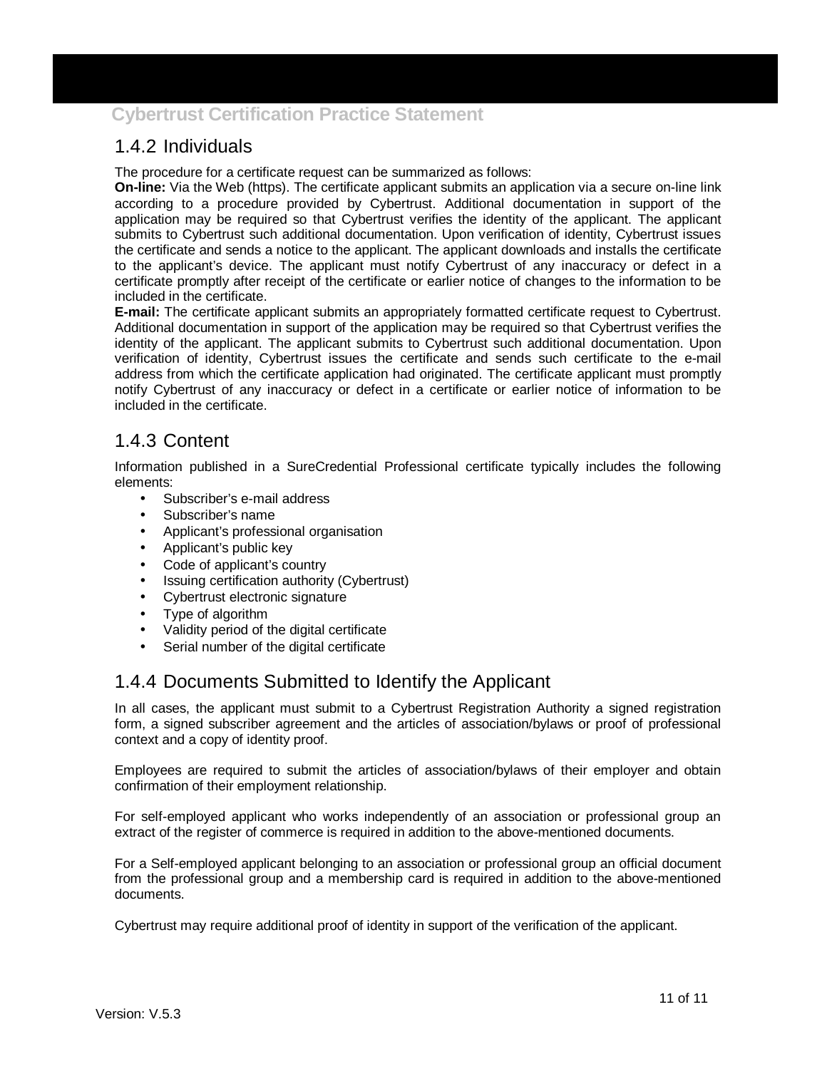### 1.4.2 Individuals

The procedure for a certificate request can be summarized as follows:

**On-line:** Via the Web (https). The certificate applicant submits an application via a secure on-line link according to a procedure provided by Cybertrust. Additional documentation in support of the application may be required so that Cybertrust verifies the identity of the applicant. The applicant submits to Cybertrust such additional documentation. Upon verification of identity, Cybertrust issues the certificate and sends a notice to the applicant. The applicant downloads and installs the certificate to the applicant's device. The applicant must notify Cybertrust of any inaccuracy or defect in a certificate promptly after receipt of the certificate or earlier notice of changes to the information to be included in the certificate.

**E-mail:** The certificate applicant submits an appropriately formatted certificate request to Cybertrust. Additional documentation in support of the application may be required so that Cybertrust verifies the identity of the applicant. The applicant submits to Cybertrust such additional documentation. Upon verification of identity, Cybertrust issues the certificate and sends such certificate to the e-mail address from which the certificate application had originated. The certificate applicant must promptly notify Cybertrust of any inaccuracy or defect in a certificate or earlier notice of information to be included in the certificate.

### 1.4.3 Content

Information published in a SureCredential Professional certificate typically includes the following elements:

- Subscriber's e-mail address
- Subscriber's name
- Applicant's professional organisation
- Applicant's public key
- Code of applicant's country
- Issuing certification authority (Cybertrust)
- Cybertrust electronic signature
- Type of algorithm
- Validity period of the digital certificate
- Serial number of the digital certificate

### 1.4.4 Documents Submitted to Identify the Applicant

In all cases, the applicant must submit to a Cybertrust Registration Authority a signed registration form, a signed subscriber agreement and the articles of association/bylaws or proof of professional context and a copy of identity proof.

Employees are required to submit the articles of association/bylaws of their employer and obtain confirmation of their employment relationship.

For self-employed applicant who works independently of an association or professional group an extract of the register of commerce is required in addition to the above-mentioned documents.

For a Self-employed applicant belonging to an association or professional group an official document from the professional group and a membership card is required in addition to the above-mentioned documents.

Cybertrust may require additional proof of identity in support of the verification of the applicant.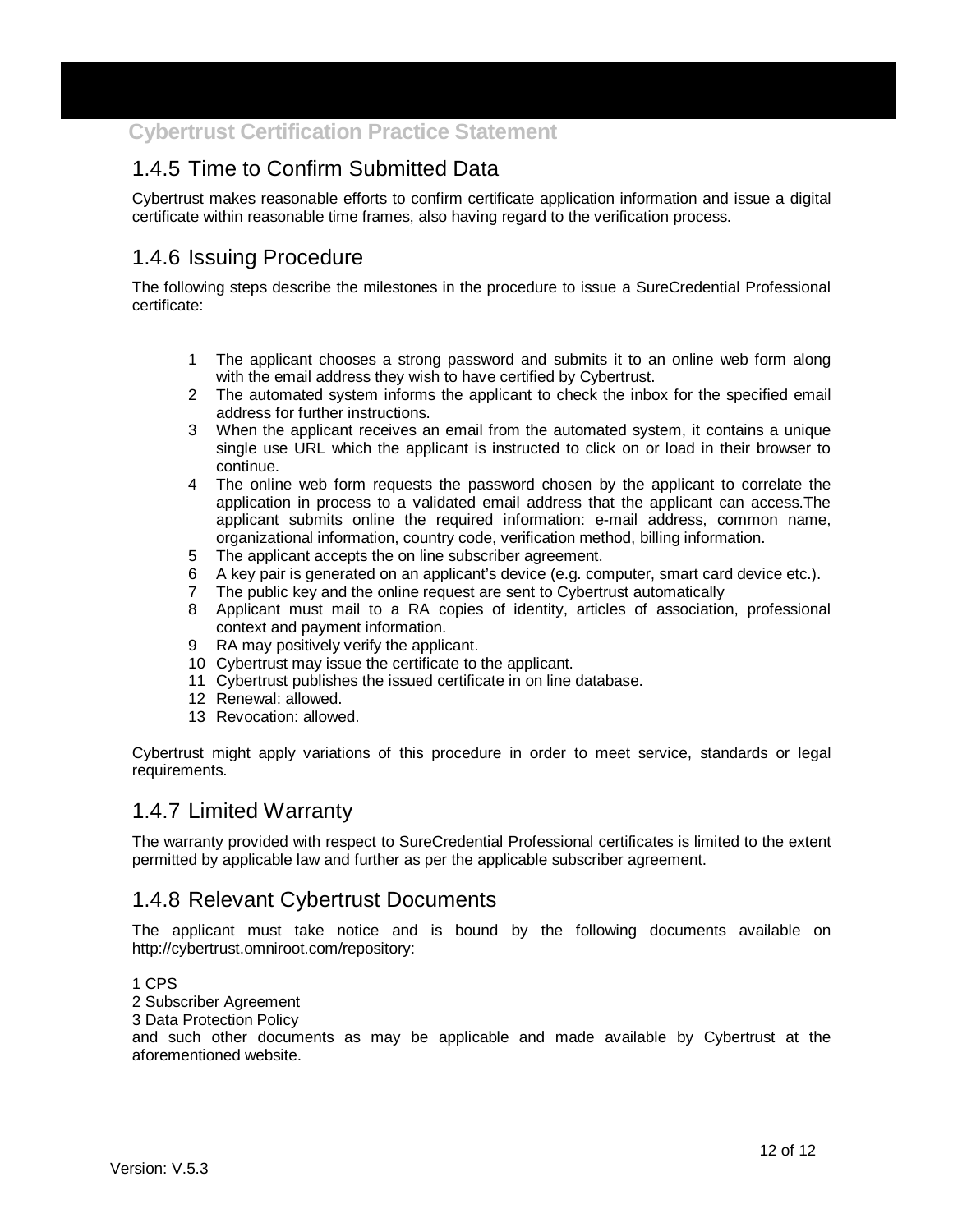## 1.4.5 Time to Confirm Submitted Data

Cybertrust makes reasonable efforts to confirm certificate application information and issue a digital certificate within reasonable time frames, also having regard to the verification process.

## 1.4.6 Issuing Procedure

The following steps describe the milestones in the procedure to issue a SureCredential Professional certificate:

1. The applicant chooses a strong password and submits it to an online web form along with the email address they wish to have certified by Cybertrust.
2. The automated system informs the applicant to check the inbox for the specified email address for further instructions.
3. When the applicant receives an email from the automated system, it contains a unique single use URL which the applicant is instructed to click on or load in their browser to continue.
4. The online web form requests the password chosen by the applicant to correlate the application in process to a validated email address that the applicant can access.The applicant submits online the required information: e-mail address, common name, organizational information, country code, verification method, billing information.
5. The applicant accepts the on line subscriber agreement.
6. A key pair is generated on an applicant's device (e.g. computer, smart card device etc.).
7. The public key and the online request are sent to Cybertrust automatically
8. Applicant must mail to a RA copies of identity, articles of association, professional context and payment information.
9. RA may positively verify the applicant.
10. Cybertrust may issue the certificate to the applicant.
11. Cybertrust publishes the issued certificate in on line database.
12. Renewal: allowed.
13. Revocation: allowed.

Cybertrust might apply variations of this procedure in order to meet service, standards or legal requirements.

## 1.4.7 Limited Warranty

The warranty provided with respect to SureCredential Professional certificates is limited to the extent permitted by applicable law and further as per the applicable subscriber agreement.

## 1.4.8 Relevant Cybertrust Documents

The applicant must take notice and is bound by the following documents available on http://cybertrust.omniroot.com/repository:

1 CPS
2 Subscriber Agreement
3 Data Protection Policy
and such other documents as may be applicable and made available by Cybertrust at the aforementioned website.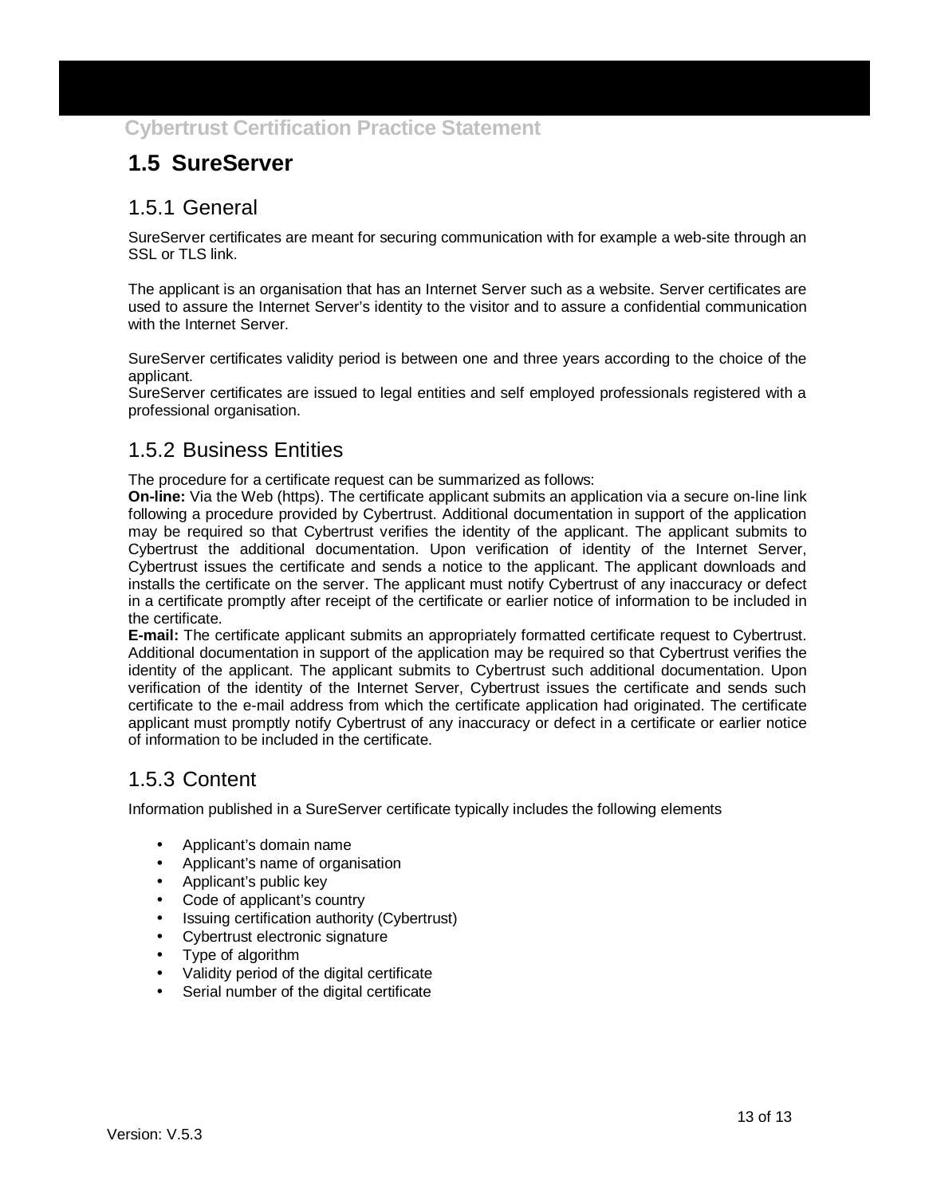## 1.5 SureServer

### 1.5.1 General

SureServer certificates are meant for securing communication with for example a web-site through an SSL or TLS link.

The applicant is an organisation that has an Internet Server such as a website. Server certificates are used to assure the Internet Server's identity to the visitor and to assure a confidential communication with the Internet Server.

SureServer certificates validity period is between one and three years according to the choice of the applicant.
SureServer certificates are issued to legal entities and self employed professionals registered with a professional organisation.

### 1.5.2 Business Entities

The procedure for a certificate request can be summarized as follows:
**On-line:** Via the Web (https). The certificate applicant submits an application via a secure on-line link following a procedure provided by Cybertrust. Additional documentation in support of the application may be required so that Cybertrust verifies the identity of the applicant. The applicant submits to Cybertrust the additional documentation. Upon verification of identity of the Internet Server, Cybertrust issues the certificate and sends a notice to the applicant. The applicant downloads and installs the certificate on the server. The applicant must notify Cybertrust of any inaccuracy or defect in a certificate promptly after receipt of the certificate or earlier notice of information to be included in the certificate.
**E-mail:** The certificate applicant submits an appropriately formatted certificate request to Cybertrust. Additional documentation in support of the application may be required so that Cybertrust verifies the identity of the applicant. The applicant submits to Cybertrust such additional documentation. Upon verification of the identity of the Internet Server, Cybertrust issues the certificate and sends such certificate to the e-mail address from which the certificate application had originated. The certificate applicant must promptly notify Cybertrust of any inaccuracy or defect in a certificate or earlier notice of information to be included in the certificate.

### 1.5.3 Content

Information published in a SureServer certificate typically includes the following elements

- Applicant's domain name
- Applicant's name of organisation
- Applicant's public key
- Code of applicant's country
- Issuing certification authority (Cybertrust)
- Cybertrust electronic signature
- Type of algorithm
- Validity period of the digital certificate
- Serial number of the digital certificate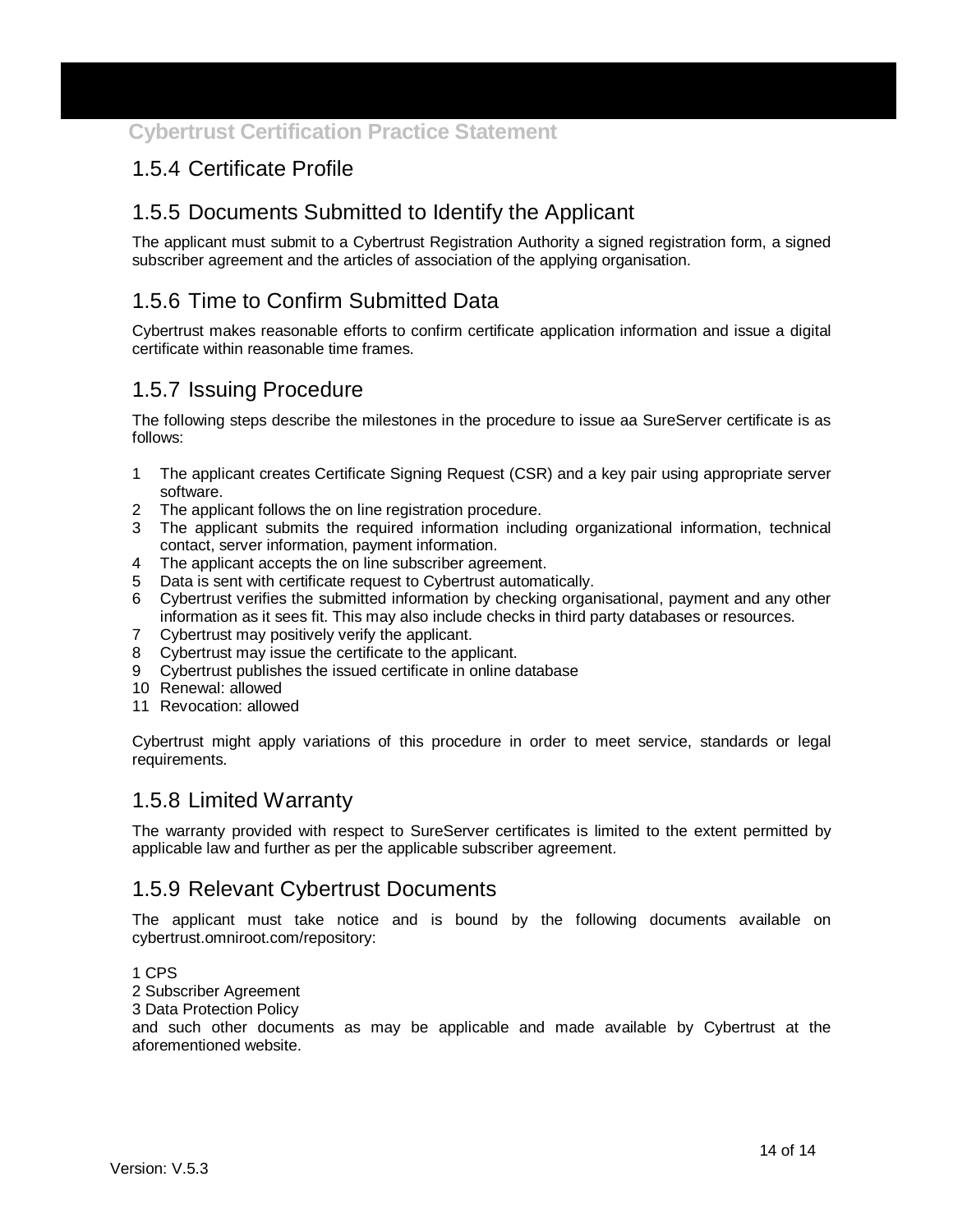### 1.5.4 Certificate Profile

### 1.5.5 Documents Submitted to Identify the Applicant

The applicant must submit to a Cybertrust Registration Authority a signed registration form, a signed subscriber agreement and the articles of association of the applying organisation.

### 1.5.6 Time to Confirm Submitted Data

Cybertrust makes reasonable efforts to confirm certificate application information and issue a digital certificate within reasonable time frames.

### 1.5.7 Issuing Procedure

The following steps describe the milestones in the procedure to issue aa SureServer certificate is as follows:

1. The applicant creates Certificate Signing Request (CSR) and a key pair using appropriate server software.
2. The applicant follows the on line registration procedure.
3. The applicant submits the required information including organizational information, technical contact, server information, payment information.
4. The applicant accepts the on line subscriber agreement.
5. Data is sent with certificate request to Cybertrust automatically.
6. Cybertrust verifies the submitted information by checking organisational, payment and any other information as it sees fit. This may also include checks in third party databases or resources.
7. Cybertrust may positively verify the applicant.
8. Cybertrust may issue the certificate to the applicant.
9. Cybertrust publishes the issued certificate in online database
10. Renewal: allowed
11. Revocation: allowed

Cybertrust might apply variations of this procedure in order to meet service, standards or legal requirements.

### 1.5.8 Limited Warranty

The warranty provided with respect to SureServer certificates is limited to the extent permitted by applicable law and further as per the applicable subscriber agreement.

### 1.5.9 Relevant Cybertrust Documents

The applicant must take notice and is bound by the following documents available on cybertrust.omniroot.com/repository:

1 CPS
2 Subscriber Agreement
3 Data Protection Policy
and such other documents as may be applicable and made available by Cybertrust at the aforementioned website.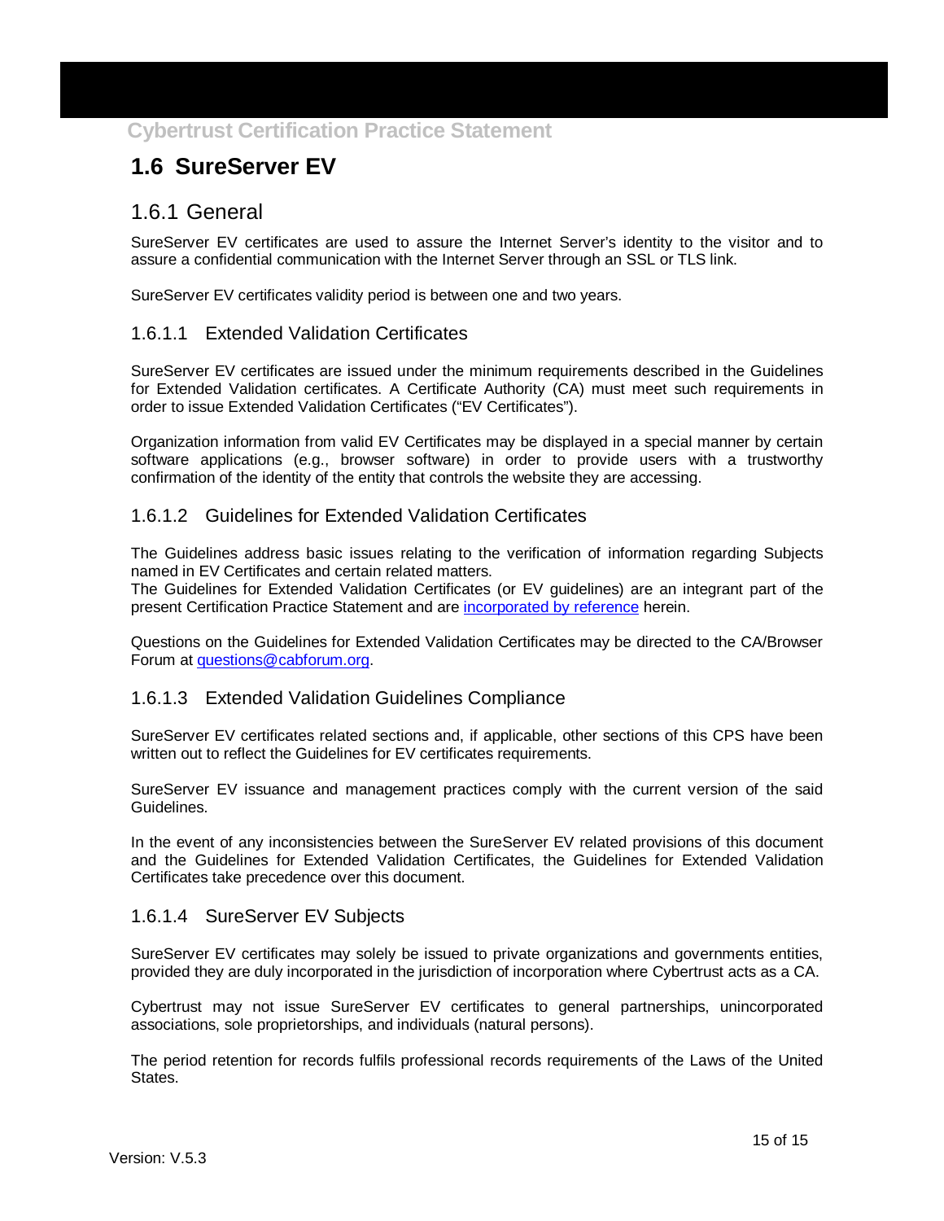## 1.6 SureServer EV

### 1.6.1 General

SureServer EV certificates are used to assure the Internet Server's identity to the visitor and to assure a confidential communication with the Internet Server through an SSL or TLS link.

SureServer EV certificates validity period is between one and two years.

#### 1.6.1.1 Extended Validation Certificates

SureServer EV certificates are issued under the minimum requirements described in the Guidelines for Extended Validation certificates. A Certificate Authority (CA) must meet such requirements in order to issue Extended Validation Certificates ("EV Certificates").

Organization information from valid EV Certificates may be displayed in a special manner by certain software applications (e.g., browser software) in order to provide users with a trustworthy confirmation of the identity of the entity that controls the website they are accessing.

#### 1.6.1.2 Guidelines for Extended Validation Certificates

The Guidelines address basic issues relating to the verification of information regarding Subjects named in EV Certificates and certain related matters.
The Guidelines for Extended Validation Certificates (or EV guidelines) are an integrant part of the present Certification Practice Statement and are incorporated by reference herein.

Questions on the Guidelines for Extended Validation Certificates may be directed to the CA/Browser Forum at questions@cabforum.org.

#### 1.6.1.3 Extended Validation Guidelines Compliance

SureServer EV certificates related sections and, if applicable, other sections of this CPS have been written out to reflect the Guidelines for EV certificates requirements.

SureServer EV issuance and management practices comply with the current version of the said Guidelines.

In the event of any inconsistencies between the SureServer EV related provisions of this document and the Guidelines for Extended Validation Certificates, the Guidelines for Extended Validation Certificates take precedence over this document.

#### 1.6.1.4 SureServer EV Subjects

SureServer EV certificates may solely be issued to private organizations and governments entities, provided they are duly incorporated in the jurisdiction of incorporation where Cybertrust acts as a CA.

Cybertrust may not issue SureServer EV certificates to general partnerships, unincorporated associations, sole proprietorships, and individuals (natural persons).

The period retention for records fulfils professional records requirements of the Laws of the United States.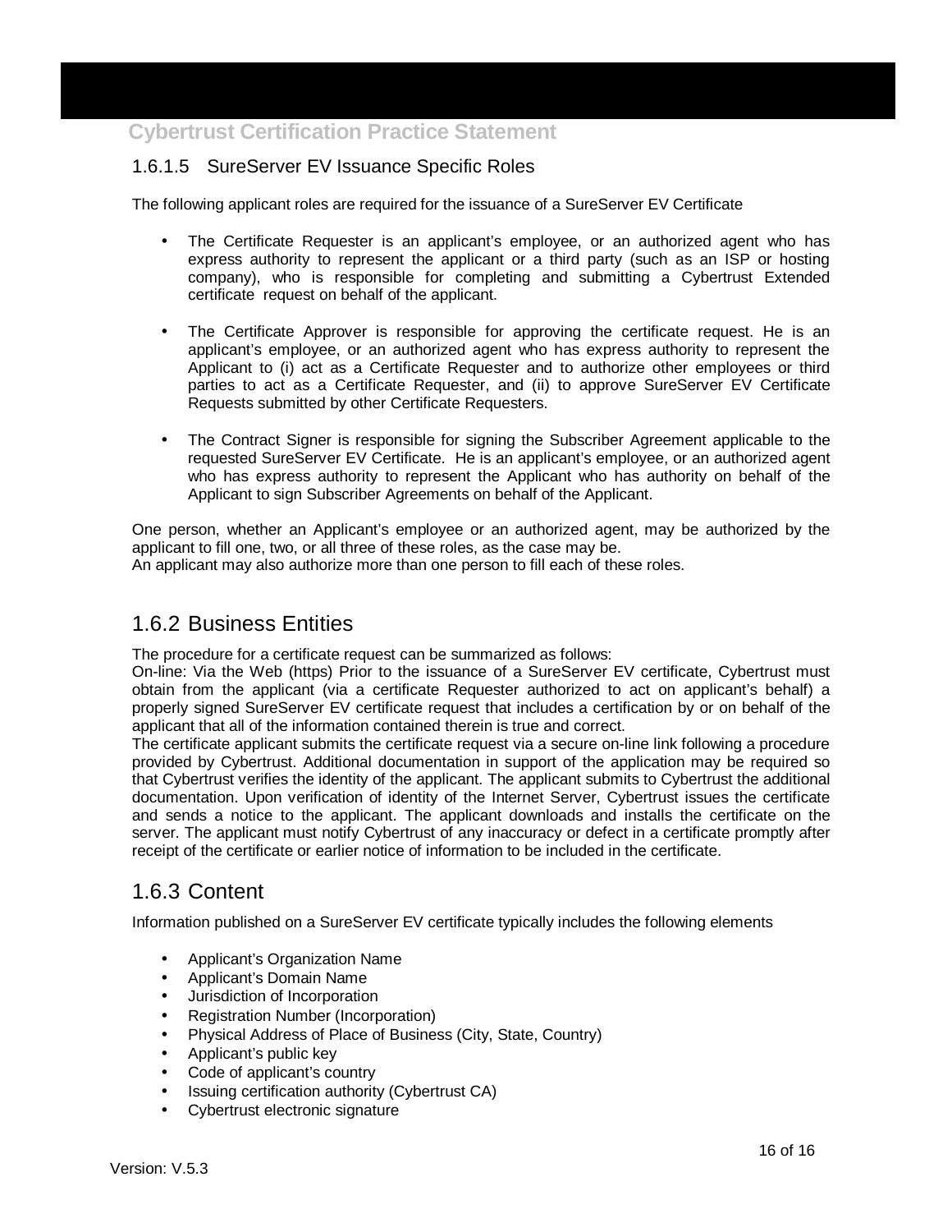### 1.6.1.5 SureServer EV Issuance Specific Roles

The following applicant roles are required for the issuance of a SureServer EV Certificate

- The Certificate Requester is an applicant's employee, or an authorized agent who has express authority to represent the applicant or a third party (such as an ISP or hosting company), who is responsible for completing and submitting a Cybertrust Extended certificate request on behalf of the applicant.

- The Certificate Approver is responsible for approving the certificate request. He is an applicant's employee, or an authorized agent who has express authority to represent the Applicant to (i) act as a Certificate Requester and to authorize other employees or third parties to act as a Certificate Requester, and (ii) to approve SureServer EV Certificate Requests submitted by other Certificate Requesters.

- The Contract Signer is responsible for signing the Subscriber Agreement applicable to the requested SureServer EV Certificate. He is an applicant's employee, or an authorized agent who has express authority to represent the Applicant who has authority on behalf of the Applicant to sign Subscriber Agreements on behalf of the Applicant.

One person, whether an Applicant's employee or an authorized agent, may be authorized by the applicant to fill one, two, or all three of these roles, as the case may be.
An applicant may also authorize more than one person to fill each of these roles.

## 1.6.2 Business Entities

The procedure for a certificate request can be summarized as follows:
On-line: Via the Web (https) Prior to the issuance of a SureServer EV certificate, Cybertrust must obtain from the applicant (via a certificate Requester authorized to act on applicant's behalf) a properly signed SureServer EV certificate request that includes a certification by or on behalf of the applicant that all of the information contained therein is true and correct.
The certificate applicant submits the certificate request via a secure on-line link following a procedure provided by Cybertrust. Additional documentation in support of the application may be required so that Cybertrust verifies the identity of the applicant. The applicant submits to Cybertrust the additional documentation. Upon verification of identity of the Internet Server, Cybertrust issues the certificate and sends a notice to the applicant. The applicant downloads and installs the certificate on the server. The applicant must notify Cybertrust of any inaccuracy or defect in a certificate promptly after receipt of the certificate or earlier notice of information to be included in the certificate.

## 1.6.3 Content

Information published on a SureServer EV certificate typically includes the following elements

- Applicant's Organization Name
- Applicant's Domain Name
- Jurisdiction of Incorporation
- Registration Number (Incorporation)
- Physical Address of Place of Business (City, State, Country)
- Applicant's public key
- Code of applicant's country
- Issuing certification authority (Cybertrust CA)
- Cybertrust electronic signature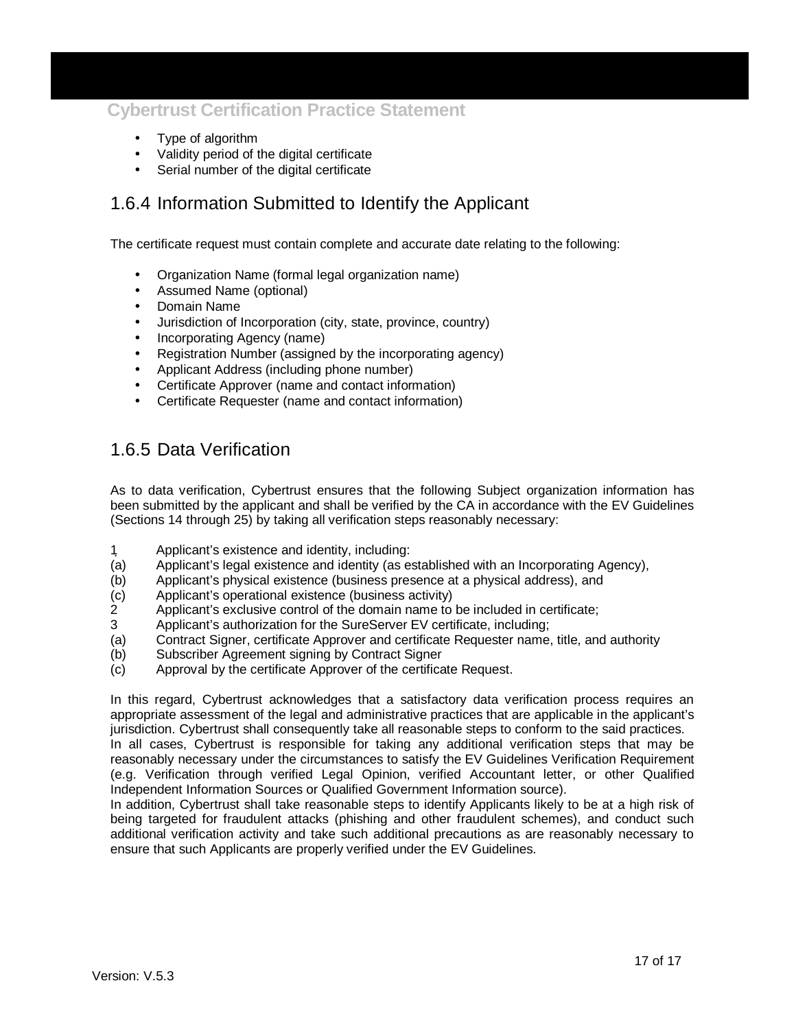- Type of algorithm
- Validity period of the digital certificate
- Serial number of the digital certificate

## 1.6.4 Information Submitted to Identify the Applicant

The certificate request must contain complete and accurate date relating to the following:

- Organization Name (formal legal organization name)
- Assumed Name (optional)
- Domain Name
- Jurisdiction of Incorporation (city, state, province, country)
- Incorporating Agency (name)
- Registration Number (assigned by the incorporating agency)
- Applicant Address (including phone number)
- Certificate Approver (name and contact information)
- Certificate Requester (name and contact information)

## 1.6.5 Data Verification

As to data verification, Cybertrust ensures that the following Subject organization information has been submitted by the applicant and shall be verified by the CA in accordance with the EV Guidelines (Sections 14 through 25) by taking all verification steps reasonably necessary:

1 Applicant's existence and identity, including:
(a) Applicant's legal existence and identity (as established with an Incorporating Agency),
(b) Applicant's physical existence (business presence at a physical address), and
(c) Applicant's operational existence (business activity)
2 Applicant's exclusive control of the domain name to be included in certificate;
3 Applicant's authorization for the SureServer EV certificate, including;
(a) Contract Signer, certificate Approver and certificate Requester name, title, and authority
(b) Subscriber Agreement signing by Contract Signer
(c) Approval by the certificate Approver of the certificate Request.

In this regard, Cybertrust acknowledges that a satisfactory data verification process requires an appropriate assessment of the legal and administrative practices that are applicable in the applicant's jurisdiction. Cybertrust shall consequently take all reasonable steps to conform to the said practices.
In all cases, Cybertrust is responsible for taking any additional verification steps that may be reasonably necessary under the circumstances to satisfy the EV Guidelines Verification Requirement (e.g. Verification through verified Legal Opinion, verified Accountant letter, or other Qualified Independent Information Sources or Qualified Government Information source).
In addition, Cybertrust shall take reasonable steps to identify Applicants likely to be at a high risk of being targeted for fraudulent attacks (phishing and other fraudulent schemes), and conduct such additional verification activity and take such additional precautions as are reasonably necessary to ensure that such Applicants are properly verified under the EV Guidelines.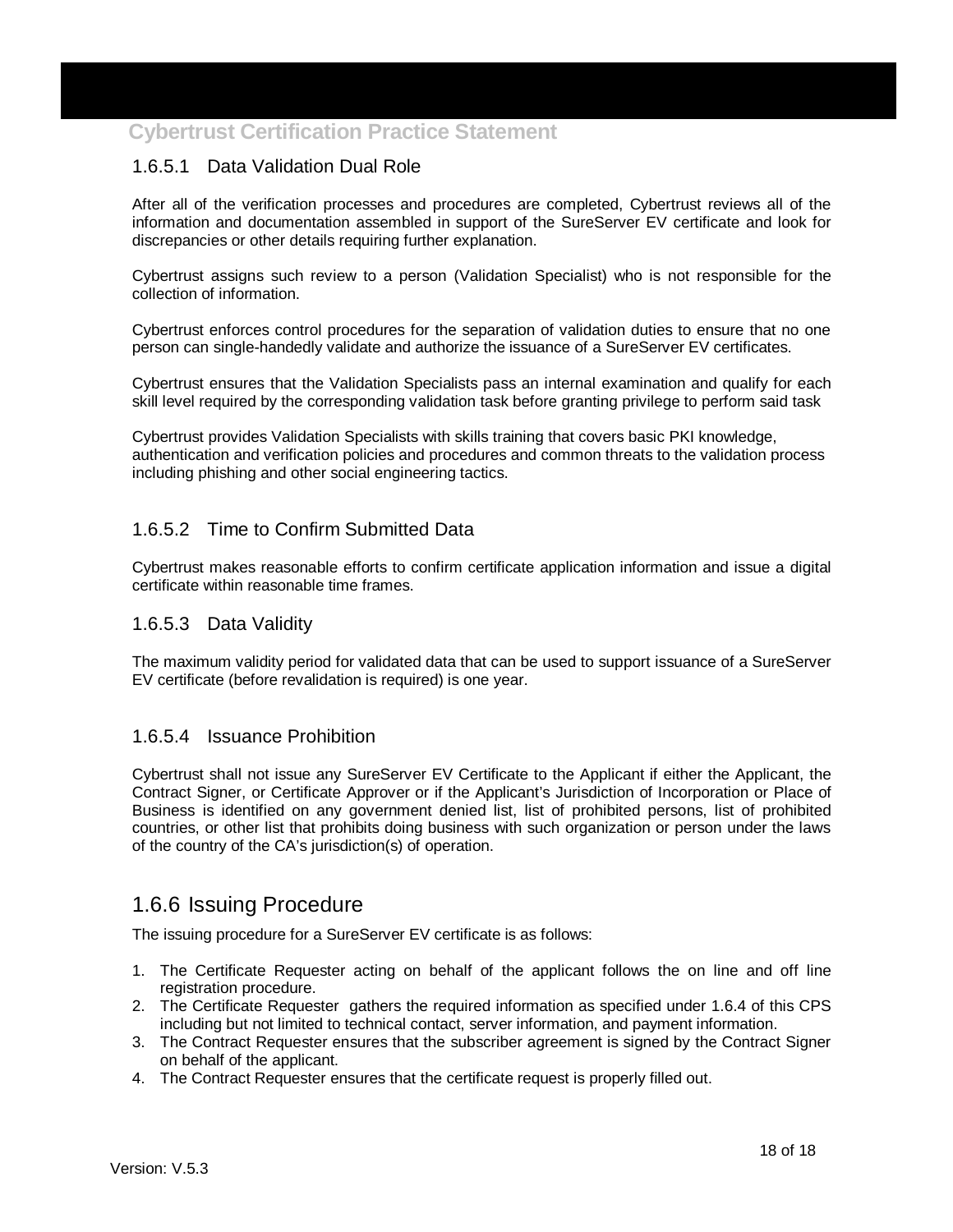#### 1.6.5.1 Data Validation Dual Role

After all of the verification processes and procedures are completed, Cybertrust reviews all of the information and documentation assembled in support of the SureServer EV certificate and look for discrepancies or other details requiring further explanation.

Cybertrust assigns such review to a person (Validation Specialist) who is not responsible for the collection of information.

Cybertrust enforces control procedures for the separation of validation duties to ensure that no one person can single-handedly validate and authorize the issuance of a SureServer EV certificates.

Cybertrust ensures that the Validation Specialists pass an internal examination and qualify for each skill level required by the corresponding validation task before granting privilege to perform said task

Cybertrust provides Validation Specialists with skills training that covers basic PKI knowledge, authentication and verification policies and procedures and common threats to the validation process including phishing and other social engineering tactics.

#### 1.6.5.2 Time to Confirm Submitted Data

Cybertrust makes reasonable efforts to confirm certificate application information and issue a digital certificate within reasonable time frames.

#### 1.6.5.3 Data Validity

The maximum validity period for validated data that can be used to support issuance of a SureServer EV certificate (before revalidation is required) is one year.

#### 1.6.5.4 Issuance Prohibition

Cybertrust shall not issue any SureServer EV Certificate to the Applicant if either the Applicant, the Contract Signer, or Certificate Approver or if the Applicant's Jurisdiction of Incorporation or Place of Business is identified on any government denied list, list of prohibited persons, list of prohibited countries, or other list that prohibits doing business with such organization or person under the laws of the country of the CA's jurisdiction(s) of operation.

### 1.6.6 Issuing Procedure

The issuing procedure for a SureServer EV certificate is as follows:

1. The Certificate Requester acting on behalf of the applicant follows the on line and off line registration procedure.
2. The Certificate Requester gathers the required information as specified under 1.6.4 of this CPS including but not limited to technical contact, server information, and payment information.
3. The Contract Requester ensures that the subscriber agreement is signed by the Contract Signer on behalf of the applicant.
4. The Contract Requester ensures that the certificate request is properly filled out.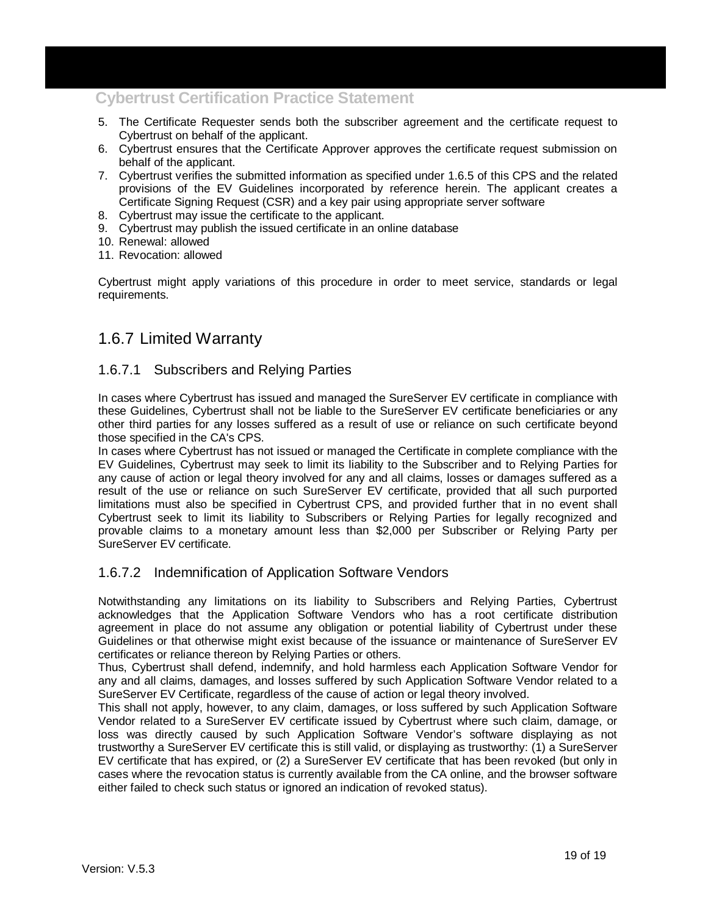5. The Certificate Requester sends both the subscriber agreement and the certificate request to Cybertrust on behalf of the applicant.
6. Cybertrust ensures that the Certificate Approver approves the certificate request submission on behalf of the applicant.
7. Cybertrust verifies the submitted information as specified under 1.6.5 of this CPS and the related provisions of the EV Guidelines incorporated by reference herein. The applicant creates a Certificate Signing Request (CSR) and a key pair using appropriate server software
8. Cybertrust may issue the certificate to the applicant.
9. Cybertrust may publish the issued certificate in an online database
10. Renewal: allowed
11. Revocation: allowed

Cybertrust might apply variations of this procedure in order to meet service, standards or legal requirements.

## 1.6.7 Limited Warranty

### 1.6.7.1 Subscribers and Relying Parties

In cases where Cybertrust has issued and managed the SureServer EV certificate in compliance with these Guidelines, Cybertrust shall not be liable to the SureServer EV certificate beneficiaries or any other third parties for any losses suffered as a result of use or reliance on such certificate beyond those specified in the CA's CPS.

In cases where Cybertrust has not issued or managed the Certificate in complete compliance with the EV Guidelines, Cybertrust may seek to limit its liability to the Subscriber and to Relying Parties for any cause of action or legal theory involved for any and all claims, losses or damages suffered as a result of the use or reliance on such SureServer EV certificate, provided that all such purported limitations must also be specified in Cybertrust CPS, and provided further that in no event shall Cybertrust seek to limit its liability to Subscribers or Relying Parties for legally recognized and provable claims to a monetary amount less than $2,000 per Subscriber or Relying Party per SureServer EV certificate.

### 1.6.7.2 Indemnification of Application Software Vendors

Notwithstanding any limitations on its liability to Subscribers and Relying Parties, Cybertrust acknowledges that the Application Software Vendors who has a root certificate distribution agreement in place do not assume any obligation or potential liability of Cybertrust under these Guidelines or that otherwise might exist because of the issuance or maintenance of SureServer EV certificates or reliance thereon by Relying Parties or others.

Thus, Cybertrust shall defend, indemnify, and hold harmless each Application Software Vendor for any and all claims, damages, and losses suffered by such Application Software Vendor related to a SureServer EV Certificate, regardless of the cause of action or legal theory involved.

This shall not apply, however, to any claim, damages, or loss suffered by such Application Software Vendor related to a SureServer EV certificate issued by Cybertrust where such claim, damage, or loss was directly caused by such Application Software Vendor's software displaying as not trustworthy a SureServer EV certificate this is still valid, or displaying as trustworthy: (1) a SureServer EV certificate that has expired, or (2) a SureServer EV certificate that has been revoked (but only in cases where the revocation status is currently available from the CA online, and the browser software either failed to check such status or ignored an indication of revoked status).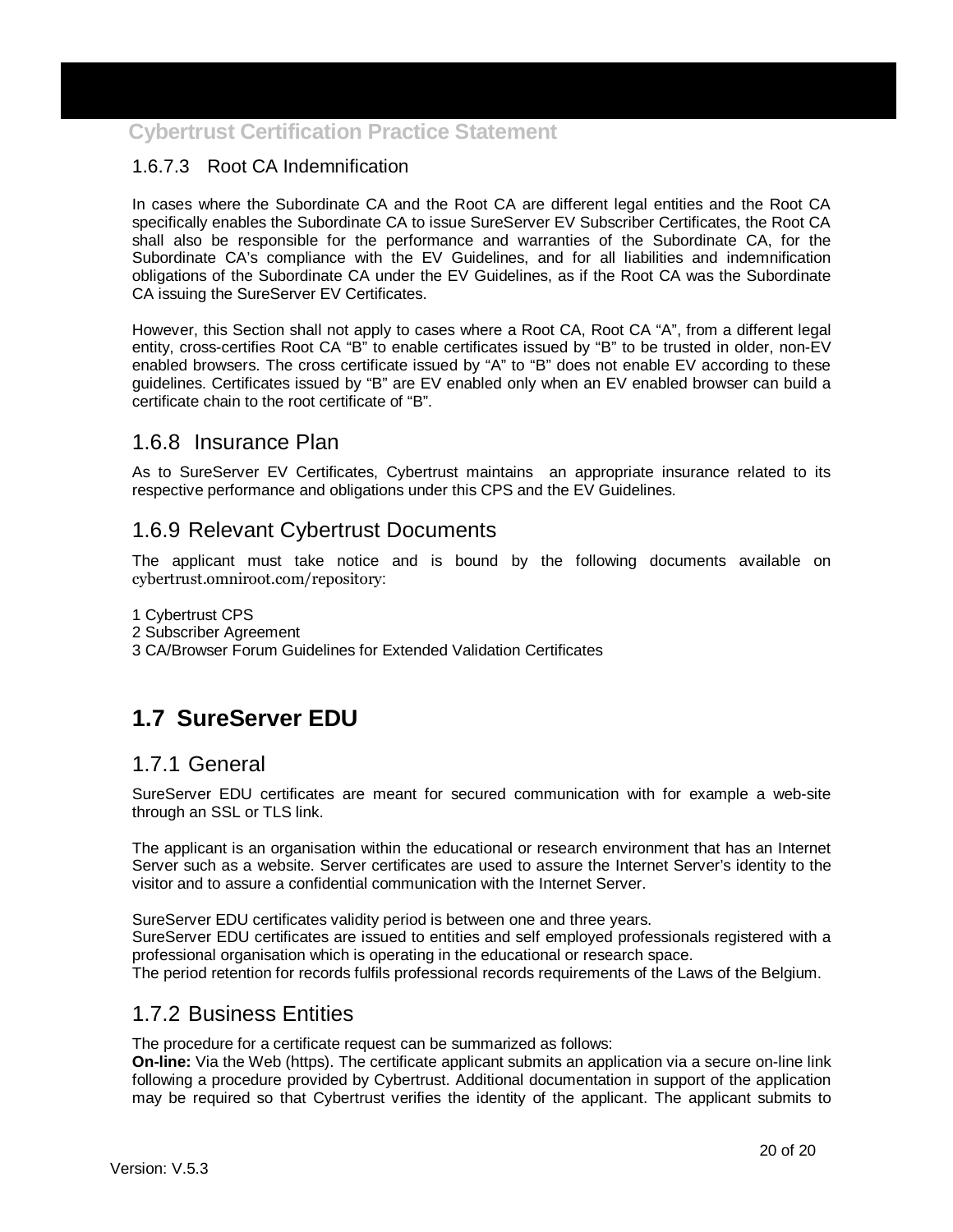#### 1.6.7.3 Root CA Indemnification

In cases where the Subordinate CA and the Root CA are different legal entities and the Root CA specifically enables the Subordinate CA to issue SureServer EV Subscriber Certificates, the Root CA shall also be responsible for the performance and warranties of the Subordinate CA, for the Subordinate CA's compliance with the EV Guidelines, and for all liabilities and indemnification obligations of the Subordinate CA under the EV Guidelines, as if the Root CA was the Subordinate CA issuing the SureServer EV Certificates.

However, this Section shall not apply to cases where a Root CA, Root CA "A", from a different legal entity, cross-certifies Root CA "B" to enable certificates issued by "B" to be trusted in older, non-EV enabled browsers. The cross certificate issued by "A" to "B" does not enable EV according to these guidelines. Certificates issued by "B" are EV enabled only when an EV enabled browser can build a certificate chain to the root certificate of "B".

### 1.6.8 Insurance Plan

As to SureServer EV Certificates, Cybertrust maintains an appropriate insurance related to its respective performance and obligations under this CPS and the EV Guidelines.

### 1.6.9 Relevant Cybertrust Documents

The applicant must take notice and is bound by the following documents available on cybertrust.omniroot.com/repository:

1 Cybertrust CPS
2 Subscriber Agreement
3 CA/Browser Forum Guidelines for Extended Validation Certificates

## 1.7 SureServer EDU

### 1.7.1 General

SureServer EDU certificates are meant for secured communication with for example a web-site through an SSL or TLS link.

The applicant is an organisation within the educational or research environment that has an Internet Server such as a website. Server certificates are used to assure the Internet Server's identity to the visitor and to assure a confidential communication with the Internet Server.

SureServer EDU certificates validity period is between one and three years.
SureServer EDU certificates are issued to entities and self employed professionals registered with a professional organisation which is operating in the educational or research space.
The period retention for records fulfils professional records requirements of the Laws of the Belgium.

### 1.7.2 Business Entities

The procedure for a certificate request can be summarized as follows:
**On-line:** Via the Web (https). The certificate applicant submits an application via a secure on-line link following a procedure provided by Cybertrust. Additional documentation in support of the application may be required so that Cybertrust verifies the identity of the applicant. The applicant submits to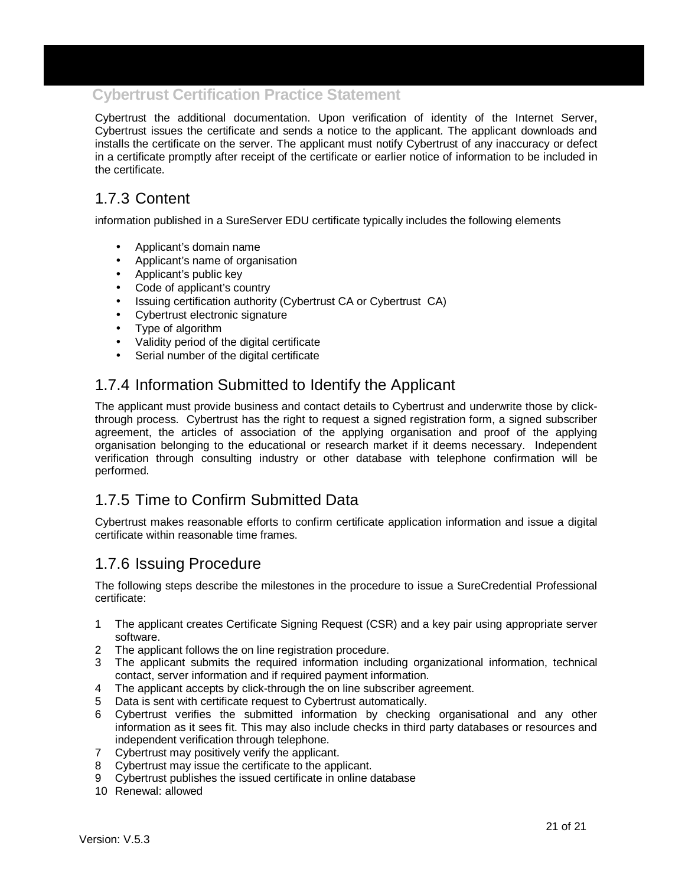Cybertrust the additional documentation. Upon verification of identity of the Internet Server, Cybertrust issues the certificate and sends a notice to the applicant. The applicant downloads and installs the certificate on the server. The applicant must notify Cybertrust of any inaccuracy or defect in a certificate promptly after receipt of the certificate or earlier notice of information to be included in the certificate.

## 1.7.3 Content

information published in a SureServer EDU certificate typically includes the following elements

- Applicant's domain name
- Applicant's name of organisation
- Applicant's public key
- Code of applicant's country
- Issuing certification authority (Cybertrust CA or Cybertrust  CA)
- Cybertrust electronic signature
- Type of algorithm
- Validity period of the digital certificate
- Serial number of the digital certificate

## 1.7.4 Information Submitted to Identify the Applicant

The applicant must provide business and contact details to Cybertrust and underwrite those by click-through process.  Cybertrust has the right to request a signed registration form, a signed subscriber agreement, the articles of association of the applying organisation and proof of the applying organisation belonging to the educational or research market if it deems necessary.  Independent verification through consulting industry or other database with telephone confirmation will be performed.

## 1.7.5 Time to Confirm Submitted Data

Cybertrust makes reasonable efforts to confirm certificate application information and issue a digital certificate within reasonable time frames.

## 1.7.6 Issuing Procedure

The following steps describe the milestones in the procedure to issue a SureCredential Professional certificate:

1. The applicant creates Certificate Signing Request (CSR) and a key pair using appropriate server software.
2. The applicant follows the on line registration procedure.
3. The applicant submits the required information including organizational information, technical contact, server information and if required payment information.
4. The applicant accepts by click-through the on line subscriber agreement.
5. Data is sent with certificate request to Cybertrust automatically.
6. Cybertrust verifies the submitted information by checking organisational and any other information as it sees fit. This may also include checks in third party databases or resources and independent verification through telephone.
7. Cybertrust may positively verify the applicant.
8. Cybertrust may issue the certificate to the applicant.
9. Cybertrust publishes the issued certificate in online database
10. Renewal: allowed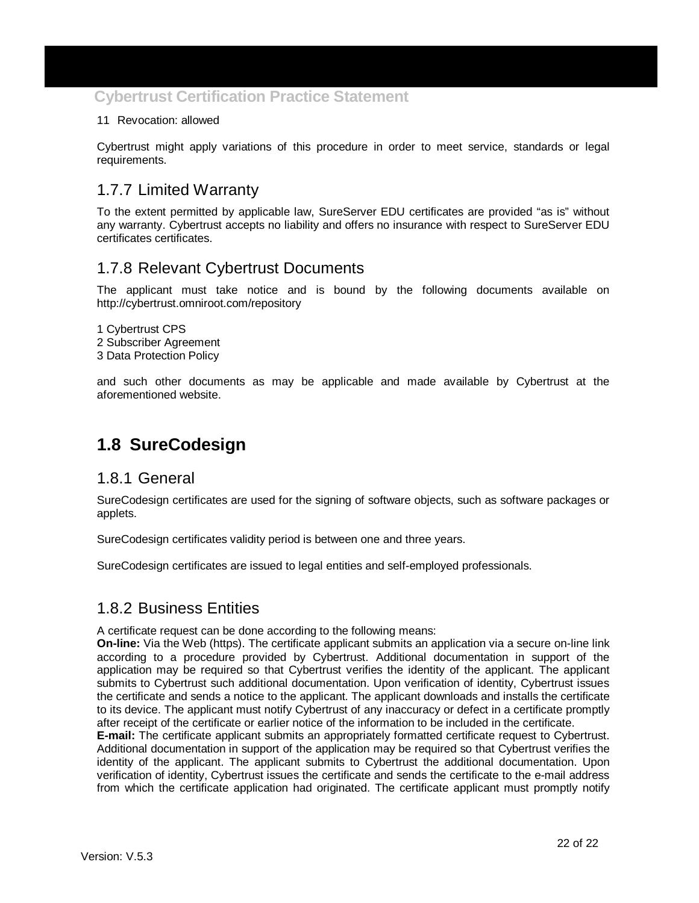11 Revocation: allowed

Cybertrust might apply variations of this procedure in order to meet service, standards or legal requirements.

### 1.7.7 Limited Warranty

To the extent permitted by applicable law, SureServer EDU certificates are provided “as is” without any warranty. Cybertrust accepts no liability and offers no insurance with respect to SureServer EDU certificates certificates.

### 1.7.8 Relevant Cybertrust Documents

The applicant must take notice and is bound by the following documents available on http://cybertrust.omniroot.com/repository

1 Cybertrust CPS
2 Subscriber Agreement
3 Data Protection Policy

and such other documents as may be applicable and made available by Cybertrust at the aforementioned website.

## 1.8 SureCodesign

### 1.8.1 General

SureCodesign certificates are used for the signing of software objects, such as software packages or applets.

SureCodesign certificates validity period is between one and three years.

SureCodesign certificates are issued to legal entities and self-employed professionals.

### 1.8.2 Business Entities

A certificate request can be done according to the following means:
**On-line:** Via the Web (https). The certificate applicant submits an application via a secure on-line link according to a procedure provided by Cybertrust. Additional documentation in support of the application may be required so that Cybertrust verifies the identity of the applicant. The applicant submits to Cybertrust such additional documentation. Upon verification of identity, Cybertrust issues the certificate and sends a notice to the applicant. The applicant downloads and installs the certificate to its device. The applicant must notify Cybertrust of any inaccuracy or defect in a certificate promptly after receipt of the certificate or earlier notice of the information to be included in the certificate.
**E-mail:** The certificate applicant submits an appropriately formatted certificate request to Cybertrust. Additional documentation in support of the application may be required so that Cybertrust verifies the identity of the applicant. The applicant submits to Cybertrust the additional documentation. Upon verification of identity, Cybertrust issues the certificate and sends the certificate to the e-mail address from which the certificate application had originated. The certificate applicant must promptly notify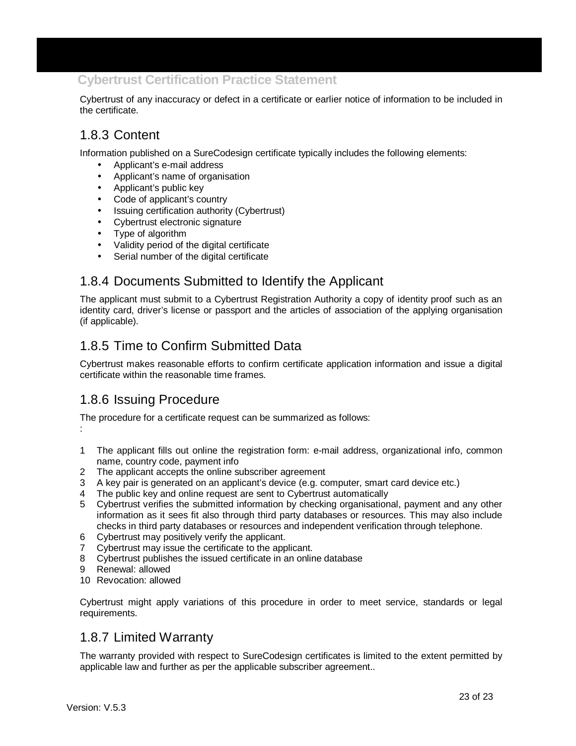Cybertrust of any inaccuracy or defect in a certificate or earlier notice of information to be included in the certificate.

### 1.8.3 Content

Information published on a SureCodesign certificate typically includes the following elements:

- Applicant's e-mail address
- Applicant's name of organisation
- Applicant's public key
- Code of applicant's country
- Issuing certification authority (Cybertrust)
- Cybertrust electronic signature
- Type of algorithm
- Validity period of the digital certificate
- Serial number of the digital certificate

### 1.8.4 Documents Submitted to Identify the Applicant

The applicant must submit to a Cybertrust Registration Authority a copy of identity proof such as an identity card, driver's license or passport and the articles of association of the applying organisation (if applicable).

### 1.8.5 Time to Confirm Submitted Data

Cybertrust makes reasonable efforts to confirm certificate application information and issue a digital certificate within the reasonable time frames.

### 1.8.6 Issuing Procedure

The procedure for a certificate request can be summarized as follows:
:

1. The applicant fills out online the registration form: e-mail address, organizational info, common name, country code, payment info
2. The applicant accepts the online subscriber agreement
3. A key pair is generated on an applicant's device (e.g. computer, smart card device etc.)
4. The public key and online request are sent to Cybertrust automatically
5. Cybertrust verifies the submitted information by checking organisational, payment and any other information as it sees fit also through third party databases or resources. This may also include checks in third party databases or resources and independent verification through telephone.
6. Cybertrust may positively verify the applicant.
7. Cybertrust may issue the certificate to the applicant.
8. Cybertrust publishes the issued certificate in an online database
9. Renewal: allowed
10. Revocation: allowed

Cybertrust might apply variations of this procedure in order to meet service, standards or legal requirements.

### 1.8.7 Limited Warranty

The warranty provided with respect to SureCodesign certificates is limited to the extent permitted by applicable law and further as per the applicable subscriber agreement..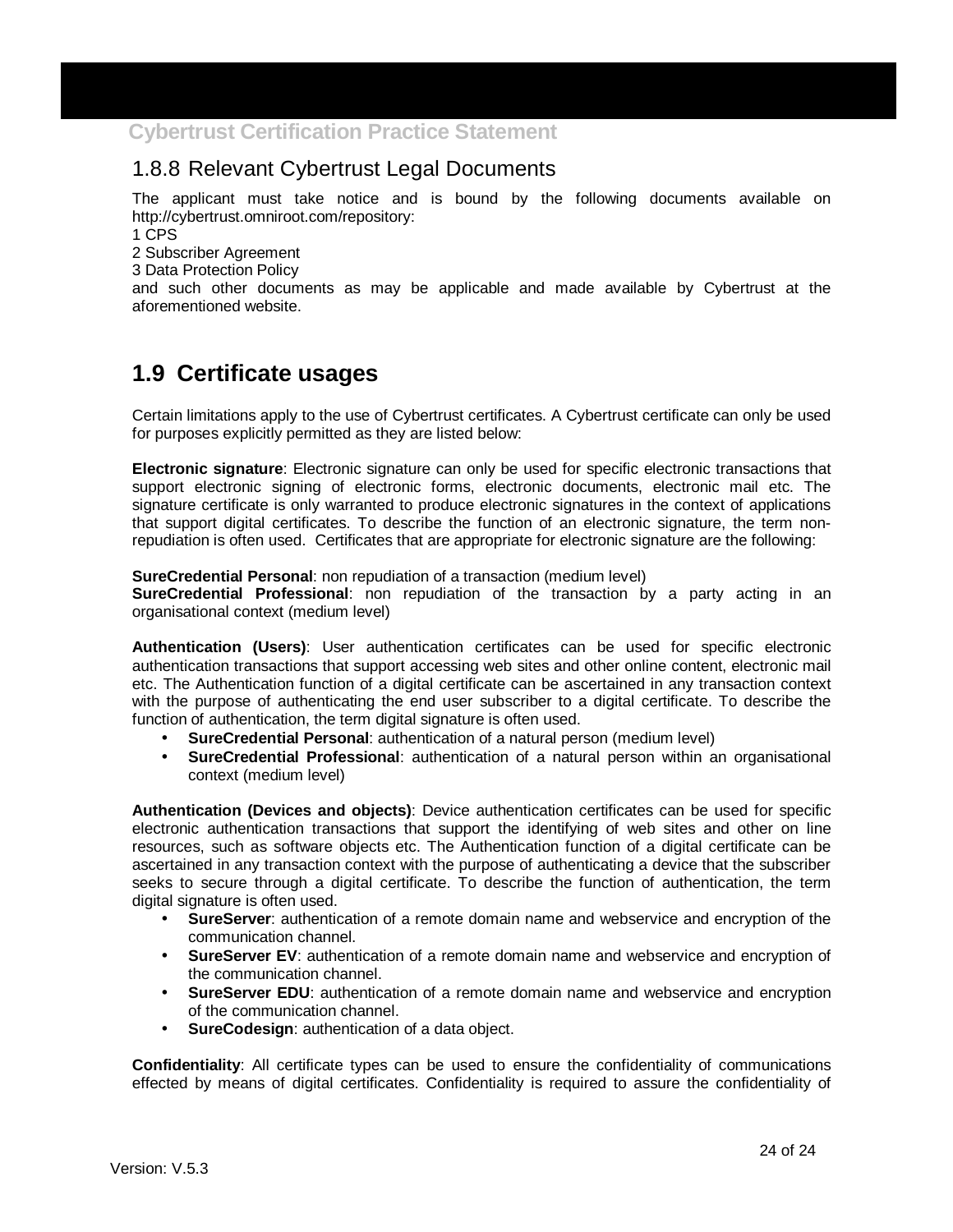### 1.8.8 Relevant Cybertrust Legal Documents

The applicant must take notice and is bound by the following documents available on http://cybertrust.omniroot.com/repository:

1 CPS
2 Subscriber Agreement
3 Data Protection Policy

and such other documents as may be applicable and made available by Cybertrust at the aforementioned website.

## 1.9 Certificate usages

Certain limitations apply to the use of Cybertrust certificates. A Cybertrust certificate can only be used for purposes explicitly permitted as they are listed below:

**Electronic signature**: Electronic signature can only be used for specific electronic transactions that support electronic signing of electronic forms, electronic documents, electronic mail etc. The signature certificate is only warranted to produce electronic signatures in the context of applications that support digital certificates. To describe the function of an electronic signature, the term non-repudiation is often used. Certificates that are appropriate for electronic signature are the following:

**SureCredential Personal**: non repudiation of a transaction (medium level)
**SureCredential Professional**: non repudiation of the transaction by a party acting in an organisational context (medium level)

**Authentication (Users)**: User authentication certificates can be used for specific electronic authentication transactions that support accessing web sites and other online content, electronic mail etc. The Authentication function of a digital certificate can be ascertained in any transaction context with the purpose of authenticating the end user subscriber to a digital certificate. To describe the function of authentication, the term digital signature is often used.

- **SureCredential Personal**: authentication of a natural person (medium level)
- **SureCredential Professional**: authentication of a natural person within an organisational context (medium level)

**Authentication (Devices and objects)**: Device authentication certificates can be used for specific electronic authentication transactions that support the identifying of web sites and other on line resources, such as software objects etc. The Authentication function of a digital certificate can be ascertained in any transaction context with the purpose of authenticating a device that the subscriber seeks to secure through a digital certificate. To describe the function of authentication, the term digital signature is often used.

- **SureServer**: authentication of a remote domain name and webservice and encryption of the communication channel.
- **SureServer EV**: authentication of a remote domain name and webservice and encryption of the communication channel.
- **SureServer EDU**: authentication of a remote domain name and webservice and encryption of the communication channel.
- **SureCodesign**: authentication of a data object.

**Confidentiality**: All certificate types can be used to ensure the confidentiality of communications effected by means of digital certificates. Confidentiality is required to assure the confidentiality of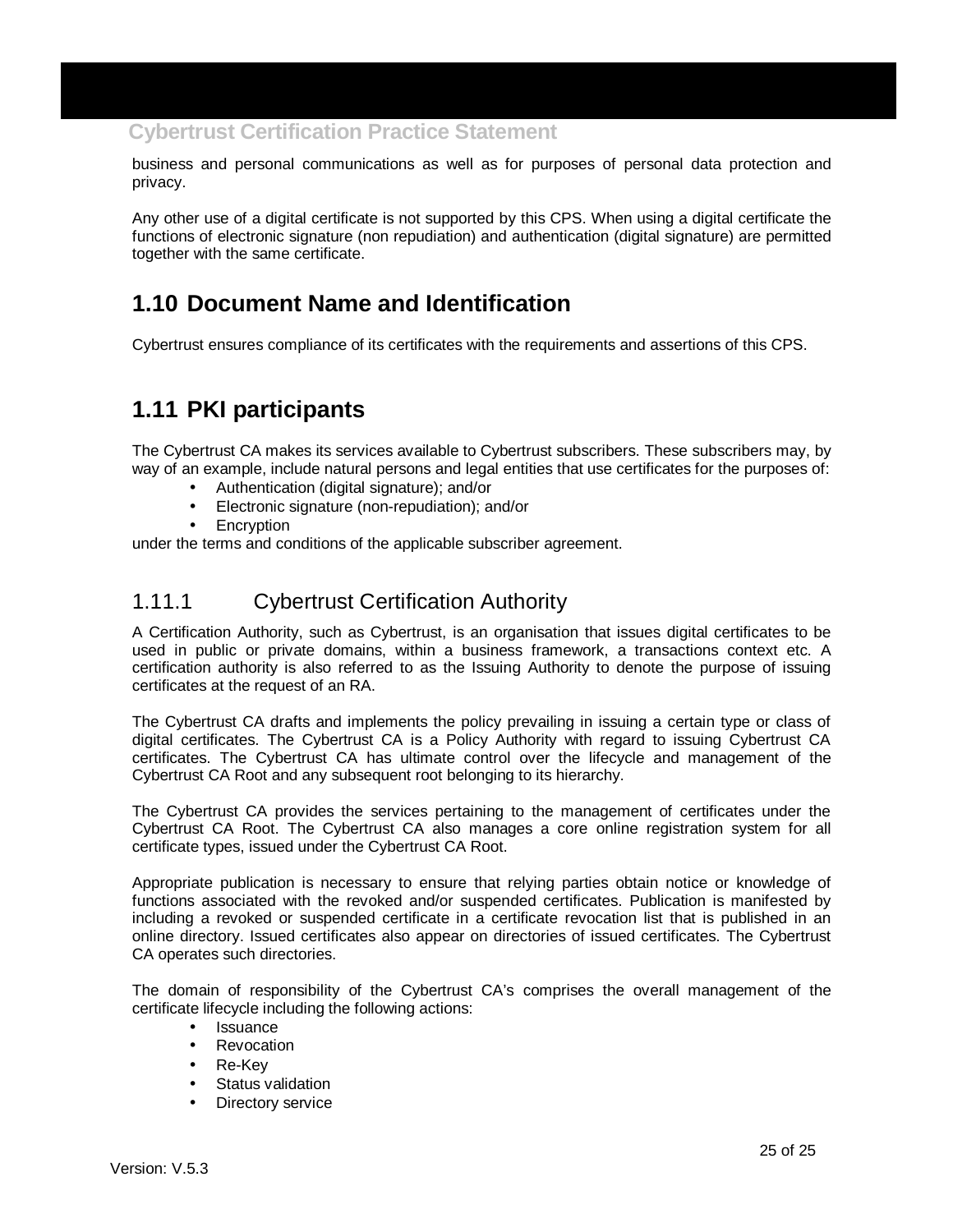business and personal communications as well as for purposes of personal data protection and privacy.

Any other use of a digital certificate is not supported by this CPS. When using a digital certificate the functions of electronic signature (non repudiation) and authentication (digital signature) are permitted together with the same certificate.

## 1.10 Document Name and Identification

Cybertrust ensures compliance of its certificates with the requirements and assertions of this CPS.

## 1.11 PKI participants

The Cybertrust CA makes its services available to Cybertrust subscribers. These subscribers may, by way of an example, include natural persons and legal entities that use certificates for the purposes of:

- Authentication (digital signature); and/or
- Electronic signature (non-repudiation); and/or
- Encryption

under the terms and conditions of the applicable subscriber agreement.

### 1.11.1 Cybertrust Certification Authority

A Certification Authority, such as Cybertrust, is an organisation that issues digital certificates to be used in public or private domains, within a business framework, a transactions context etc. A certification authority is also referred to as the Issuing Authority to denote the purpose of issuing certificates at the request of an RA.

The Cybertrust CA drafts and implements the policy prevailing in issuing a certain type or class of digital certificates. The Cybertrust CA is a Policy Authority with regard to issuing Cybertrust CA certificates. The Cybertrust CA has ultimate control over the lifecycle and management of the Cybertrust CA Root and any subsequent root belonging to its hierarchy.

The Cybertrust CA provides the services pertaining to the management of certificates under the Cybertrust CA Root. The Cybertrust CA also manages a core online registration system for all certificate types, issued under the Cybertrust CA Root.

Appropriate publication is necessary to ensure that relying parties obtain notice or knowledge of functions associated with the revoked and/or suspended certificates. Publication is manifested by including a revoked or suspended certificate in a certificate revocation list that is published in an online directory. Issued certificates also appear on directories of issued certificates. The Cybertrust CA operates such directories.

The domain of responsibility of the Cybertrust CA's comprises the overall management of the certificate lifecycle including the following actions:

- Issuance
- Revocation
- Re-Key
- Status validation
- Directory service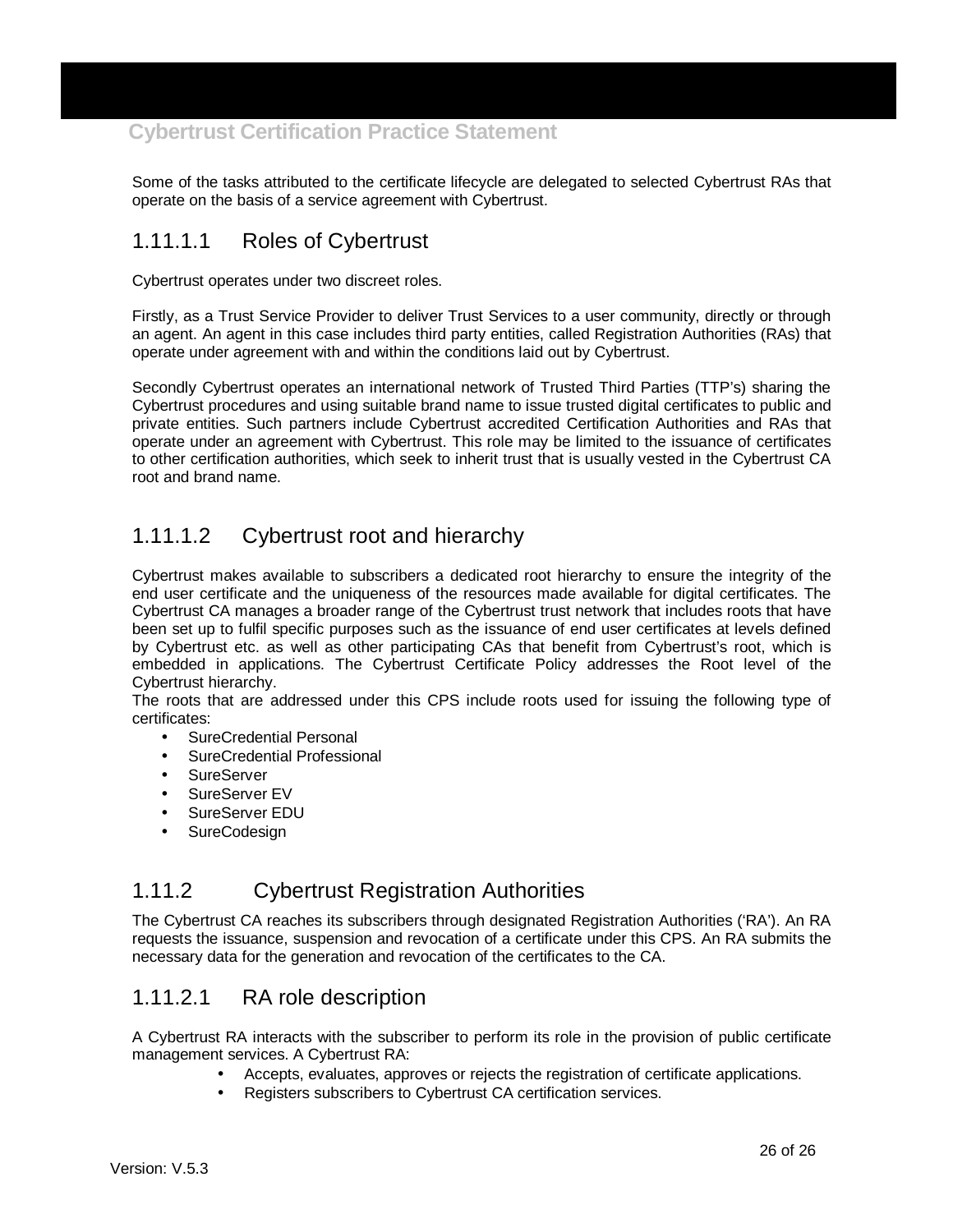Some of the tasks attributed to the certificate lifecycle are delegated to selected Cybertrust RAs that operate on the basis of a service agreement with Cybertrust.

## 1.11.1.1 Roles of Cybertrust

Cybertrust operates under two discreet roles.

Firstly, as a Trust Service Provider to deliver Trust Services to a user community, directly or through an agent. An agent in this case includes third party entities, called Registration Authorities (RAs) that operate under agreement with and within the conditions laid out by Cybertrust.

Secondly Cybertrust operates an international network of Trusted Third Parties (TTP's) sharing the Cybertrust procedures and using suitable brand name to issue trusted digital certificates to public and private entities. Such partners include Cybertrust accredited Certification Authorities and RAs that operate under an agreement with Cybertrust. This role may be limited to the issuance of certificates to other certification authorities, which seek to inherit trust that is usually vested in the Cybertrust CA root and brand name.

## 1.11.1.2 Cybertrust root and hierarchy

Cybertrust makes available to subscribers a dedicated root hierarchy to ensure the integrity of the end user certificate and the uniqueness of the resources made available for digital certificates. The Cybertrust CA manages a broader range of the Cybertrust trust network that includes roots that have been set up to fulfil specific purposes such as the issuance of end user certificates at levels defined by Cybertrust etc. as well as other participating CAs that benefit from Cybertrust's root, which is embedded in applications. The Cybertrust Certificate Policy addresses the Root level of the Cybertrust hierarchy.
The roots that are addressed under this CPS include roots used for issuing the following type of certificates:

- SureCredential Personal
- SureCredential Professional
- SureServer
- SureServer EV
- SureServer EDU
- SureCodesign

## 1.11.2 Cybertrust Registration Authorities

The Cybertrust CA reaches its subscribers through designated Registration Authorities ('RA'). An RA requests the issuance, suspension and revocation of a certificate under this CPS. An RA submits the necessary data for the generation and revocation of the certificates to the CA.

## 1.11.2.1 RA role description

A Cybertrust RA interacts with the subscriber to perform its role in the provision of public certificate management services. A Cybertrust RA:

- Accepts, evaluates, approves or rejects the registration of certificate applications.
- Registers subscribers to Cybertrust CA certification services.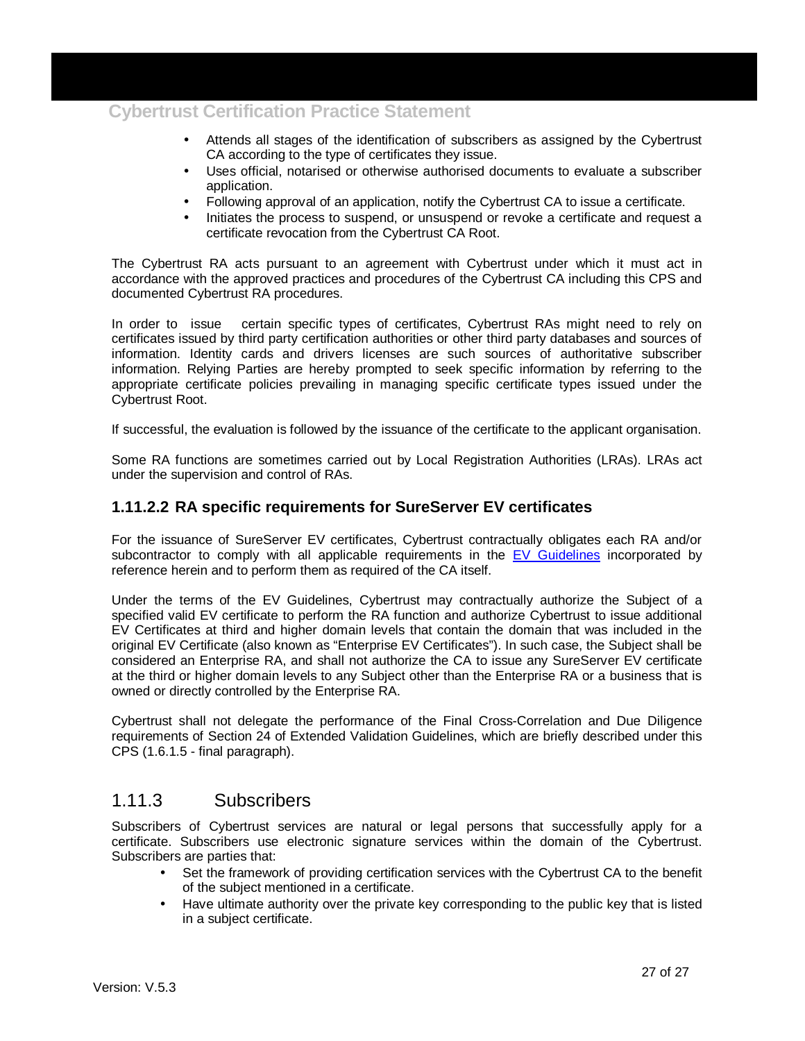- Attends all stages of the identification of subscribers as assigned by the Cybertrust CA according to the type of certificates they issue.
- Uses official, notarised or otherwise authorised documents to evaluate a subscriber application.
- Following approval of an application, notify the Cybertrust CA to issue a certificate.
- Initiates the process to suspend, or unsuspend or revoke a certificate and request a certificate revocation from the Cybertrust CA Root.

The Cybertrust RA acts pursuant to an agreement with Cybertrust under which it must act in accordance with the approved practices and procedures of the Cybertrust CA including this CPS and documented Cybertrust RA procedures.

In order to issue certain specific types of certificates, Cybertrust RAs might need to rely on certificates issued by third party certification authorities or other third party databases and sources of information. Identity cards and drivers licenses are such sources of authoritative subscriber information. Relying Parties are hereby prompted to seek specific information by referring to the appropriate certificate policies prevailing in managing specific certificate types issued under the Cybertrust Root.

If successful, the evaluation is followed by the issuance of the certificate to the applicant organisation.

Some RA functions are sometimes carried out by Local Registration Authorities (LRAs). LRAs act under the supervision and control of RAs.

### 1.11.2.2 RA specific requirements for SureServer EV certificates

For the issuance of SureServer EV certificates, Cybertrust contractually obligates each RA and/or subcontractor to comply with all applicable requirements in the EV Guidelines incorporated by reference herein and to perform them as required of the CA itself.

Under the terms of the EV Guidelines, Cybertrust may contractually authorize the Subject of a specified valid EV certificate to perform the RA function and authorize Cybertrust to issue additional EV Certificates at third and higher domain levels that contain the domain that was included in the original EV Certificate (also known as "Enterprise EV Certificates"). In such case, the Subject shall be considered an Enterprise RA, and shall not authorize the CA to issue any SureServer EV certificate at the third or higher domain levels to any Subject other than the Enterprise RA or a business that is owned or directly controlled by the Enterprise RA.

Cybertrust shall not delegate the performance of the Final Cross-Correlation and Due Diligence requirements of Section 24 of Extended Validation Guidelines, which are briefly described under this CPS (1.6.1.5 - final paragraph).

## 1.11.3 Subscribers

Subscribers of Cybertrust services are natural or legal persons that successfully apply for a certificate. Subscribers use electronic signature services within the domain of the Cybertrust. Subscribers are parties that:

- Set the framework of providing certification services with the Cybertrust CA to the benefit of the subject mentioned in a certificate.
- Have ultimate authority over the private key corresponding to the public key that is listed in a subject certificate.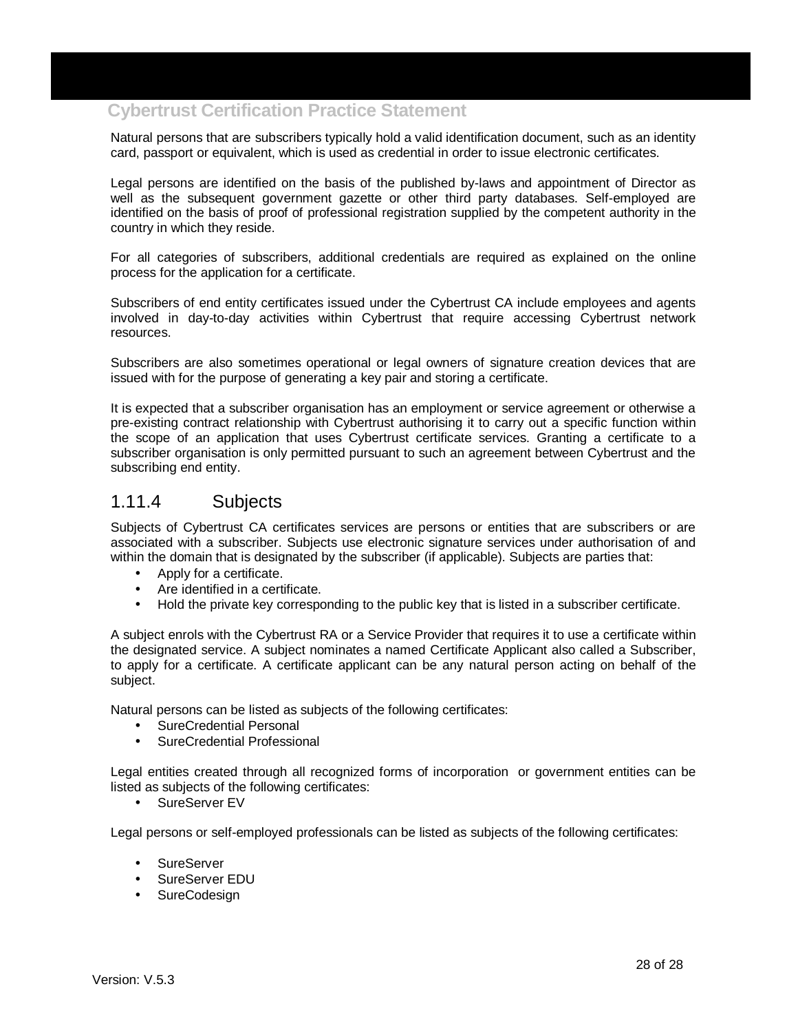Natural persons that are subscribers typically hold a valid identification document, such as an identity card, passport or equivalent, which is used as credential in order to issue electronic certificates.

Legal persons are identified on the basis of the published by-laws and appointment of Director as well as the subsequent government gazette or other third party databases. Self-employed are identified on the basis of proof of professional registration supplied by the competent authority in the country in which they reside.

For all categories of subscribers, additional credentials are required as explained on the online process for the application for a certificate.

Subscribers of end entity certificates issued under the Cybertrust CA include employees and agents involved in day-to-day activities within Cybertrust that require accessing Cybertrust network resources.

Subscribers are also sometimes operational or legal owners of signature creation devices that are issued with for the purpose of generating a key pair and storing a certificate.

It is expected that a subscriber organisation has an employment or service agreement or otherwise a pre-existing contract relationship with Cybertrust authorising it to carry out a specific function within the scope of an application that uses Cybertrust certificate services. Granting a certificate to a subscriber organisation is only permitted pursuant to such an agreement between Cybertrust and the subscribing end entity.

### 1.11.4 Subjects

Subjects of Cybertrust CA certificates services are persons or entities that are subscribers or are associated with a subscriber. Subjects use electronic signature services under authorisation of and within the domain that is designated by the subscriber (if applicable). Subjects are parties that:

- Apply for a certificate.
- Are identified in a certificate.
- Hold the private key corresponding to the public key that is listed in a subscriber certificate.

A subject enrols with the Cybertrust RA or a Service Provider that requires it to use a certificate within the designated service. A subject nominates a named Certificate Applicant also called a Subscriber, to apply for a certificate. A certificate applicant can be any natural person acting on behalf of the subject.

Natural persons can be listed as subjects of the following certificates:

- SureCredential Personal
- SureCredential Professional

Legal entities created through all recognized forms of incorporation or government entities can be listed as subjects of the following certificates:

- SureServer EV

Legal persons or self-employed professionals can be listed as subjects of the following certificates:

- SureServer
- SureServer EDU
- SureCodesign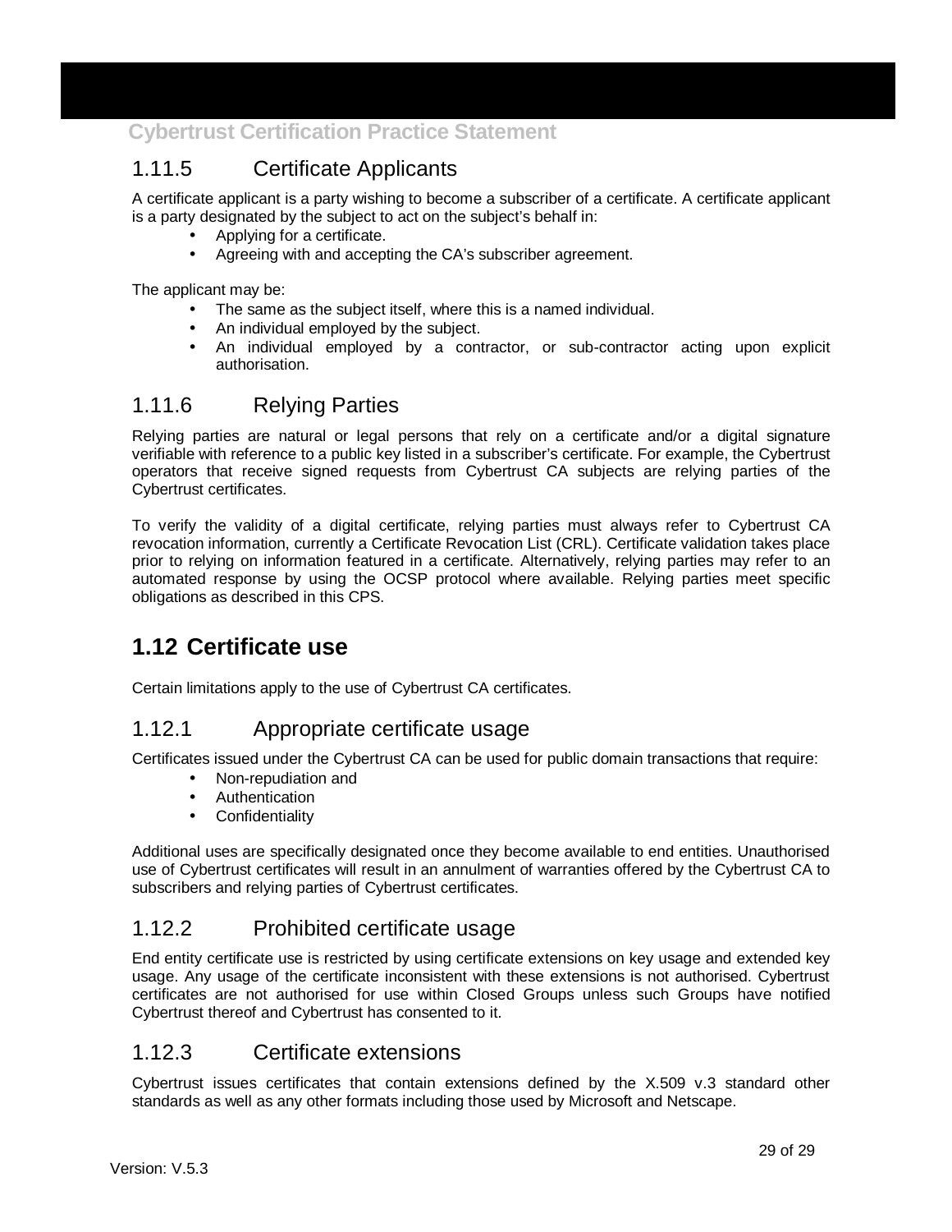### 1.11.5 Certificate Applicants

A certificate applicant is a party wishing to become a subscriber of a certificate. A certificate applicant is a party designated by the subject to act on the subject's behalf in:

- Applying for a certificate.
- Agreeing with and accepting the CA's subscriber agreement.

The applicant may be:

- The same as the subject itself, where this is a named individual.
- An individual employed by the subject.
- An individual employed by a contractor, or sub-contractor acting upon explicit authorisation.

### 1.11.6 Relying Parties

Relying parties are natural or legal persons that rely on a certificate and/or a digital signature verifiable with reference to a public key listed in a subscriber's certificate. For example, the Cybertrust operators that receive signed requests from Cybertrust CA subjects are relying parties of the Cybertrust certificates.

To verify the validity of a digital certificate, relying parties must always refer to Cybertrust CA revocation information, currently a Certificate Revocation List (CRL). Certificate validation takes place prior to relying on information featured in a certificate. Alternatively, relying parties may refer to an automated response by using the OCSP protocol where available. Relying parties meet specific obligations as described in this CPS.

## 1.12 Certificate use

Certain limitations apply to the use of Cybertrust CA certificates.

### 1.12.1 Appropriate certificate usage

Certificates issued under the Cybertrust CA can be used for public domain transactions that require:

- Non-repudiation and
- Authentication
- Confidentiality

Additional uses are specifically designated once they become available to end entities. Unauthorised use of Cybertrust certificates will result in an annulment of warranties offered by the Cybertrust CA to subscribers and relying parties of Cybertrust certificates.

### 1.12.2 Prohibited certificate usage

End entity certificate use is restricted by using certificate extensions on key usage and extended key usage. Any usage of the certificate inconsistent with these extensions is not authorised. Cybertrust certificates are not authorised for use within Closed Groups unless such Groups have notified Cybertrust thereof and Cybertrust has consented to it.

### 1.12.3 Certificate extensions

Cybertrust issues certificates that contain extensions defined by the X.509 v.3 standard other standards as well as any other formats including those used by Microsoft and Netscape.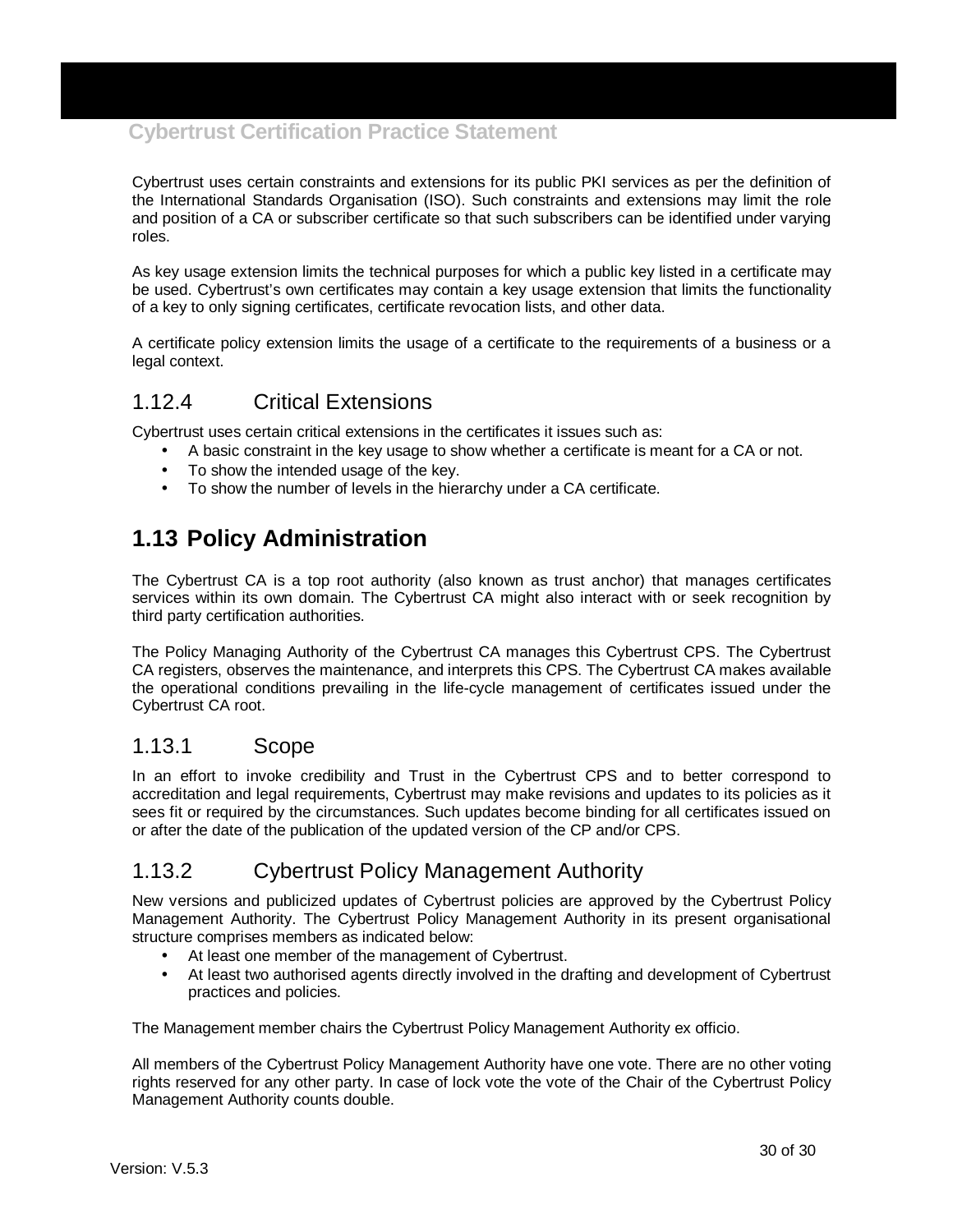Cybertrust uses certain constraints and extensions for its public PKI services as per the definition of the International Standards Organisation (ISO). Such constraints and extensions may limit the role and position of a CA or subscriber certificate so that such subscribers can be identified under varying roles.

As key usage extension limits the technical purposes for which a public key listed in a certificate may be used. Cybertrust's own certificates may contain a key usage extension that limits the functionality of a key to only signing certificates, certificate revocation lists, and other data.

A certificate policy extension limits the usage of a certificate to the requirements of a business or a legal context.

### 1.12.4 Critical Extensions

Cybertrust uses certain critical extensions in the certificates it issues such as:

- A basic constraint in the key usage to show whether a certificate is meant for a CA or not.
- To show the intended usage of the key.
- To show the number of levels in the hierarchy under a CA certificate.

## 1.13 Policy Administration

The Cybertrust CA is a top root authority (also known as trust anchor) that manages certificates services within its own domain. The Cybertrust CA might also interact with or seek recognition by third party certification authorities.

The Policy Managing Authority of the Cybertrust CA manages this Cybertrust CPS. The Cybertrust CA registers, observes the maintenance, and interprets this CPS. The Cybertrust CA makes available the operational conditions prevailing in the life-cycle management of certificates issued under the Cybertrust CA root.

### 1.13.1 Scope

In an effort to invoke credibility and Trust in the Cybertrust CPS and to better correspond to accreditation and legal requirements, Cybertrust may make revisions and updates to its policies as it sees fit or required by the circumstances. Such updates become binding for all certificates issued on or after the date of the publication of the updated version of the CP and/or CPS.

### 1.13.2 Cybertrust Policy Management Authority

New versions and publicized updates of Cybertrust policies are approved by the Cybertrust Policy Management Authority. The Cybertrust Policy Management Authority in its present organisational structure comprises members as indicated below:

- At least one member of the management of Cybertrust.
- At least two authorised agents directly involved in the drafting and development of Cybertrust practices and policies.

The Management member chairs the Cybertrust Policy Management Authority ex officio.

All members of the Cybertrust Policy Management Authority have one vote. There are no other voting rights reserved for any other party. In case of lock vote the vote of the Chair of the Cybertrust Policy Management Authority counts double.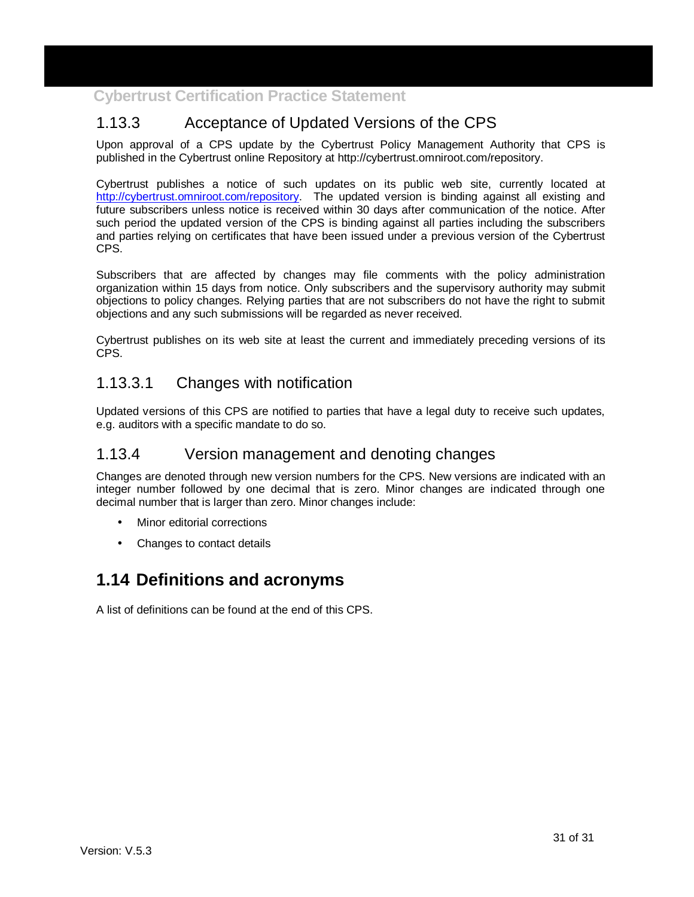### 1.13.3 Acceptance of Updated Versions of the CPS

Upon approval of a CPS update by the Cybertrust Policy Management Authority that CPS is published in the Cybertrust online Repository at http://cybertrust.omniroot.com/repository.

Cybertrust publishes a notice of such updates on its public web site, currently located at http://cybertrust.omniroot.com/repository. The updated version is binding against all existing and future subscribers unless notice is received within 30 days after communication of the notice. After such period the updated version of the CPS is binding against all parties including the subscribers and parties relying on certificates that have been issued under a previous version of the Cybertrust CPS.

Subscribers that are affected by changes may file comments with the policy administration organization within 15 days from notice. Only subscribers and the supervisory authority may submit objections to policy changes. Relying parties that are not subscribers do not have the right to submit objections and any such submissions will be regarded as never received.

Cybertrust publishes on its web site at least the current and immediately preceding versions of its CPS.

#### 1.13.3.1 Changes with notification

Updated versions of this CPS are notified to parties that have a legal duty to receive such updates, e.g. auditors with a specific mandate to do so.

### 1.13.4 Version management and denoting changes

Changes are denoted through new version numbers for the CPS. New versions are indicated with an integer number followed by one decimal that is zero. Minor changes are indicated through one decimal number that is larger than zero. Minor changes include:

- Minor editorial corrections
- Changes to contact details

## 1.14 Definitions and acronyms

A list of definitions can be found at the end of this CPS.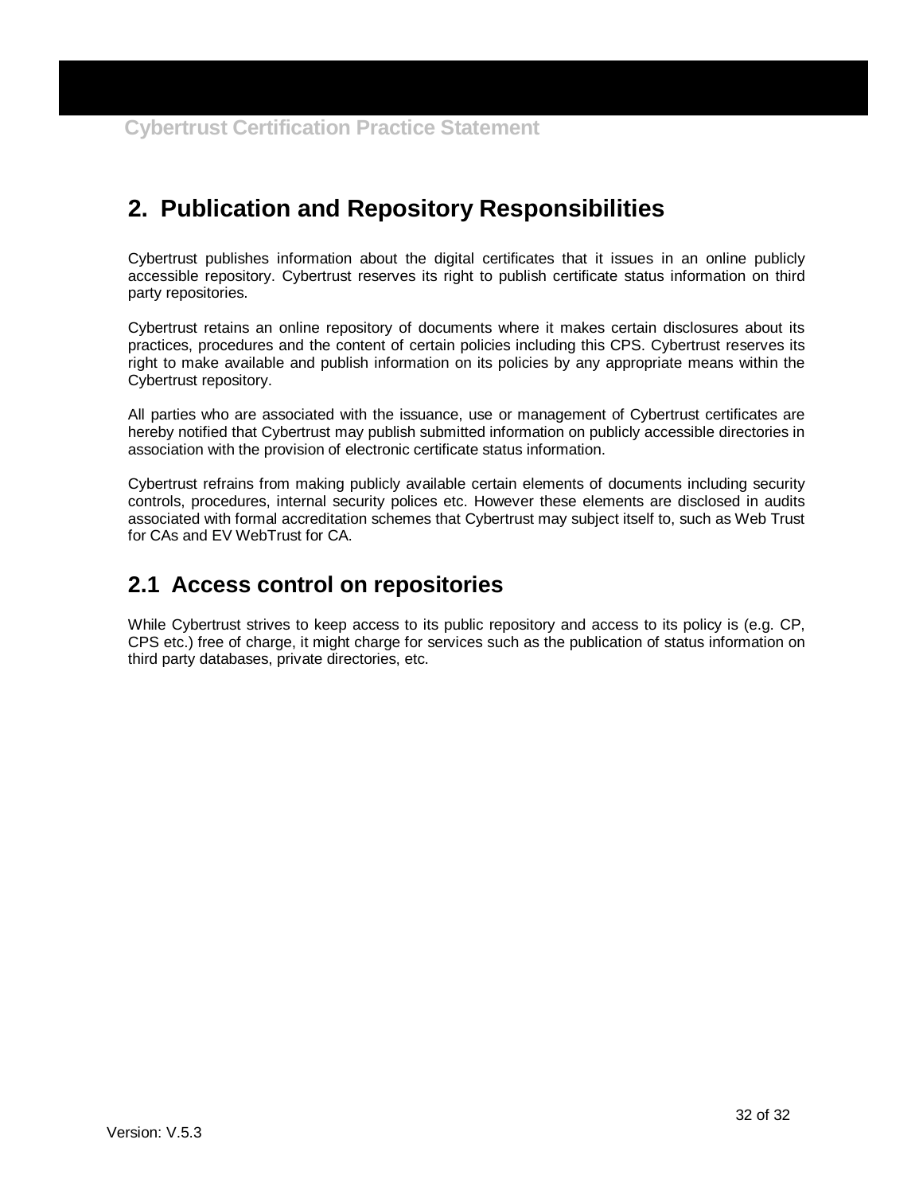# 2. Publication and Repository Responsibilities

Cybertrust publishes information about the digital certificates that it issues in an online publicly accessible repository. Cybertrust reserves its right to publish certificate status information on third party repositories.

Cybertrust retains an online repository of documents where it makes certain disclosures about its practices, procedures and the content of certain policies including this CPS. Cybertrust reserves its right to make available and publish information on its policies by any appropriate means within the Cybertrust repository.

All parties who are associated with the issuance, use or management of Cybertrust certificates are hereby notified that Cybertrust may publish submitted information on publicly accessible directories in association with the provision of electronic certificate status information.

Cybertrust refrains from making publicly available certain elements of documents including security controls, procedures, internal security polices etc. However these elements are disclosed in audits associated with formal accreditation schemes that Cybertrust may subject itself to, such as Web Trust for CAs and EV WebTrust for CA.

## 2.1 Access control on repositories

While Cybertrust strives to keep access to its public repository and access to its policy is (e.g. CP, CPS etc.) free of charge, it might charge for services such as the publication of status information on third party databases, private directories, etc.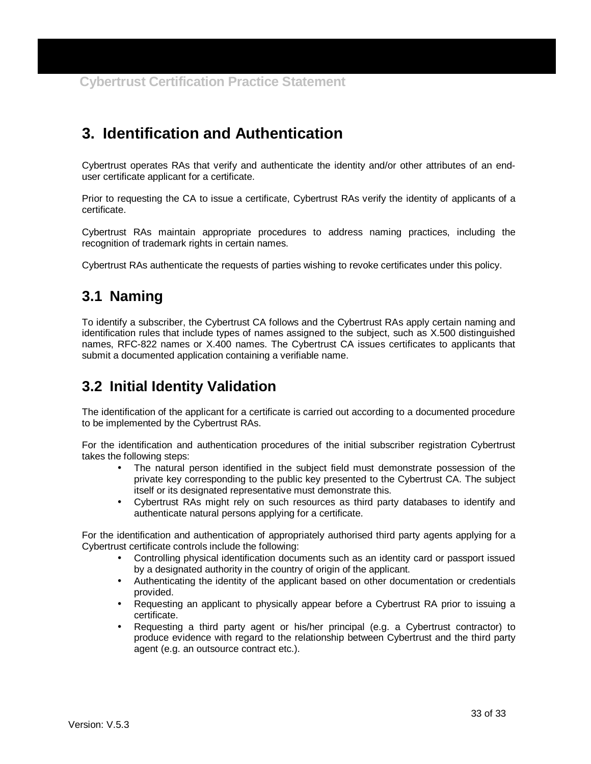# 3. Identification and Authentication

Cybertrust operates RAs that verify and authenticate the identity and/or other attributes of an end-user certificate applicant for a certificate.

Prior to requesting the CA to issue a certificate, Cybertrust RAs verify the identity of applicants of a certificate.

Cybertrust RAs maintain appropriate procedures to address naming practices, including the recognition of trademark rights in certain names.

Cybertrust RAs authenticate the requests of parties wishing to revoke certificates under this policy.

## 3.1 Naming

To identify a subscriber, the Cybertrust CA follows and the Cybertrust RAs apply certain naming and identification rules that include types of names assigned to the subject, such as X.500 distinguished names, RFC-822 names or X.400 names. The Cybertrust CA issues certificates to applicants that submit a documented application containing a verifiable name.

## 3.2 Initial Identity Validation

The identification of the applicant for a certificate is carried out according to a documented procedure to be implemented by the Cybertrust RAs.

For the identification and authentication procedures of the initial subscriber registration Cybertrust takes the following steps:

- The natural person identified in the subject field must demonstrate possession of the private key corresponding to the public key presented to the Cybertrust CA. The subject itself or its designated representative must demonstrate this.
- Cybertrust RAs might rely on such resources as third party databases to identify and authenticate natural persons applying for a certificate.

For the identification and authentication of appropriately authorised third party agents applying for a Cybertrust certificate controls include the following:

- Controlling physical identification documents such as an identity card or passport issued by a designated authority in the country of origin of the applicant.
- Authenticating the identity of the applicant based on other documentation or credentials provided.
- Requesting an applicant to physically appear before a Cybertrust RA prior to issuing a certificate.
- Requesting a third party agent or his/her principal (e.g. a Cybertrust contractor) to produce evidence with regard to the relationship between Cybertrust and the third party agent (e.g. an outsource contract etc.).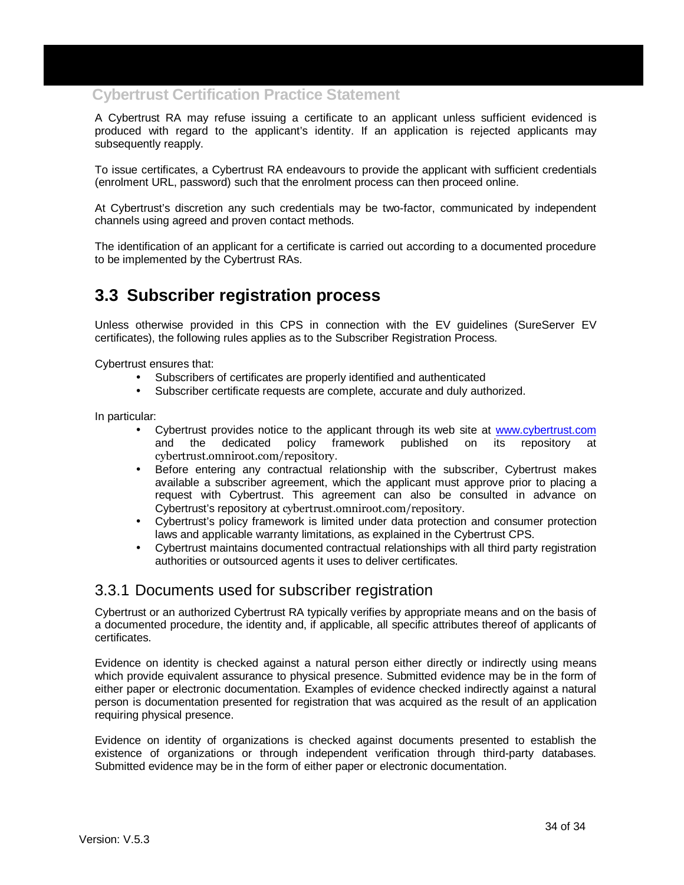A Cybertrust RA may refuse issuing a certificate to an applicant unless sufficient evidenced is produced with regard to the applicant's identity. If an application is rejected applicants may subsequently reapply.

To issue certificates, a Cybertrust RA endeavours to provide the applicant with sufficient credentials (enrolment URL, password) such that the enrolment process can then proceed online.

At Cybertrust's discretion any such credentials may be two-factor, communicated by independent channels using agreed and proven contact methods.

The identification of an applicant for a certificate is carried out according to a documented procedure to be implemented by the Cybertrust RAs.

## 3.3 Subscriber registration process

Unless otherwise provided in this CPS in connection with the EV guidelines (SureServer EV certificates), the following rules applies as to the Subscriber Registration Process.

Cybertrust ensures that:

- Subscribers of certificates are properly identified and authenticated
- Subscriber certificate requests are complete, accurate and duly authorized.

In particular:

- Cybertrust provides notice to the applicant through its web site at www.cybertrust.com and the dedicated policy framework published on its repository at cybertrust.omniroot.com/repository.
- Before entering any contractual relationship with the subscriber, Cybertrust makes available a subscriber agreement, which the applicant must approve prior to placing a request with Cybertrust. This agreement can also be consulted in advance on Cybertrust's repository at cybertrust.omniroot.com/repository.
- Cybertrust's policy framework is limited under data protection and consumer protection laws and applicable warranty limitations, as explained in the Cybertrust CPS.
- Cybertrust maintains documented contractual relationships with all third party registration authorities or outsourced agents it uses to deliver certificates.

### 3.3.1 Documents used for subscriber registration

Cybertrust or an authorized Cybertrust RA typically verifies by appropriate means and on the basis of a documented procedure, the identity and, if applicable, all specific attributes thereof of applicants of certificates.

Evidence on identity is checked against a natural person either directly or indirectly using means which provide equivalent assurance to physical presence. Submitted evidence may be in the form of either paper or electronic documentation. Examples of evidence checked indirectly against a natural person is documentation presented for registration that was acquired as the result of an application requiring physical presence.

Evidence on identity of organizations is checked against documents presented to establish the existence of organizations or through independent verification through third-party databases. Submitted evidence may be in the form of either paper or electronic documentation.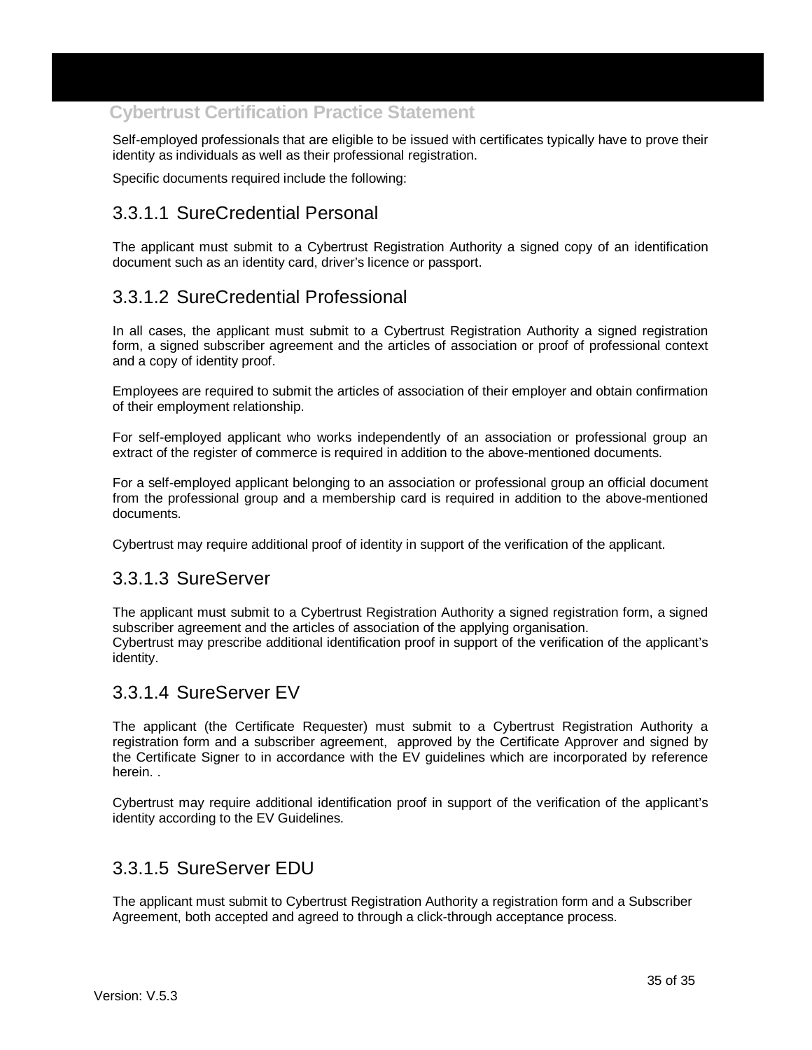Self-employed professionals that are eligible to be issued with certificates typically have to prove their identity as individuals as well as their professional registration.

Specific documents required include the following:

### 3.3.1.1 SureCredential Personal

The applicant must submit to a Cybertrust Registration Authority a signed copy of an identification document such as an identity card, driver's licence or passport.

### 3.3.1.2 SureCredential Professional

In all cases, the applicant must submit to a Cybertrust Registration Authority a signed registration form, a signed subscriber agreement and the articles of association or proof of professional context and a copy of identity proof.

Employees are required to submit the articles of association of their employer and obtain confirmation of their employment relationship.

For self-employed applicant who works independently of an association or professional group an extract of the register of commerce is required in addition to the above-mentioned documents.

For a self-employed applicant belonging to an association or professional group an official document from the professional group and a membership card is required in addition to the above-mentioned documents.

Cybertrust may require additional proof of identity in support of the verification of the applicant.

### 3.3.1.3 SureServer

The applicant must submit to a Cybertrust Registration Authority a signed registration form, a signed subscriber agreement and the articles of association of the applying organisation.
Cybertrust may prescribe additional identification proof in support of the verification of the applicant's identity.

### 3.3.1.4 SureServer EV

The applicant (the Certificate Requester) must submit to a Cybertrust Registration Authority a registration form and a subscriber agreement, approved by the Certificate Approver and signed by the Certificate Signer to in accordance with the EV guidelines which are incorporated by reference herein. .

Cybertrust may require additional identification proof in support of the verification of the applicant's identity according to the EV Guidelines.

### 3.3.1.5 SureServer EDU

The applicant must submit to Cybertrust Registration Authority a registration form and a Subscriber Agreement, both accepted and agreed to through a click-through acceptance process.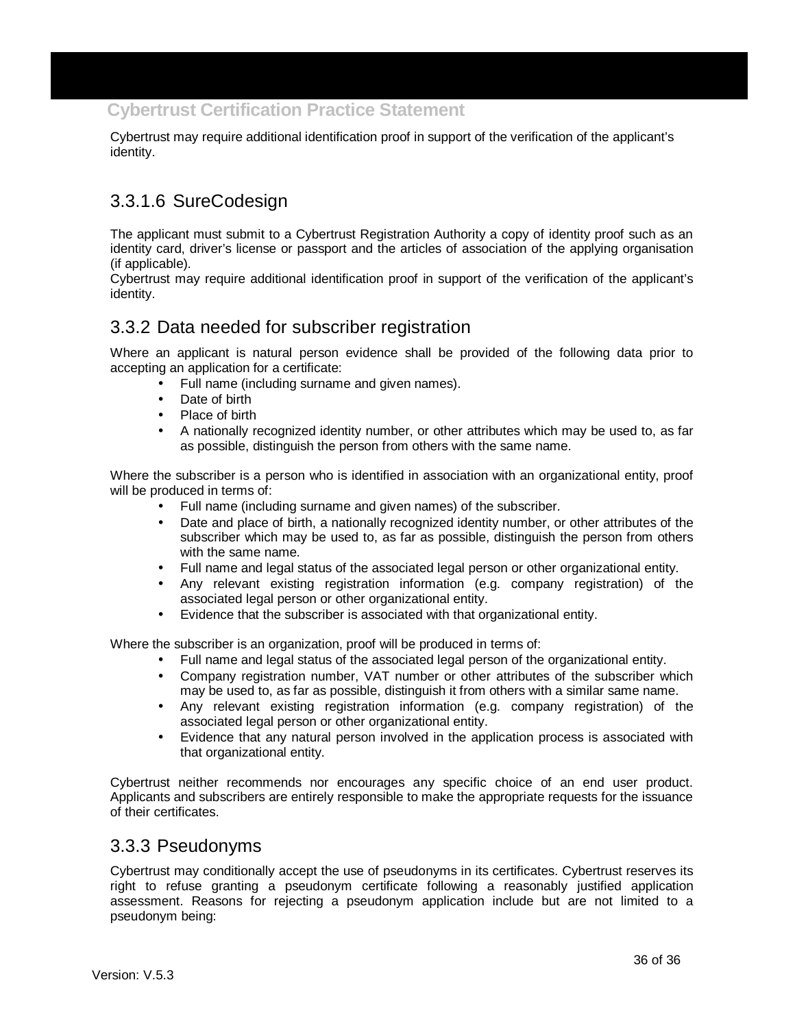Cybertrust may require additional identification proof in support of the verification of the applicant's identity.

#### 3.3.1.6 SureCodesign

The applicant must submit to a Cybertrust Registration Authority a copy of identity proof such as an identity card, driver's license or passport and the articles of association of the applying organisation (if applicable).
Cybertrust may require additional identification proof in support of the verification of the applicant's identity.

### 3.3.2 Data needed for subscriber registration

Where an applicant is natural person evidence shall be provided of the following data prior to accepting an application for a certificate:

- Full name (including surname and given names).
- Date of birth
- Place of birth
- A nationally recognized identity number, or other attributes which may be used to, as far as possible, distinguish the person from others with the same name.

Where the subscriber is a person who is identified in association with an organizational entity, proof will be produced in terms of:

- Full name (including surname and given names) of the subscriber.
- Date and place of birth, a nationally recognized identity number, or other attributes of the subscriber which may be used to, as far as possible, distinguish the person from others with the same name.
- Full name and legal status of the associated legal person or other organizational entity.
- Any relevant existing registration information (e.g. company registration) of the associated legal person or other organizational entity.
- Evidence that the subscriber is associated with that organizational entity.

Where the subscriber is an organization, proof will be produced in terms of:

- Full name and legal status of the associated legal person of the organizational entity.
- Company registration number, VAT number or other attributes of the subscriber which may be used to, as far as possible, distinguish it from others with a similar same name.
- Any relevant existing registration information (e.g. company registration) of the associated legal person or other organizational entity.
- Evidence that any natural person involved in the application process is associated with that organizational entity.

Cybertrust neither recommends nor encourages any specific choice of an end user product. Applicants and subscribers are entirely responsible to make the appropriate requests for the issuance of their certificates.

### 3.3.3 Pseudonyms

Cybertrust may conditionally accept the use of pseudonyms in its certificates. Cybertrust reserves its right to refuse granting a pseudonym certificate following a reasonably justified application assessment. Reasons for rejecting a pseudonym application include but are not limited to a pseudonym being: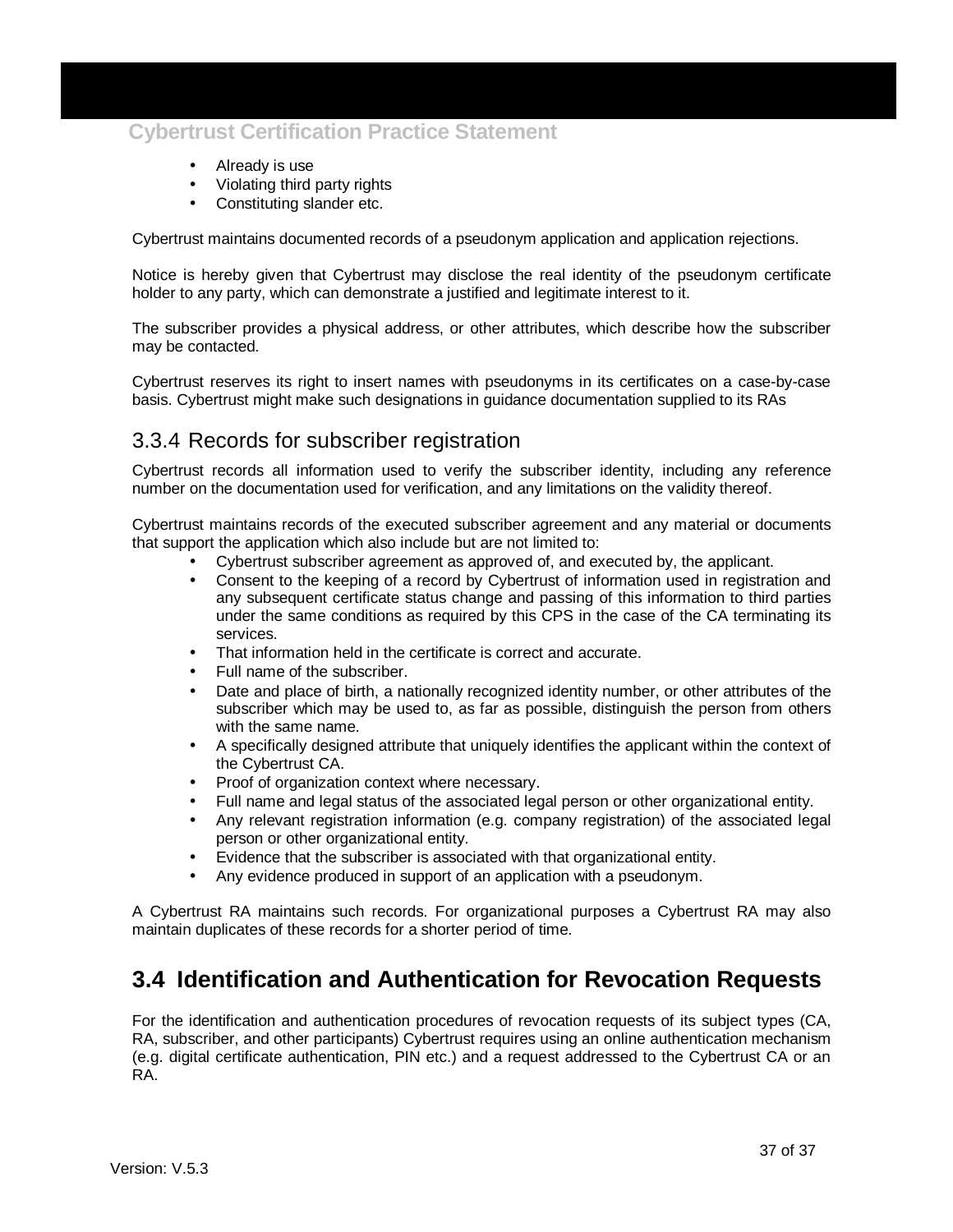- Already is use
- Violating third party rights
- Constituting slander etc.

Cybertrust maintains documented records of a pseudonym application and application rejections.

Notice is hereby given that Cybertrust may disclose the real identity of the pseudonym certificate holder to any party, which can demonstrate a justified and legitimate interest to it.

The subscriber provides a physical address, or other attributes, which describe how the subscriber may be contacted.

Cybertrust reserves its right to insert names with pseudonyms in its certificates on a case-by-case basis. Cybertrust might make such designations in guidance documentation supplied to its RAs

### 3.3.4 Records for subscriber registration

Cybertrust records all information used to verify the subscriber identity, including any reference number on the documentation used for verification, and any limitations on the validity thereof.

Cybertrust maintains records of the executed subscriber agreement and any material or documents that support the application which also include but are not limited to:

- Cybertrust subscriber agreement as approved of, and executed by, the applicant.
- Consent to the keeping of a record by Cybertrust of information used in registration and any subsequent certificate status change and passing of this information to third parties under the same conditions as required by this CPS in the case of the CA terminating its services.
- That information held in the certificate is correct and accurate.
- Full name of the subscriber.
- Date and place of birth, a nationally recognized identity number, or other attributes of the subscriber which may be used to, as far as possible, distinguish the person from others with the same name.
- A specifically designed attribute that uniquely identifies the applicant within the context of the Cybertrust CA.
- Proof of organization context where necessary.
- Full name and legal status of the associated legal person or other organizational entity.
- Any relevant registration information (e.g. company registration) of the associated legal person or other organizational entity.
- Evidence that the subscriber is associated with that organizational entity.
- Any evidence produced in support of an application with a pseudonym.

A Cybertrust RA maintains such records. For organizational purposes a Cybertrust RA may also maintain duplicates of these records for a shorter period of time.

## 3.4 Identification and Authentication for Revocation Requests

For the identification and authentication procedures of revocation requests of its subject types (CA, RA, subscriber, and other participants) Cybertrust requires using an online authentication mechanism (e.g. digital certificate authentication, PIN etc.) and a request addressed to the Cybertrust CA or an RA.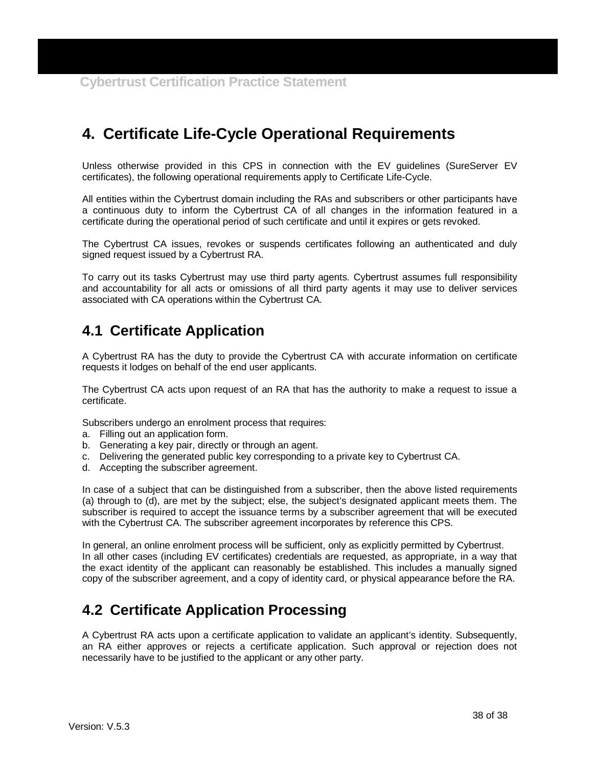# 4. Certificate Life-Cycle Operational Requirements

Unless otherwise provided in this CPS in connection with the EV guidelines (SureServer EV certificates), the following operational requirements apply to Certificate Life-Cycle.

All entities within the Cybertrust domain including the RAs and subscribers or other participants have a continuous duty to inform the Cybertrust CA of all changes in the information featured in a certificate during the operational period of such certificate and until it expires or gets revoked.

The Cybertrust CA issues, revokes or suspends certificates following an authenticated and duly signed request issued by a Cybertrust RA.

To carry out its tasks Cybertrust may use third party agents. Cybertrust assumes full responsibility and accountability for all acts or omissions of all third party agents it may use to deliver services associated with CA operations within the Cybertrust CA.

## 4.1 Certificate Application

A Cybertrust RA has the duty to provide the Cybertrust CA with accurate information on certificate requests it lodges on behalf of the end user applicants.

The Cybertrust CA acts upon request of an RA that has the authority to make a request to issue a certificate.

Subscribers undergo an enrolment process that requires:

a. Filling out an application form.
b. Generating a key pair, directly or through an agent.
c. Delivering the generated public key corresponding to a private key to Cybertrust CA.
d. Accepting the subscriber agreement.

In case of a subject that can be distinguished from a subscriber, then the above listed requirements (a) through to (d), are met by the subject; else, the subject's designated applicant meets them. The subscriber is required to accept the issuance terms by a subscriber agreement that will be executed with the Cybertrust CA. The subscriber agreement incorporates by reference this CPS.

In general, an online enrolment process will be sufficient, only as explicitly permitted by Cybertrust.
In all other cases (including EV certificates) credentials are requested, as appropriate, in a way that the exact identity of the applicant can reasonably be established. This includes a manually signed copy of the subscriber agreement, and a copy of identity card, or physical appearance before the RA.

## 4.2 Certificate Application Processing

A Cybertrust RA acts upon a certificate application to validate an applicant's identity. Subsequently, an RA either approves or rejects a certificate application. Such approval or rejection does not necessarily have to be justified to the applicant or any other party.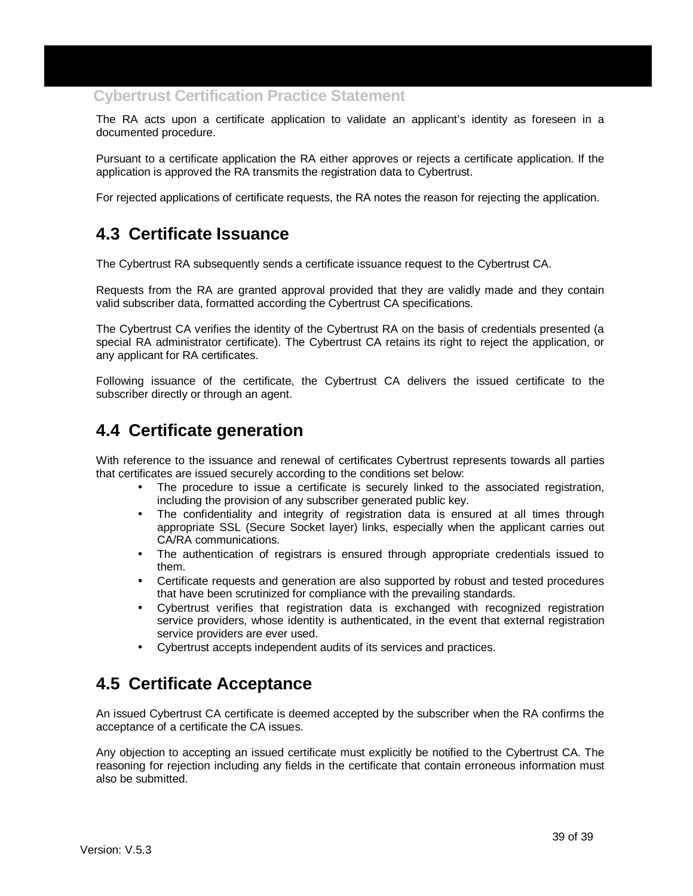The RA acts upon a certificate application to validate an applicant's identity as foreseen in a documented procedure.

Pursuant to a certificate application the RA either approves or rejects a certificate application. If the application is approved the RA transmits the registration data to Cybertrust.

For rejected applications of certificate requests, the RA notes the reason for rejecting the application.

## 4.3 Certificate Issuance

The Cybertrust RA subsequently sends a certificate issuance request to the Cybertrust CA.

Requests from the RA are granted approval provided that they are validly made and they contain valid subscriber data, formatted according the Cybertrust CA specifications.

The Cybertrust CA verifies the identity of the Cybertrust RA on the basis of credentials presented (a special RA administrator certificate). The Cybertrust CA retains its right to reject the application, or any applicant for RA certificates.

Following issuance of the certificate, the Cybertrust CA delivers the issued certificate to the subscriber directly or through an agent.

## 4.4 Certificate generation

With reference to the issuance and renewal of certificates Cybertrust represents towards all parties that certificates are issued securely according to the conditions set below:

- The procedure to issue a certificate is securely linked to the associated registration, including the provision of any subscriber generated public key.
- The confidentiality and integrity of registration data is ensured at all times through appropriate SSL (Secure Socket layer) links, especially when the applicant carries out CA/RA communications.
- The authentication of registrars is ensured through appropriate credentials issued to them.
- Certificate requests and generation are also supported by robust and tested procedures that have been scrutinized for compliance with the prevailing standards.
- Cybertrust verifies that registration data is exchanged with recognized registration service providers, whose identity is authenticated, in the event that external registration service providers are ever used.
- Cybertrust accepts independent audits of its services and practices.

## 4.5 Certificate Acceptance

An issued Cybertrust CA certificate is deemed accepted by the subscriber when the RA confirms the acceptance of a certificate the CA issues.

Any objection to accepting an issued certificate must explicitly be notified to the Cybertrust CA. The reasoning for rejection including any fields in the certificate that contain erroneous information must also be submitted.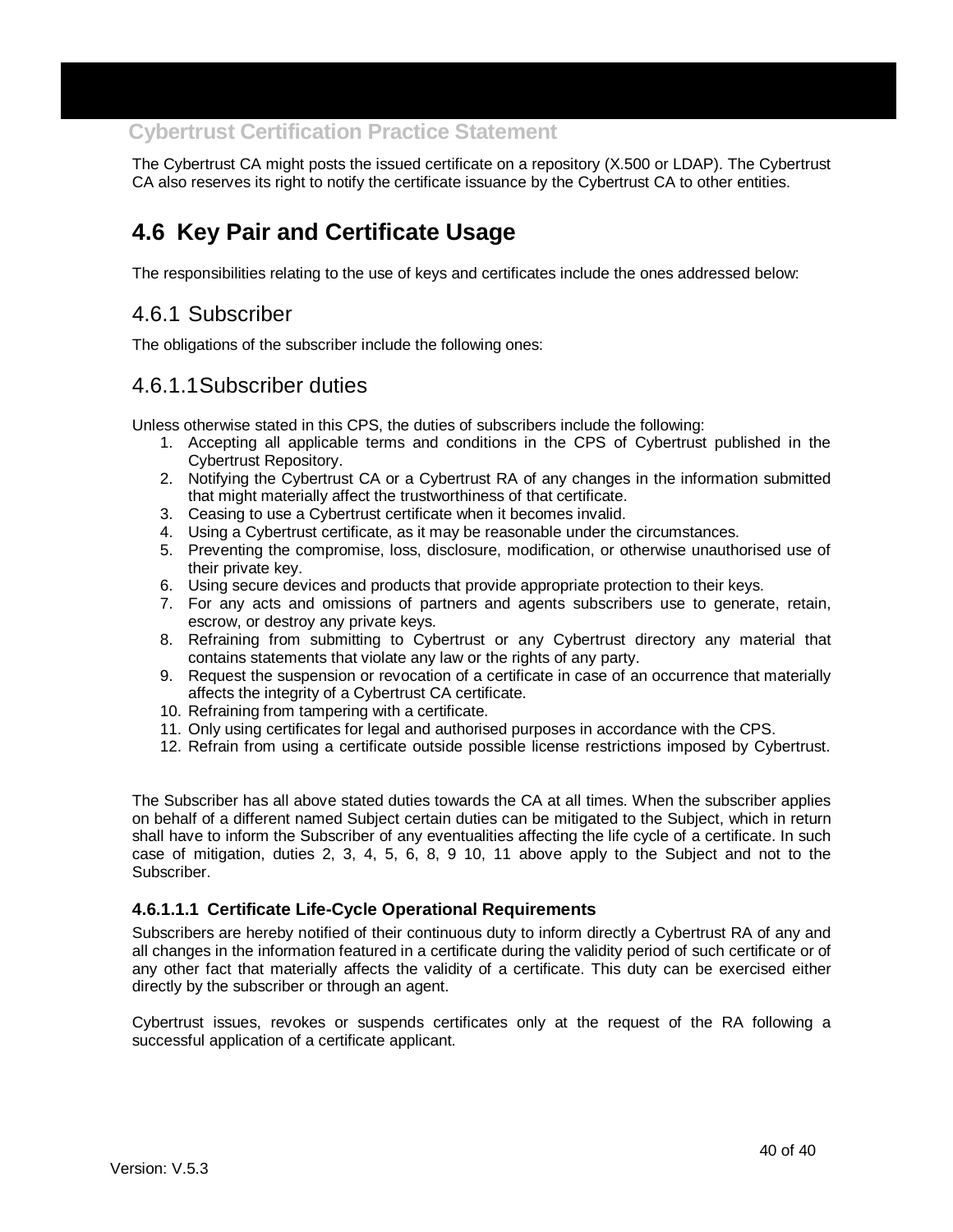The Cybertrust CA might posts the issued certificate on a repository (X.500 or LDAP). The Cybertrust CA also reserves its right to notify the certificate issuance by the Cybertrust CA to other entities.

## 4.6 Key Pair and Certificate Usage

The responsibilities relating to the use of keys and certificates include the ones addressed below:

### 4.6.1 Subscriber

The obligations of the subscriber include the following ones:

### 4.6.1.1 Subscriber duties

Unless otherwise stated in this CPS, the duties of subscribers include the following:

1. Accepting all applicable terms and conditions in the CPS of Cybertrust published in the Cybertrust Repository.
2. Notifying the Cybertrust CA or a Cybertrust RA of any changes in the information submitted that might materially affect the trustworthiness of that certificate.
3. Ceasing to use a Cybertrust certificate when it becomes invalid.
4. Using a Cybertrust certificate, as it may be reasonable under the circumstances.
5. Preventing the compromise, loss, disclosure, modification, or otherwise unauthorised use of their private key.
6. Using secure devices and products that provide appropriate protection to their keys.
7. For any acts and omissions of partners and agents subscribers use to generate, retain, escrow, or destroy any private keys.
8. Refraining from submitting to Cybertrust or any Cybertrust directory any material that contains statements that violate any law or the rights of any party.
9. Request the suspension or revocation of a certificate in case of an occurrence that materially affects the integrity of a Cybertrust CA certificate.
10. Refraining from tampering with a certificate.
11. Only using certificates for legal and authorised purposes in accordance with the CPS.
12. Refrain from using a certificate outside possible license restrictions imposed by Cybertrust.

The Subscriber has all above stated duties towards the CA at all times. When the subscriber applies on behalf of a different named Subject certain duties can be mitigated to the Subject, which in return shall have to inform the Subscriber of any eventualities affecting the life cycle of a certificate. In such case of mitigation, duties 2, 3, 4, 5, 6, 8, 9 10, 11 above apply to the Subject and not to the Subscriber.

#### 4.6.1.1.1 Certificate Life-Cycle Operational Requirements

Subscribers are hereby notified of their continuous duty to inform directly a Cybertrust RA of any and all changes in the information featured in a certificate during the validity period of such certificate or of any other fact that materially affects the validity of a certificate. This duty can be exercised either directly by the subscriber or through an agent.

Cybertrust issues, revokes or suspends certificates only at the request of the RA following a successful application of a certificate applicant.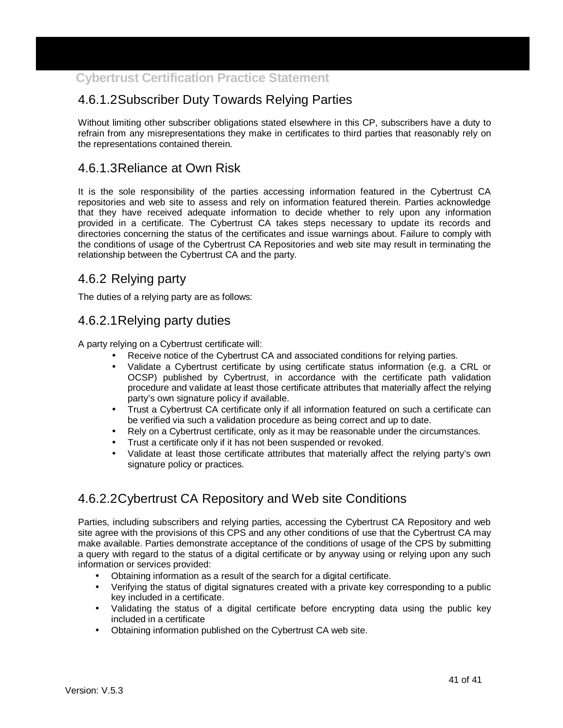#### 4.6.1.2 Subscriber Duty Towards Relying Parties

Without limiting other subscriber obligations stated elsewhere in this CP, subscribers have a duty to refrain from any misrepresentations they make in certificates to third parties that reasonably rely on the representations contained therein.

#### 4.6.1.3 Reliance at Own Risk

It is the sole responsibility of the parties accessing information featured in the Cybertrust CA repositories and web site to assess and rely on information featured therein. Parties acknowledge that they have received adequate information to decide whether to rely upon any information provided in a certificate. The Cybertrust CA takes steps necessary to update its records and directories concerning the status of the certificates and issue warnings about. Failure to comply with the conditions of usage of the Cybertrust CA Repositories and web site may result in terminating the relationship between the Cybertrust CA and the party.

### 4.6.2 Relying party

The duties of a relying party are as follows:

#### 4.6.2.1 Relying party duties

A party relying on a Cybertrust certificate will:

- Receive notice of the Cybertrust CA and associated conditions for relying parties.
- Validate a Cybertrust certificate by using certificate status information (e.g. a CRL or OCSP) published by Cybertrust, in accordance with the certificate path validation procedure and validate at least those certificate attributes that materially affect the relying party's own signature policy if available.
- Trust a Cybertrust CA certificate only if all information featured on such a certificate can be verified via such a validation procedure as being correct and up to date.
- Rely on a Cybertrust certificate, only as it may be reasonable under the circumstances.
- Trust a certificate only if it has not been suspended or revoked.
- Validate at least those certificate attributes that materially affect the relying party's own signature policy or practices.

#### 4.6.2.2 Cybertrust CA Repository and Web site Conditions

Parties, including subscribers and relying parties, accessing the Cybertrust CA Repository and web site agree with the provisions of this CPS and any other conditions of use that the Cybertrust CA may make available. Parties demonstrate acceptance of the conditions of usage of the CPS by submitting a query with regard to the status of a digital certificate or by anyway using or relying upon any such information or services provided:

- Obtaining information as a result of the search for a digital certificate.
- Verifying the status of digital signatures created with a private key corresponding to a public key included in a certificate.
- Validating the status of a digital certificate before encrypting data using the public key included in a certificate
- Obtaining information published on the Cybertrust CA web site.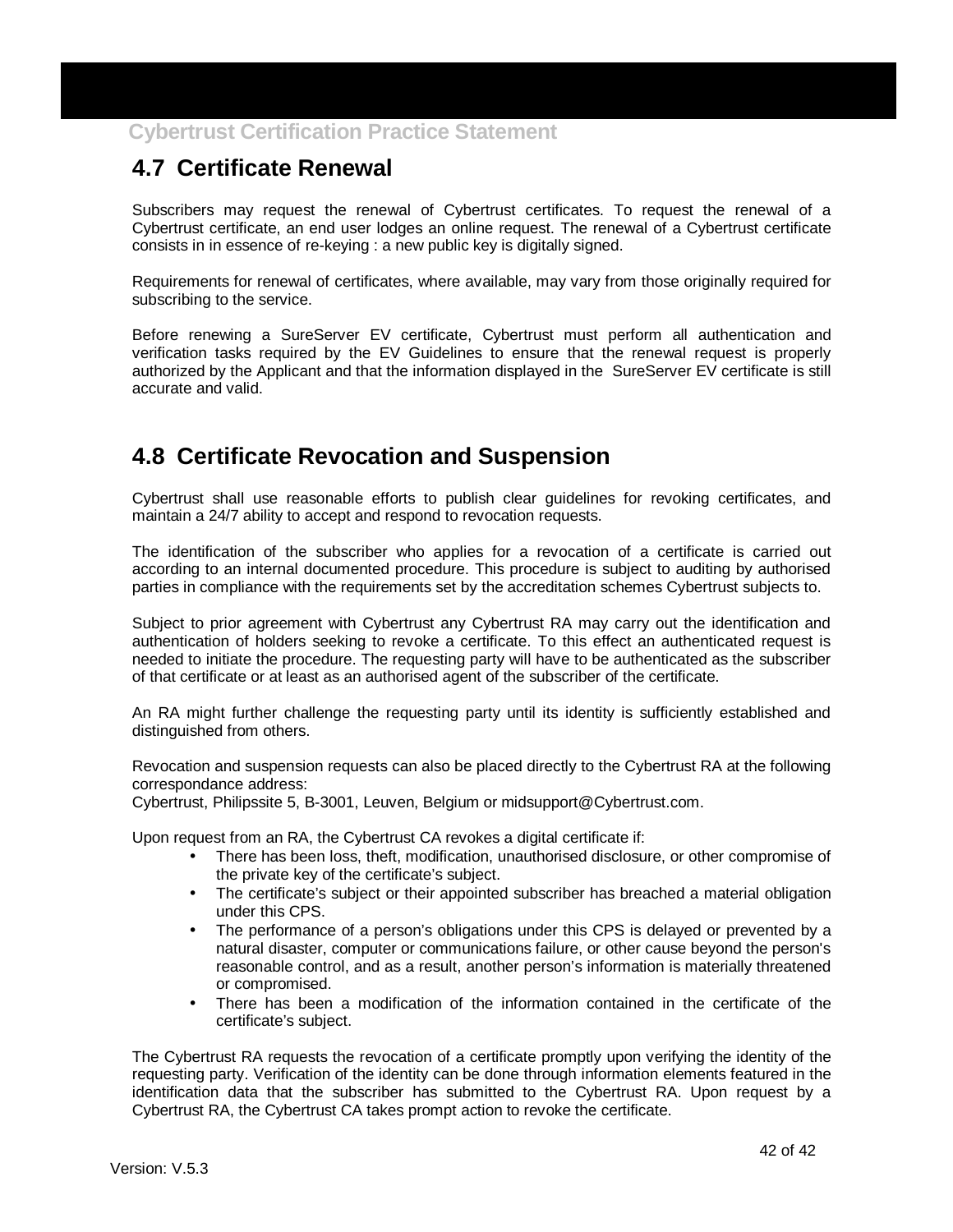## 4.7 Certificate Renewal

Subscribers may request the renewal of Cybertrust certificates. To request the renewal of a Cybertrust certificate, an end user lodges an online request. The renewal of a Cybertrust certificate consists in in essence of re-keying : a new public key is digitally signed.

Requirements for renewal of certificates, where available, may vary from those originally required for subscribing to the service.

Before renewing a SureServer EV certificate, Cybertrust must perform all authentication and verification tasks required by the EV Guidelines to ensure that the renewal request is properly authorized by the Applicant and that the information displayed in the SureServer EV certificate is still accurate and valid.

## 4.8 Certificate Revocation and Suspension

Cybertrust shall use reasonable efforts to publish clear guidelines for revoking certificates, and maintain a 24/7 ability to accept and respond to revocation requests.

The identification of the subscriber who applies for a revocation of a certificate is carried out according to an internal documented procedure. This procedure is subject to auditing by authorised parties in compliance with the requirements set by the accreditation schemes Cybertrust subjects to.

Subject to prior agreement with Cybertrust any Cybertrust RA may carry out the identification and authentication of holders seeking to revoke a certificate. To this effect an authenticated request is needed to initiate the procedure. The requesting party will have to be authenticated as the subscriber of that certificate or at least as an authorised agent of the subscriber of the certificate.

An RA might further challenge the requesting party until its identity is sufficiently established and distinguished from others.

Revocation and suspension requests can also be placed directly to the Cybertrust RA at the following correspondance address:
Cybertrust, Philipssite 5, B-3001, Leuven, Belgium or midsupport@Cybertrust.com.

Upon request from an RA, the Cybertrust CA revokes a digital certificate if:

- There has been loss, theft, modification, unauthorised disclosure, or other compromise of the private key of the certificate's subject.
- The certificate's subject or their appointed subscriber has breached a material obligation under this CPS.
- The performance of a person's obligations under this CPS is delayed or prevented by a natural disaster, computer or communications failure, or other cause beyond the person's reasonable control, and as a result, another person's information is materially threatened or compromised.
- There has been a modification of the information contained in the certificate of the certificate's subject.

The Cybertrust RA requests the revocation of a certificate promptly upon verifying the identity of the requesting party. Verification of the identity can be done through information elements featured in the identification data that the subscriber has submitted to the Cybertrust RA. Upon request by a Cybertrust RA, the Cybertrust CA takes prompt action to revoke the certificate.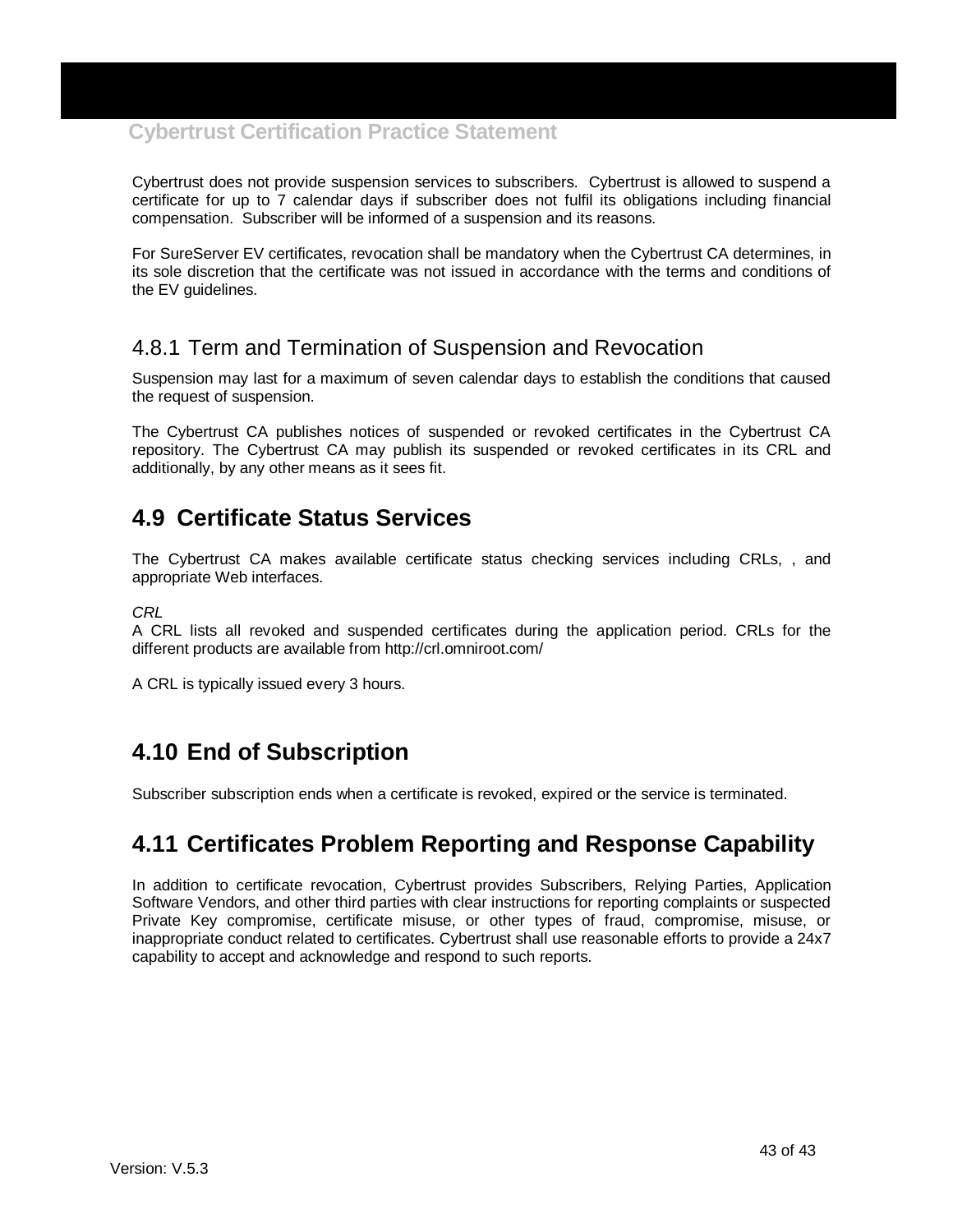Cybertrust does not provide suspension services to subscribers. Cybertrust is allowed to suspend a certificate for up to 7 calendar days if subscriber does not fulfil its obligations including financial compensation. Subscriber will be informed of a suspension and its reasons.

For SureServer EV certificates, revocation shall be mandatory when the Cybertrust CA determines, in its sole discretion that the certificate was not issued in accordance with the terms and conditions of the EV guidelines.

### 4.8.1 Term and Termination of Suspension and Revocation

Suspension may last for a maximum of seven calendar days to establish the conditions that caused the request of suspension.

The Cybertrust CA publishes notices of suspended or revoked certificates in the Cybertrust CA repository. The Cybertrust CA may publish its suspended or revoked certificates in its CRL and additionally, by any other means as it sees fit.

## 4.9 Certificate Status Services

The Cybertrust CA makes available certificate status checking services including CRLs, , and appropriate Web interfaces.

*CRL*
A CRL lists all revoked and suspended certificates during the application period. CRLs for the different products are available from http://crl.omniroot.com/

A CRL is typically issued every 3 hours.

## 4.10 End of Subscription

Subscriber subscription ends when a certificate is revoked, expired or the service is terminated.

## 4.11 Certificates Problem Reporting and Response Capability

In addition to certificate revocation, Cybertrust provides Subscribers, Relying Parties, Application Software Vendors, and other third parties with clear instructions for reporting complaints or suspected Private Key compromise, certificate misuse, or other types of fraud, compromise, misuse, or inappropriate conduct related to certificates. Cybertrust shall use reasonable efforts to provide a 24x7 capability to accept and acknowledge and respond to such reports.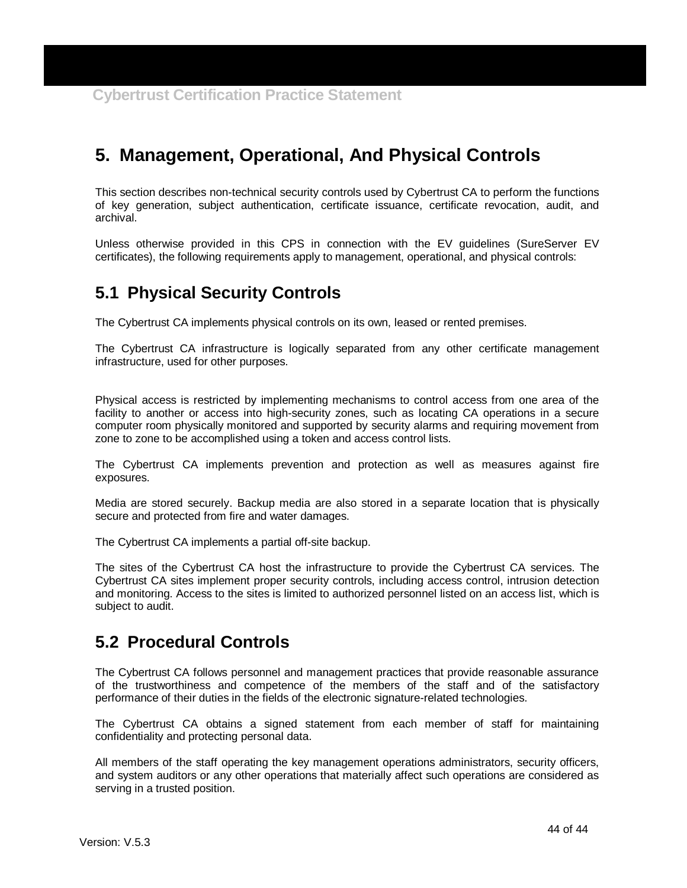# 5. Management, Operational, And Physical Controls

This section describes non-technical security controls used by Cybertrust CA to perform the functions of key generation, subject authentication, certificate issuance, certificate revocation, audit, and archival.

Unless otherwise provided in this CPS in connection with the EV guidelines (SureServer EV certificates), the following requirements apply to management, operational, and physical controls:

## 5.1 Physical Security Controls

The Cybertrust CA implements physical controls on its own, leased or rented premises.

The Cybertrust CA infrastructure is logically separated from any other certificate management infrastructure, used for other purposes.

Physical access is restricted by implementing mechanisms to control access from one area of the facility to another or access into high-security zones, such as locating CA operations in a secure computer room physically monitored and supported by security alarms and requiring movement from zone to zone to be accomplished using a token and access control lists.

The Cybertrust CA implements prevention and protection as well as measures against fire exposures.

Media are stored securely. Backup media are also stored in a separate location that is physically secure and protected from fire and water damages.

The Cybertrust CA implements a partial off-site backup.

The sites of the Cybertrust CA host the infrastructure to provide the Cybertrust CA services. The Cybertrust CA sites implement proper security controls, including access control, intrusion detection and monitoring. Access to the sites is limited to authorized personnel listed on an access list, which is subject to audit.

## 5.2 Procedural Controls

The Cybertrust CA follows personnel and management practices that provide reasonable assurance of the trustworthiness and competence of the members of the staff and of the satisfactory performance of their duties in the fields of the electronic signature-related technologies.

The Cybertrust CA obtains a signed statement from each member of staff for maintaining confidentiality and protecting personal data.

All members of the staff operating the key management operations administrators, security officers, and system auditors or any other operations that materially affect such operations are considered as serving in a trusted position.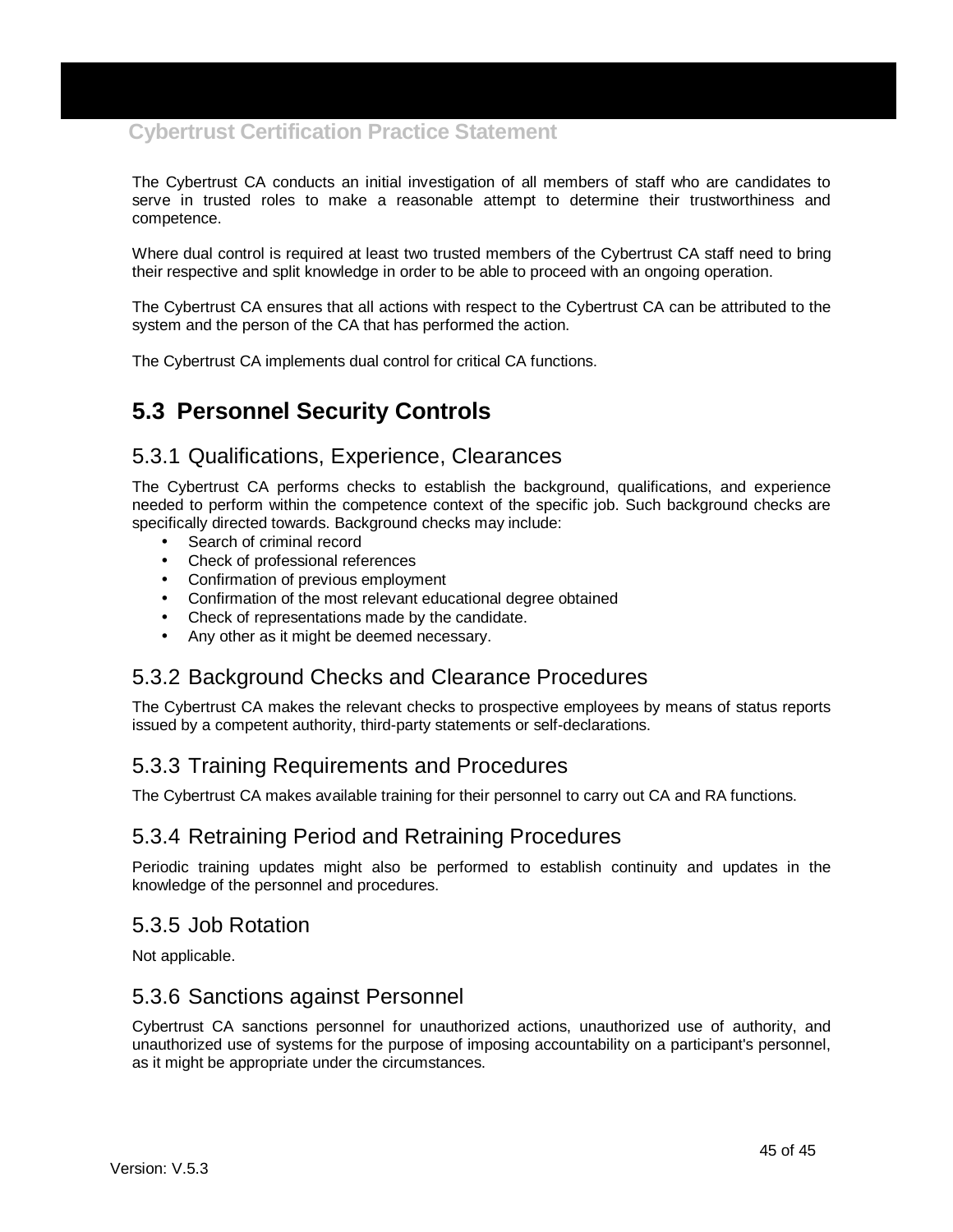The Cybertrust CA conducts an initial investigation of all members of staff who are candidates to serve in trusted roles to make a reasonable attempt to determine their trustworthiness and competence.

Where dual control is required at least two trusted members of the Cybertrust CA staff need to bring their respective and split knowledge in order to be able to proceed with an ongoing operation.

The Cybertrust CA ensures that all actions with respect to the Cybertrust CA can be attributed to the system and the person of the CA that has performed the action.

The Cybertrust CA implements dual control for critical CA functions.

## 5.3 Personnel Security Controls

### 5.3.1 Qualifications, Experience, Clearances

The Cybertrust CA performs checks to establish the background, qualifications, and experience needed to perform within the competence context of the specific job. Such background checks are specifically directed towards. Background checks may include:

- Search of criminal record
- Check of professional references
- Confirmation of previous employment
- Confirmation of the most relevant educational degree obtained
- Check of representations made by the candidate.
- Any other as it might be deemed necessary.

### 5.3.2 Background Checks and Clearance Procedures

The Cybertrust CA makes the relevant checks to prospective employees by means of status reports issued by a competent authority, third-party statements or self-declarations.

### 5.3.3 Training Requirements and Procedures

The Cybertrust CA makes available training for their personnel to carry out CA and RA functions.

### 5.3.4 Retraining Period and Retraining Procedures

Periodic training updates might also be performed to establish continuity and updates in the knowledge of the personnel and procedures.

### 5.3.5 Job Rotation

Not applicable.

### 5.3.6 Sanctions against Personnel

Cybertrust CA sanctions personnel for unauthorized actions, unauthorized use of authority, and unauthorized use of systems for the purpose of imposing accountability on a participant's personnel, as it might be appropriate under the circumstances.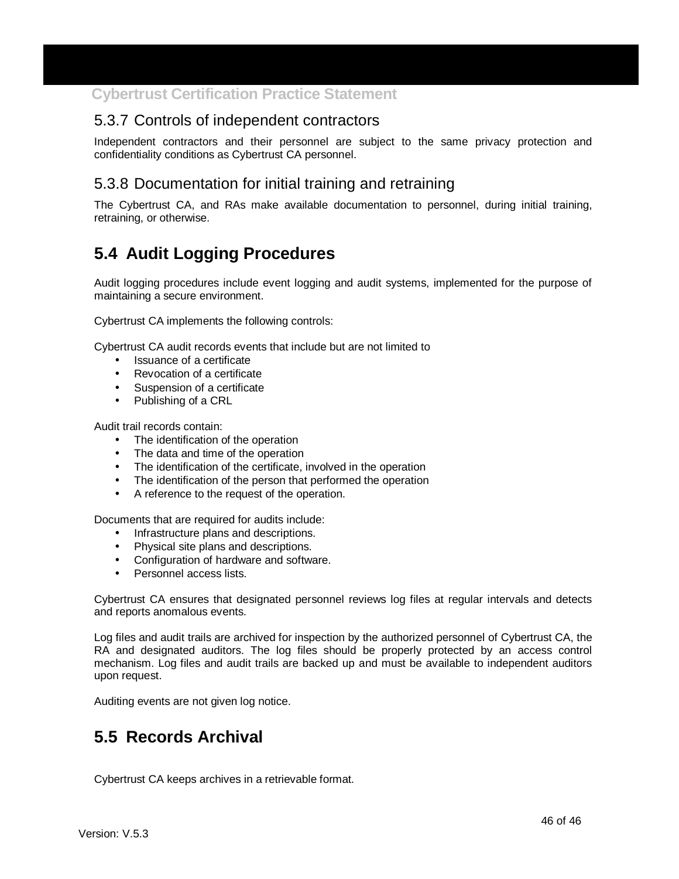### 5.3.7 Controls of independent contractors

Independent contractors and their personnel are subject to the same privacy protection and confidentiality conditions as Cybertrust CA personnel.

### 5.3.8 Documentation for initial training and retraining

The Cybertrust CA, and RAs make available documentation to personnel, during initial training, retraining, or otherwise.

## 5.4 Audit Logging Procedures

Audit logging procedures include event logging and audit systems, implemented for the purpose of maintaining a secure environment.

Cybertrust CA implements the following controls:

Cybertrust CA audit records events that include but are not limited to

- Issuance of a certificate
- Revocation of a certificate
- Suspension of a certificate
- Publishing of a CRL

Audit trail records contain:

- The identification of the operation
- The data and time of the operation
- The identification of the certificate, involved in the operation
- The identification of the person that performed the operation
- A reference to the request of the operation.

Documents that are required for audits include:

- Infrastructure plans and descriptions.
- Physical site plans and descriptions.
- Configuration of hardware and software.
- Personnel access lists.

Cybertrust CA ensures that designated personnel reviews log files at regular intervals and detects and reports anomalous events.

Log files and audit trails are archived for inspection by the authorized personnel of Cybertrust CA, the RA and designated auditors. The log files should be properly protected by an access control mechanism. Log files and audit trails are backed up and must be available to independent auditors upon request.

Auditing events are not given log notice.

## 5.5 Records Archival

Cybertrust CA keeps archives in a retrievable format.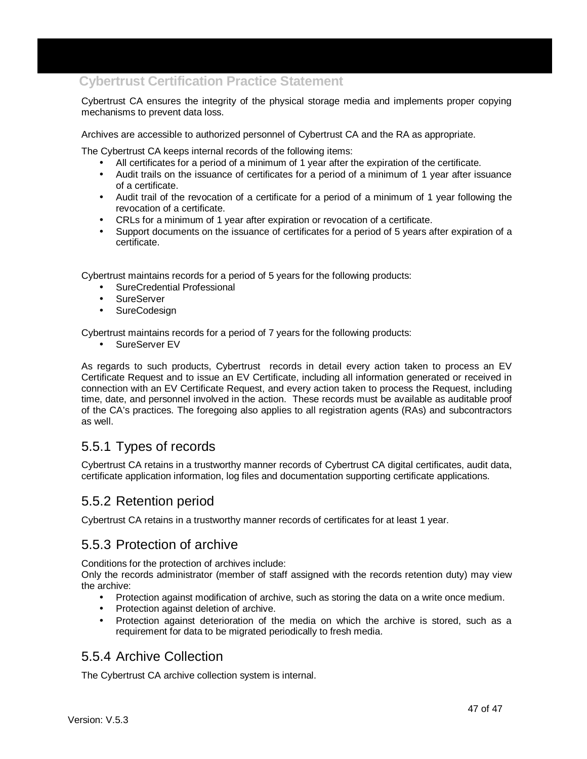Cybertrust CA ensures the integrity of the physical storage media and implements proper copying mechanisms to prevent data loss.

Archives are accessible to authorized personnel of Cybertrust CA and the RA as appropriate.

The Cybertrust CA keeps internal records of the following items:

- All certificates for a period of a minimum of 1 year after the expiration of the certificate.
- Audit trails on the issuance of certificates for a period of a minimum of 1 year after issuance of a certificate.
- Audit trail of the revocation of a certificate for a period of a minimum of 1 year following the revocation of a certificate.
- CRLs for a minimum of 1 year after expiration or revocation of a certificate.
- Support documents on the issuance of certificates for a period of 5 years after expiration of a certificate.

Cybertrust maintains records for a period of 5 years for the following products:

- SureCredential Professional
- SureServer
- SureCodesign

Cybertrust maintains records for a period of 7 years for the following products:

- SureServer EV

As regards to such products, Cybertrust records in detail every action taken to process an EV Certificate Request and to issue an EV Certificate, including all information generated or received in connection with an EV Certificate Request, and every action taken to process the Request, including time, date, and personnel involved in the action. These records must be available as auditable proof of the CA's practices. The foregoing also applies to all registration agents (RAs) and subcontractors as well.

### 5.5.1 Types of records

Cybertrust CA retains in a trustworthy manner records of Cybertrust CA digital certificates, audit data, certificate application information, log files and documentation supporting certificate applications.

### 5.5.2 Retention period

Cybertrust CA retains in a trustworthy manner records of certificates for at least 1 year.

### 5.5.3 Protection of archive

Conditions for the protection of archives include:
Only the records administrator (member of staff assigned with the records retention duty) may view the archive:

- Protection against modification of archive, such as storing the data on a write once medium.
- Protection against deletion of archive.
- Protection against deterioration of the media on which the archive is stored, such as a requirement for data to be migrated periodically to fresh media.

### 5.5.4 Archive Collection

The Cybertrust CA archive collection system is internal.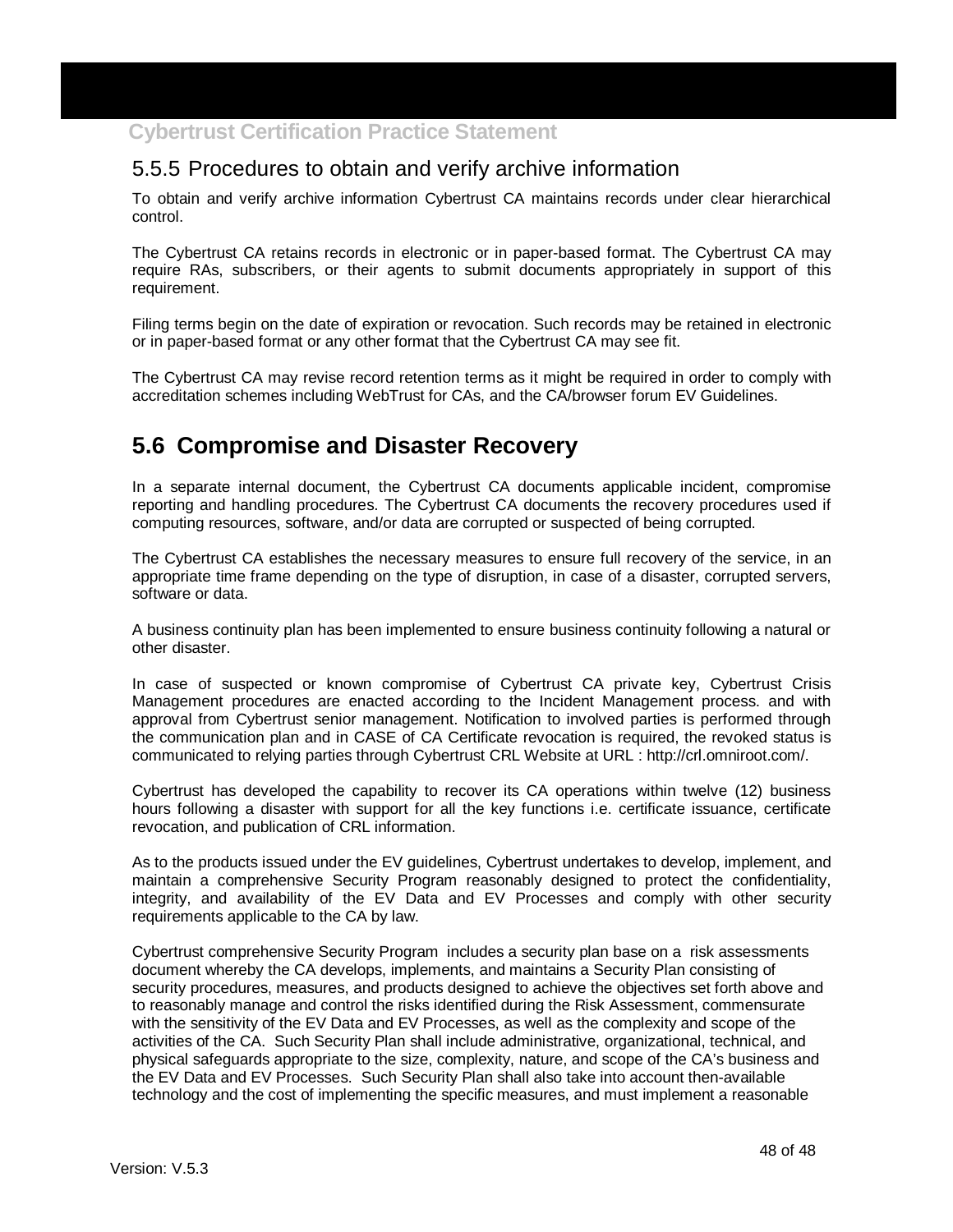### 5.5.5 Procedures to obtain and verify archive information

To obtain and verify archive information Cybertrust CA maintains records under clear hierarchical control.

The Cybertrust CA retains records in electronic or in paper-based format. The Cybertrust CA may require RAs, subscribers, or their agents to submit documents appropriately in support of this requirement.

Filing terms begin on the date of expiration or revocation. Such records may be retained in electronic or in paper-based format or any other format that the Cybertrust CA may see fit.

The Cybertrust CA may revise record retention terms as it might be required in order to comply with accreditation schemes including WebTrust for CAs, and the CA/browser forum EV Guidelines.

## 5.6 Compromise and Disaster Recovery

In a separate internal document, the Cybertrust CA documents applicable incident, compromise reporting and handling procedures. The Cybertrust CA documents the recovery procedures used if computing resources, software, and/or data are corrupted or suspected of being corrupted.

The Cybertrust CA establishes the necessary measures to ensure full recovery of the service, in an appropriate time frame depending on the type of disruption, in case of a disaster, corrupted servers, software or data.

A business continuity plan has been implemented to ensure business continuity following a natural or other disaster.

In case of suspected or known compromise of Cybertrust CA private key, Cybertrust Crisis Management procedures are enacted according to the Incident Management process. and with approval from Cybertrust senior management. Notification to involved parties is performed through the communication plan and in CASE of CA Certificate revocation is required, the revoked status is communicated to relying parties through Cybertrust CRL Website at URL : http://crl.omniroot.com/.

Cybertrust has developed the capability to recover its CA operations within twelve (12) business hours following a disaster with support for all the key functions i.e. certificate issuance, certificate revocation, and publication of CRL information.

As to the products issued under the EV guidelines, Cybertrust undertakes to develop, implement, and maintain a comprehensive Security Program reasonably designed to protect the confidentiality, integrity, and availability of the EV Data and EV Processes and comply with other security requirements applicable to the CA by law.

Cybertrust comprehensive Security Program includes a security plan base on a risk assessments document whereby the CA develops, implements, and maintains a Security Plan consisting of security procedures, measures, and products designed to achieve the objectives set forth above and to reasonably manage and control the risks identified during the Risk Assessment, commensurate with the sensitivity of the EV Data and EV Processes, as well as the complexity and scope of the activities of the CA. Such Security Plan shall include administrative, organizational, technical, and physical safeguards appropriate to the size, complexity, nature, and scope of the CA's business and the EV Data and EV Processes. Such Security Plan shall also take into account then-available technology and the cost of implementing the specific measures, and must implement a reasonable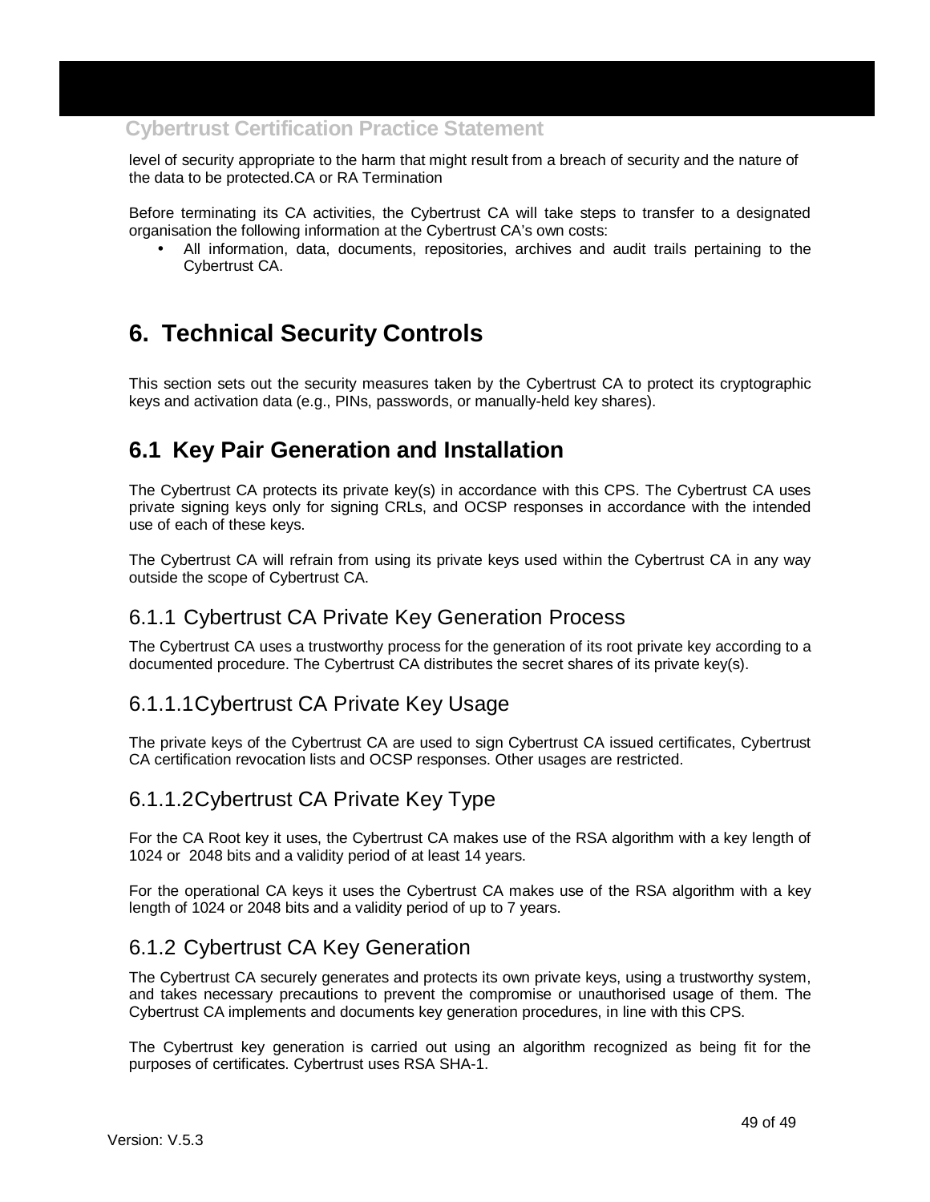level of security appropriate to the harm that might result from a breach of security and the nature of the data to be protected.CA or RA Termination

Before terminating its CA activities, the Cybertrust CA will take steps to transfer to a designated organisation the following information at the Cybertrust CA's own costs:

- All information, data, documents, repositories, archives and audit trails pertaining to the Cybertrust CA.

# 6. Technical Security Controls

This section sets out the security measures taken by the Cybertrust CA to protect its cryptographic keys and activation data (e.g., PINs, passwords, or manually-held key shares).

## 6.1 Key Pair Generation and Installation

The Cybertrust CA protects its private key(s) in accordance with this CPS. The Cybertrust CA uses private signing keys only for signing CRLs, and OCSP responses in accordance with the intended use of each of these keys.

The Cybertrust CA will refrain from using its private keys used within the Cybertrust CA in any way outside the scope of Cybertrust CA.

### 6.1.1 Cybertrust CA Private Key Generation Process

The Cybertrust CA uses a trustworthy process for the generation of its root private key according to a documented procedure. The Cybertrust CA distributes the secret shares of its private key(s).

### 6.1.1.1 Cybertrust CA Private Key Usage

The private keys of the Cybertrust CA are used to sign Cybertrust CA issued certificates, Cybertrust CA certification revocation lists and OCSP responses. Other usages are restricted.

### 6.1.1.2 Cybertrust CA Private Key Type

For the CA Root key it uses, the Cybertrust CA makes use of the RSA algorithm with a key length of 1024 or 2048 bits and a validity period of at least 14 years.

For the operational CA keys it uses the Cybertrust CA makes use of the RSA algorithm with a key length of 1024 or 2048 bits and a validity period of up to 7 years.

### 6.1.2 Cybertrust CA Key Generation

The Cybertrust CA securely generates and protects its own private keys, using a trustworthy system, and takes necessary precautions to prevent the compromise or unauthorised usage of them. The Cybertrust CA implements and documents key generation procedures, in line with this CPS.

The Cybertrust key generation is carried out using an algorithm recognized as being fit for the purposes of certificates. Cybertrust uses RSA SHA-1.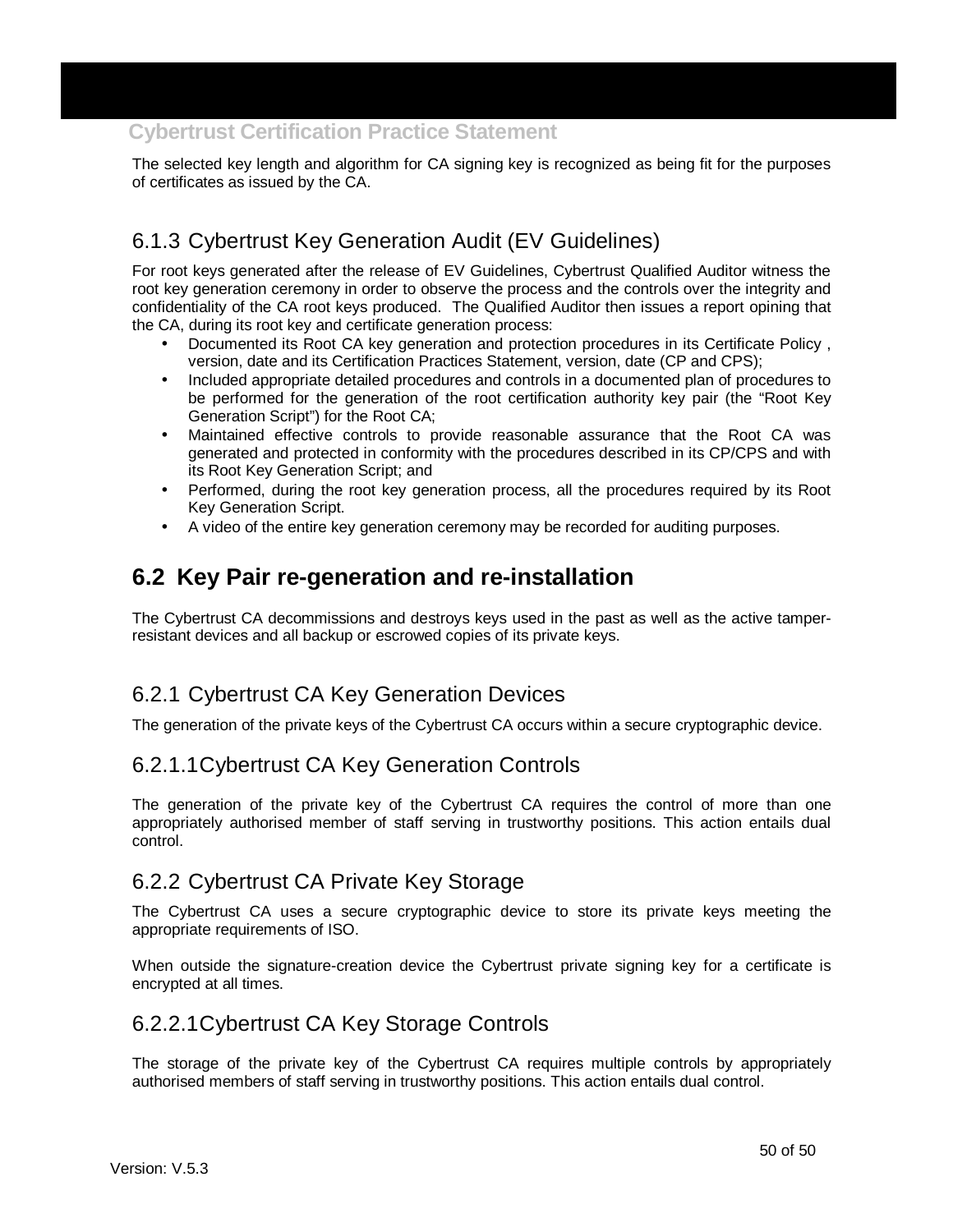The selected key length and algorithm for CA signing key is recognized as being fit for the purposes of certificates as issued by the CA.

### 6.1.3 Cybertrust Key Generation Audit (EV Guidelines)

For root keys generated after the release of EV Guidelines, Cybertrust Qualified Auditor witness the root key generation ceremony in order to observe the process and the controls over the integrity and confidentiality of the CA root keys produced. The Qualified Auditor then issues a report opining that the CA, during its root key and certificate generation process:

- Documented its Root CA key generation and protection procedures in its Certificate Policy , version, date and its Certification Practices Statement, version, date (CP and CPS);
- Included appropriate detailed procedures and controls in a documented plan of procedures to be performed for the generation of the root certification authority key pair (the "Root Key Generation Script") for the Root CA;
- Maintained effective controls to provide reasonable assurance that the Root CA was generated and protected in conformity with the procedures described in its CP/CPS and with its Root Key Generation Script; and
- Performed, during the root key generation process, all the procedures required by its Root Key Generation Script.
- A video of the entire key generation ceremony may be recorded for auditing purposes.

## 6.2 Key Pair re-generation and re-installation

The Cybertrust CA decommissions and destroys keys used in the past as well as the active tamper-resistant devices and all backup or escrowed copies of its private keys.

### 6.2.1 Cybertrust CA Key Generation Devices

The generation of the private keys of the Cybertrust CA occurs within a secure cryptographic device.

#### 6.2.1.1 Cybertrust CA Key Generation Controls

The generation of the private key of the Cybertrust CA requires the control of more than one appropriately authorised member of staff serving in trustworthy positions. This action entails dual control.

### 6.2.2 Cybertrust CA Private Key Storage

The Cybertrust CA uses a secure cryptographic device to store its private keys meeting the appropriate requirements of ISO.

When outside the signature-creation device the Cybertrust private signing key for a certificate is encrypted at all times.

#### 6.2.2.1 Cybertrust CA Key Storage Controls

The storage of the private key of the Cybertrust CA requires multiple controls by appropriately authorised members of staff serving in trustworthy positions. This action entails dual control.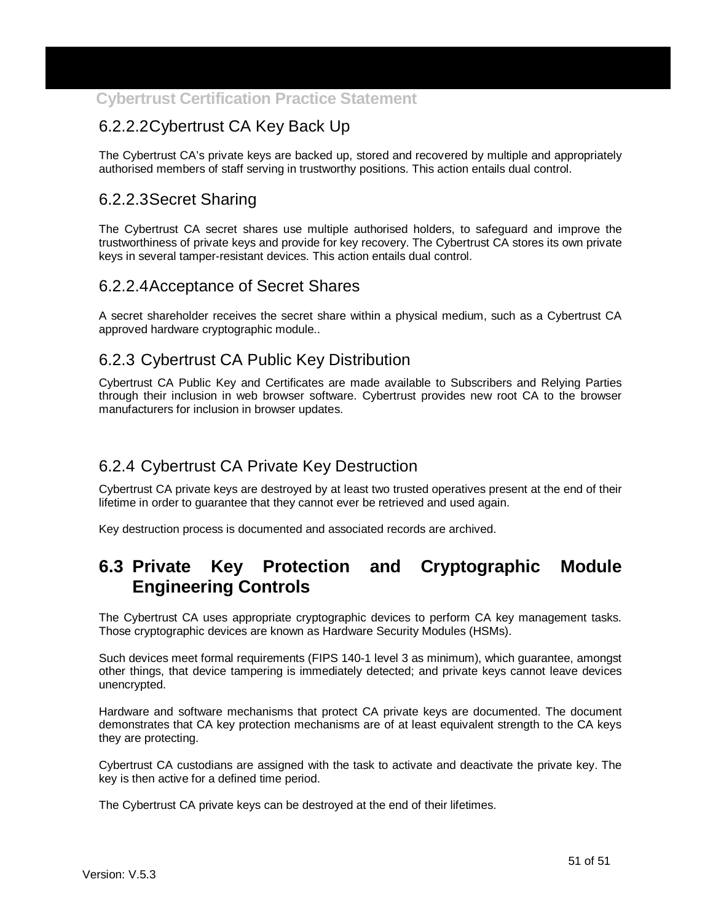#### 6.2.2.2 Cybertrust CA Key Back Up

The Cybertrust CA's private keys are backed up, stored and recovered by multiple and appropriately authorised members of staff serving in trustworthy positions. This action entails dual control.

#### 6.2.2.3 Secret Sharing

The Cybertrust CA secret shares use multiple authorised holders, to safeguard and improve the trustworthiness of private keys and provide for key recovery. The Cybertrust CA stores its own private keys in several tamper-resistant devices. This action entails dual control.

#### 6.2.2.4 Acceptance of Secret Shares

A secret shareholder receives the secret share within a physical medium, such as a Cybertrust CA approved hardware cryptographic module..

### 6.2.3 Cybertrust CA Public Key Distribution

Cybertrust CA Public Key and Certificates are made available to Subscribers and Relying Parties through their inclusion in web browser software. Cybertrust provides new root CA to the browser manufacturers for inclusion in browser updates.

### 6.2.4 Cybertrust CA Private Key Destruction

Cybertrust CA private keys are destroyed by at least two trusted operatives present at the end of their lifetime in order to guarantee that they cannot ever be retrieved and used again.

Key destruction process is documented and associated records are archived.

## 6.3 Private Key Protection and Cryptographic Module Engineering Controls

The Cybertrust CA uses appropriate cryptographic devices to perform CA key management tasks. Those cryptographic devices are known as Hardware Security Modules (HSMs).

Such devices meet formal requirements (FIPS 140-1 level 3 as minimum), which guarantee, amongst other things, that device tampering is immediately detected; and private keys cannot leave devices unencrypted.

Hardware and software mechanisms that protect CA private keys are documented. The document demonstrates that CA key protection mechanisms are of at least equivalent strength to the CA keys they are protecting.

Cybertrust CA custodians are assigned with the task to activate and deactivate the private key. The key is then active for a defined time period.

The Cybertrust CA private keys can be destroyed at the end of their lifetimes.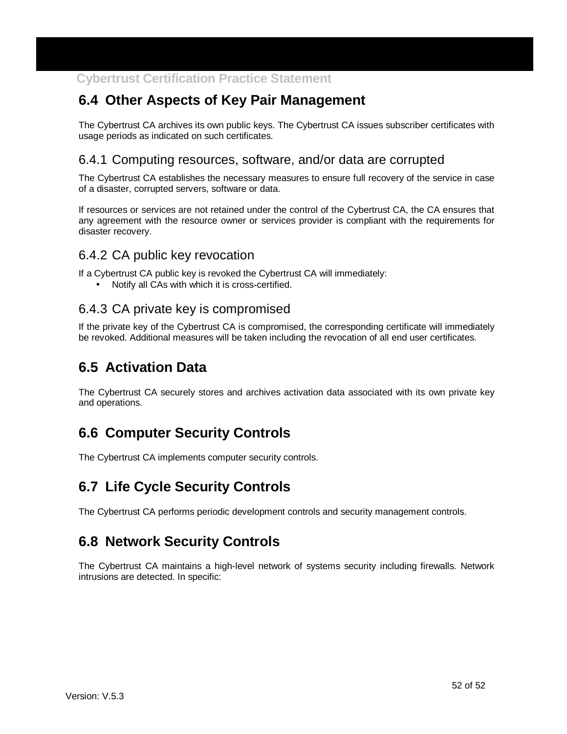## 6.4 Other Aspects of Key Pair Management

The Cybertrust CA archives its own public keys. The Cybertrust CA issues subscriber certificates with usage periods as indicated on such certificates.

### 6.4.1 Computing resources, software, and/or data are corrupted

The Cybertrust CA establishes the necessary measures to ensure full recovery of the service in case of a disaster, corrupted servers, software or data.

If resources or services are not retained under the control of the Cybertrust CA, the CA ensures that any agreement with the resource owner or services provider is compliant with the requirements for disaster recovery.

### 6.4.2 CA public key revocation

If a Cybertrust CA public key is revoked the Cybertrust CA will immediately:

- Notify all CAs with which it is cross-certified.

### 6.4.3 CA private key is compromised

If the private key of the Cybertrust CA is compromised, the corresponding certificate will immediately be revoked. Additional measures will be taken including the revocation of all end user certificates.

## 6.5 Activation Data

The Cybertrust CA securely stores and archives activation data associated with its own private key and operations.

## 6.6 Computer Security Controls

The Cybertrust CA implements computer security controls.

## 6.7 Life Cycle Security Controls

The Cybertrust CA performs periodic development controls and security management controls.

## 6.8 Network Security Controls

The Cybertrust CA maintains a high-level network of systems security including firewalls. Network intrusions are detected. In specific: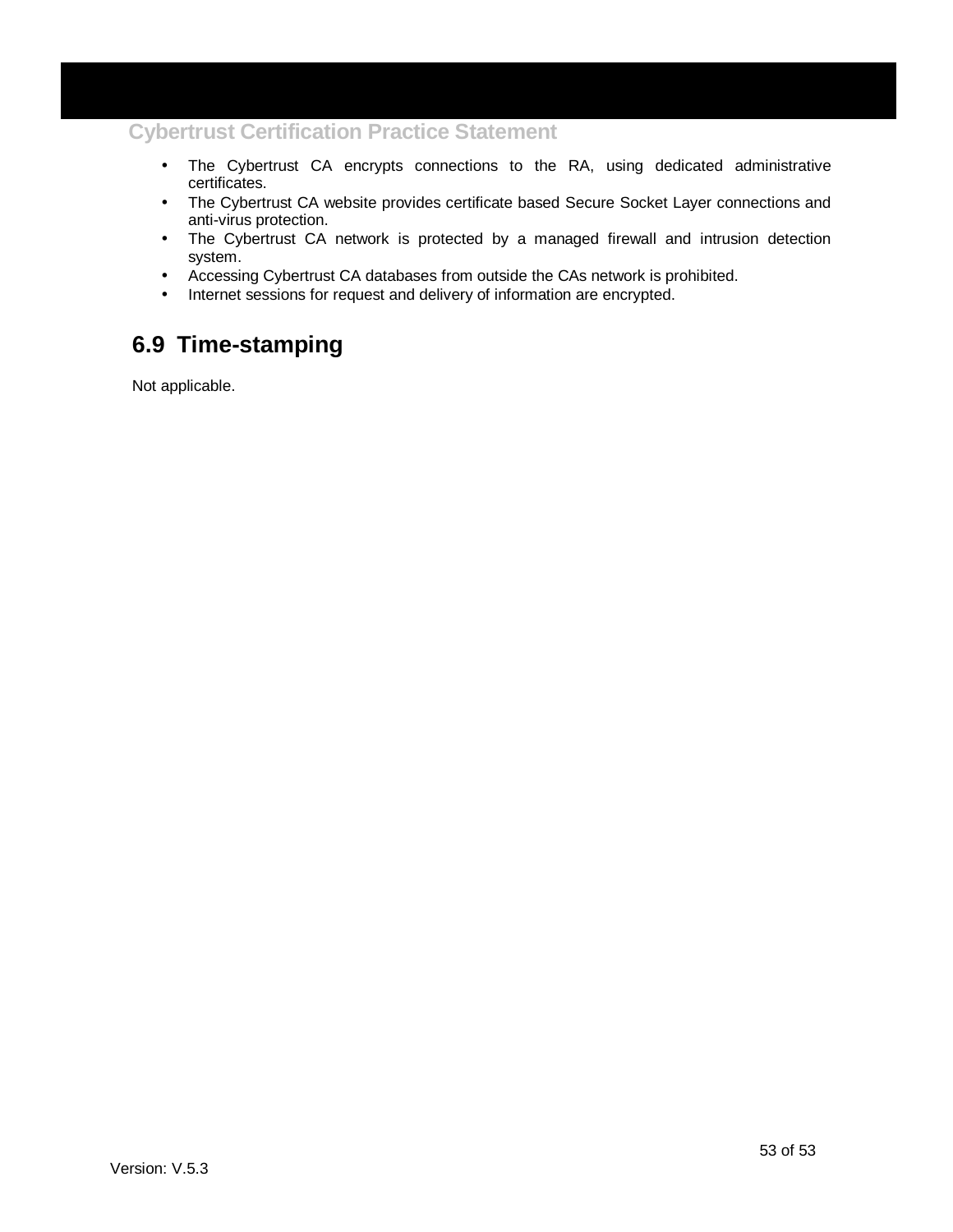- The Cybertrust CA encrypts connections to the RA, using dedicated administrative certificates.
- The Cybertrust CA website provides certificate based Secure Socket Layer connections and anti-virus protection.
- The Cybertrust CA network is protected by a managed firewall and intrusion detection system.
- Accessing Cybertrust CA databases from outside the CAs network is prohibited.
- Internet sessions for request and delivery of information are encrypted.

## 6.9 Time-stamping

Not applicable.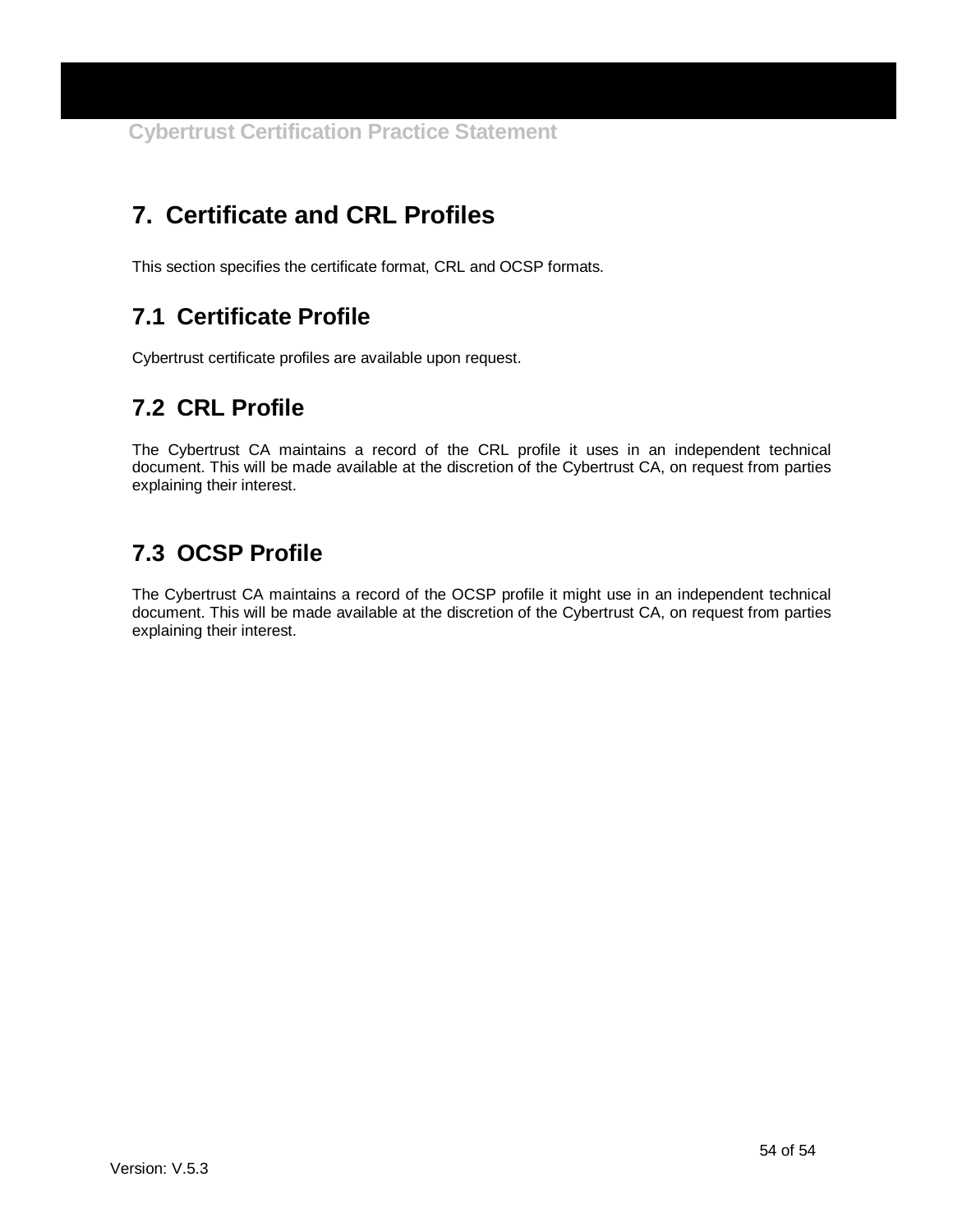# 7. Certificate and CRL Profiles

This section specifies the certificate format, CRL and OCSP formats.

## 7.1 Certificate Profile

Cybertrust certificate profiles are available upon request.

## 7.2 CRL Profile

The Cybertrust CA maintains a record of the CRL profile it uses in an independent technical document. This will be made available at the discretion of the Cybertrust CA, on request from parties explaining their interest.

## 7.3 OCSP Profile

The Cybertrust CA maintains a record of the OCSP profile it might use in an independent technical document. This will be made available at the discretion of the Cybertrust CA, on request from parties explaining their interest.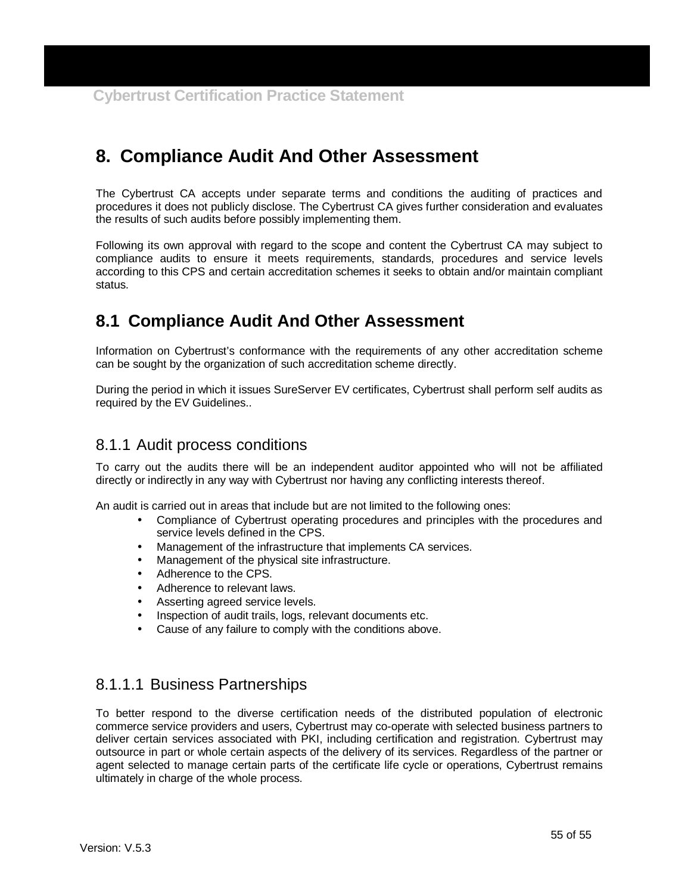# 8. Compliance Audit And Other Assessment

The Cybertrust CA accepts under separate terms and conditions the auditing of practices and procedures it does not publicly disclose. The Cybertrust CA gives further consideration and evaluates the results of such audits before possibly implementing them.

Following its own approval with regard to the scope and content the Cybertrust CA may subject to compliance audits to ensure it meets requirements, standards, procedures and service levels according to this CPS and certain accreditation schemes it seeks to obtain and/or maintain compliant status.

## 8.1 Compliance Audit And Other Assessment

Information on Cybertrust's conformance with the requirements of any other accreditation scheme can be sought by the organization of such accreditation scheme directly.

During the period in which it issues SureServer EV certificates, Cybertrust shall perform self audits as required by the EV Guidelines..

### 8.1.1 Audit process conditions

To carry out the audits there will be an independent auditor appointed who will not be affiliated directly or indirectly in any way with Cybertrust nor having any conflicting interests thereof.

An audit is carried out in areas that include but are not limited to the following ones:

- Compliance of Cybertrust operating procedures and principles with the procedures and service levels defined in the CPS.
- Management of the infrastructure that implements CA services.
- Management of the physical site infrastructure.
- Adherence to the CPS.
- Adherence to relevant laws.
- Asserting agreed service levels.
- Inspection of audit trails, logs, relevant documents etc.
- Cause of any failure to comply with the conditions above.

#### 8.1.1.1 Business Partnerships

To better respond to the diverse certification needs of the distributed population of electronic commerce service providers and users, Cybertrust may co-operate with selected business partners to deliver certain services associated with PKI, including certification and registration. Cybertrust may outsource in part or whole certain aspects of the delivery of its services. Regardless of the partner or agent selected to manage certain parts of the certificate life cycle or operations, Cybertrust remains ultimately in charge of the whole process.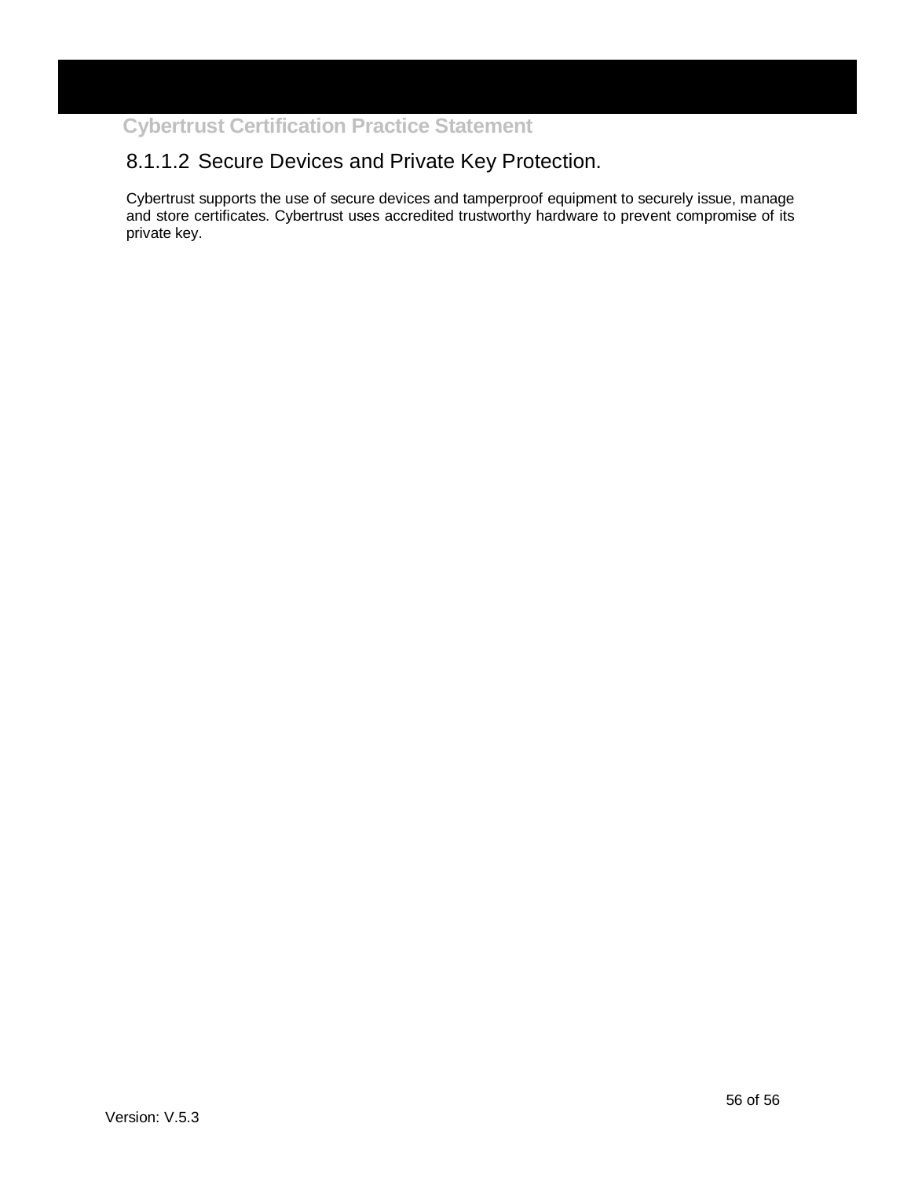#### 8.1.1.2 Secure Devices and Private Key Protection.

Cybertrust supports the use of secure devices and tamperproof equipment to securely issue, manage and store certificates. Cybertrust uses accredited trustworthy hardware to prevent compromise of its private key.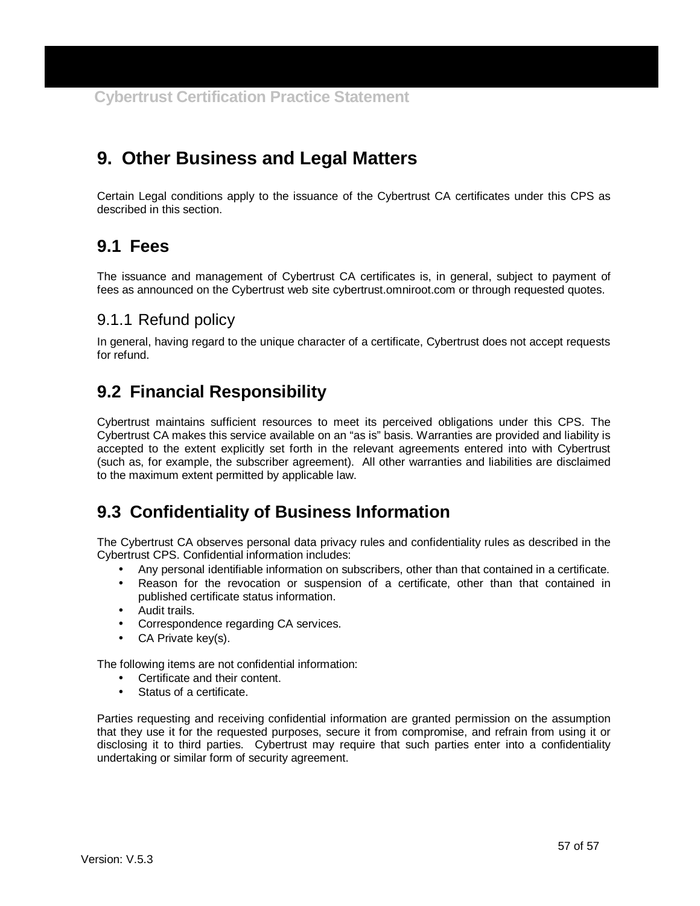# 9. Other Business and Legal Matters

Certain Legal conditions apply to the issuance of the Cybertrust CA certificates under this CPS as described in this section.

## 9.1 Fees

The issuance and management of Cybertrust CA certificates is, in general, subject to payment of fees as announced on the Cybertrust web site cybertrust.omniroot.com or through requested quotes.

### 9.1.1 Refund policy

In general, having regard to the unique character of a certificate, Cybertrust does not accept requests for refund.

## 9.2 Financial Responsibility

Cybertrust maintains sufficient resources to meet its perceived obligations under this CPS. The Cybertrust CA makes this service available on an "as is" basis. Warranties are provided and liability is accepted to the extent explicitly set forth in the relevant agreements entered into with Cybertrust (such as, for example, the subscriber agreement). All other warranties and liabilities are disclaimed to the maximum extent permitted by applicable law.

## 9.3 Confidentiality of Business Information

The Cybertrust CA observes personal data privacy rules and confidentiality rules as described in the Cybertrust CPS. Confidential information includes:

- Any personal identifiable information on subscribers, other than that contained in a certificate.
- Reason for the revocation or suspension of a certificate, other than that contained in published certificate status information.
- Audit trails.
- Correspondence regarding CA services.
- CA Private key(s).

The following items are not confidential information:

- Certificate and their content.
- Status of a certificate.

Parties requesting and receiving confidential information are granted permission on the assumption that they use it for the requested purposes, secure it from compromise, and refrain from using it or disclosing it to third parties. Cybertrust may require that such parties enter into a confidentiality undertaking or similar form of security agreement.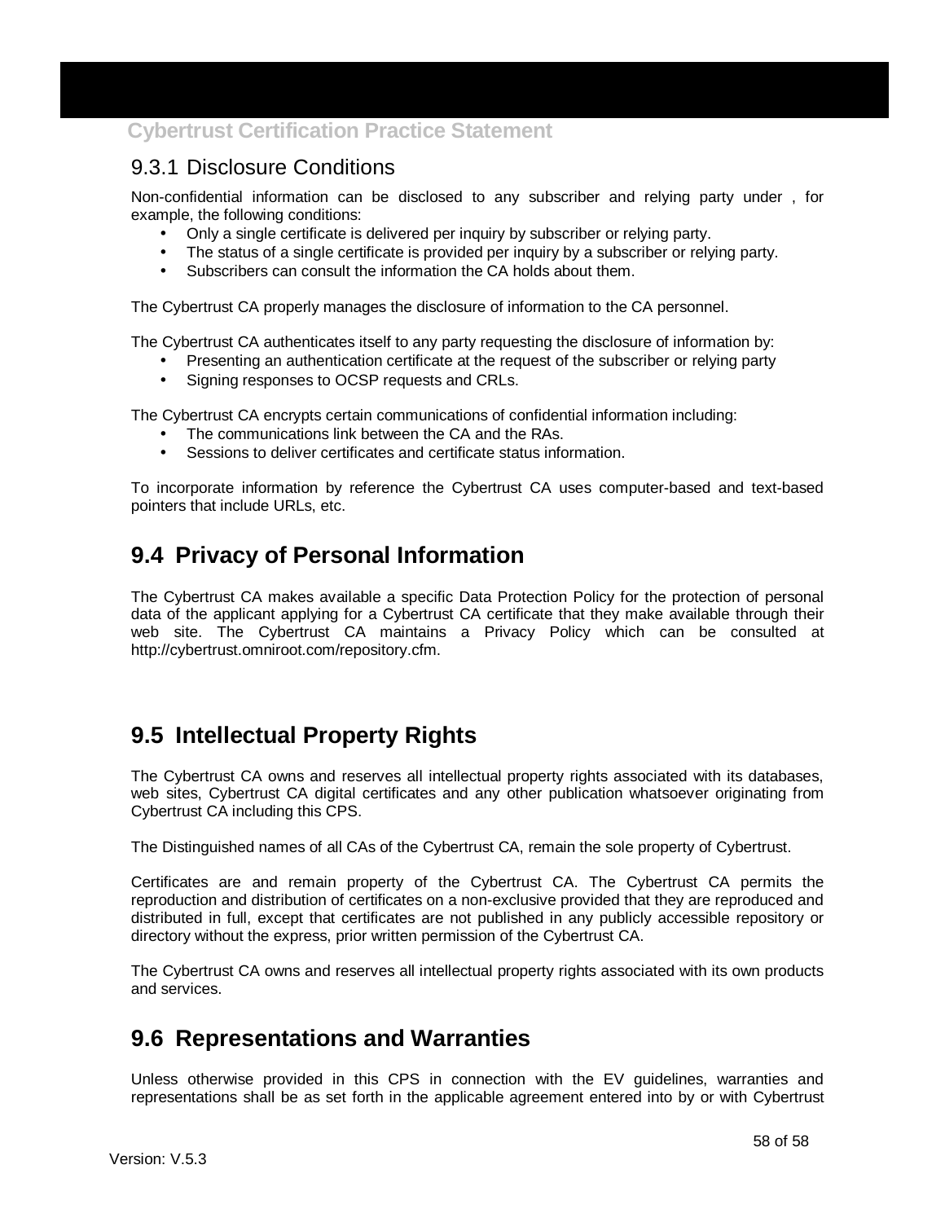### 9.3.1 Disclosure Conditions

Non-confidential information can be disclosed to any subscriber and relying party under , for example, the following conditions:

- Only a single certificate is delivered per inquiry by subscriber or relying party.
- The status of a single certificate is provided per inquiry by a subscriber or relying party.
- Subscribers can consult the information the CA holds about them.

The Cybertrust CA properly manages the disclosure of information to the CA personnel.

The Cybertrust CA authenticates itself to any party requesting the disclosure of information by:

- Presenting an authentication certificate at the request of the subscriber or relying party
- Signing responses to OCSP requests and CRLs.

The Cybertrust CA encrypts certain communications of confidential information including:

- The communications link between the CA and the RAs.
- Sessions to deliver certificates and certificate status information.

To incorporate information by reference the Cybertrust CA uses computer-based and text-based pointers that include URLs, etc.

## 9.4 Privacy of Personal Information

The Cybertrust CA makes available a specific Data Protection Policy for the protection of personal data of the applicant applying for a Cybertrust CA certificate that they make available through their web site. The Cybertrust CA maintains a Privacy Policy which can be consulted at http://cybertrust.omniroot.com/repository.cfm.

## 9.5 Intellectual Property Rights

The Cybertrust CA owns and reserves all intellectual property rights associated with its databases, web sites, Cybertrust CA digital certificates and any other publication whatsoever originating from Cybertrust CA including this CPS.

The Distinguished names of all CAs of the Cybertrust CA, remain the sole property of Cybertrust.

Certificates are and remain property of the Cybertrust CA. The Cybertrust CA permits the reproduction and distribution of certificates on a non-exclusive provided that they are reproduced and distributed in full, except that certificates are not published in any publicly accessible repository or directory without the express, prior written permission of the Cybertrust CA.

The Cybertrust CA owns and reserves all intellectual property rights associated with its own products and services.

## 9.6 Representations and Warranties

Unless otherwise provided in this CPS in connection with the EV guidelines, warranties and representations shall be as set forth in the applicable agreement entered into by or with Cybertrust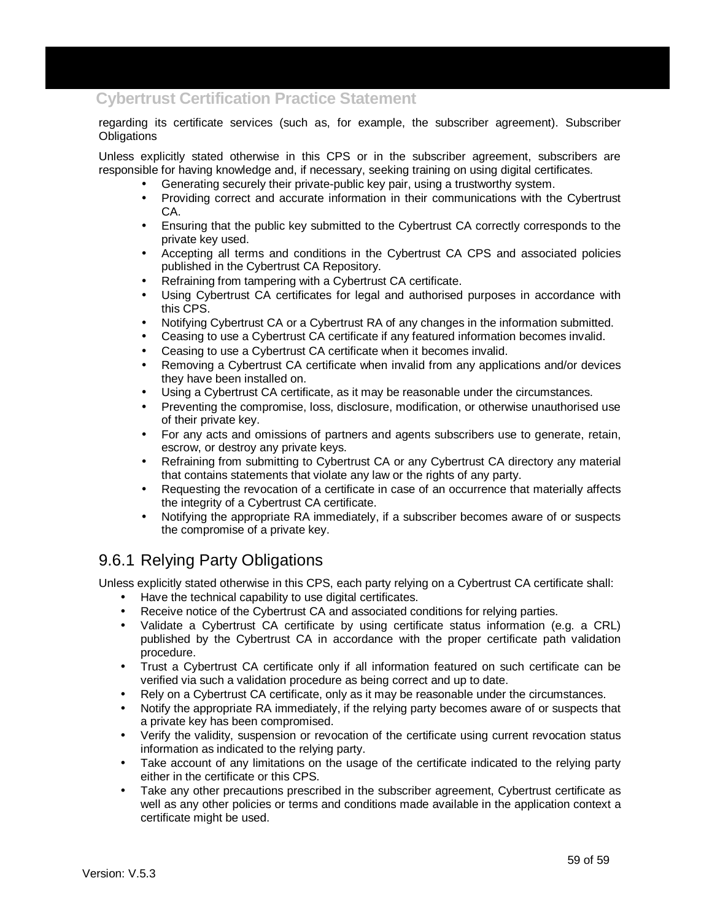regarding its certificate services (such as, for example, the subscriber agreement). Subscriber Obligations

Unless explicitly stated otherwise in this CPS or in the subscriber agreement, subscribers are responsible for having knowledge and, if necessary, seeking training on using digital certificates.

- Generating securely their private-public key pair, using a trustworthy system.
- Providing correct and accurate information in their communications with the Cybertrust CA.
- Ensuring that the public key submitted to the Cybertrust CA correctly corresponds to the private key used.
- Accepting all terms and conditions in the Cybertrust CA CPS and associated policies published in the Cybertrust CA Repository.
- Refraining from tampering with a Cybertrust CA certificate.
- Using Cybertrust CA certificates for legal and authorised purposes in accordance with this CPS.
- Notifying Cybertrust CA or a Cybertrust RA of any changes in the information submitted.
- Ceasing to use a Cybertrust CA certificate if any featured information becomes invalid.
- Ceasing to use a Cybertrust CA certificate when it becomes invalid.
- Removing a Cybertrust CA certificate when invalid from any applications and/or devices they have been installed on.
- Using a Cybertrust CA certificate, as it may be reasonable under the circumstances.
- Preventing the compromise, loss, disclosure, modification, or otherwise unauthorised use of their private key.
- For any acts and omissions of partners and agents subscribers use to generate, retain, escrow, or destroy any private keys.
- Refraining from submitting to Cybertrust CA or any Cybertrust CA directory any material that contains statements that violate any law or the rights of any party.
- Requesting the revocation of a certificate in case of an occurrence that materially affects the integrity of a Cybertrust CA certificate.
- Notifying the appropriate RA immediately, if a subscriber becomes aware of or suspects the compromise of a private key.

## 9.6.1 Relying Party Obligations

Unless explicitly stated otherwise in this CPS, each party relying on a Cybertrust CA certificate shall:

- Have the technical capability to use digital certificates.
- Receive notice of the Cybertrust CA and associated conditions for relying parties.
- Validate a Cybertrust CA certificate by using certificate status information (e.g. a CRL) published by the Cybertrust CA in accordance with the proper certificate path validation procedure.
- Trust a Cybertrust CA certificate only if all information featured on such certificate can be verified via such a validation procedure as being correct and up to date.
- Rely on a Cybertrust CA certificate, only as it may be reasonable under the circumstances.
- Notify the appropriate RA immediately, if the relying party becomes aware of or suspects that a private key has been compromised.
- Verify the validity, suspension or revocation of the certificate using current revocation status information as indicated to the relying party.
- Take account of any limitations on the usage of the certificate indicated to the relying party either in the certificate or this CPS.
- Take any other precautions prescribed in the subscriber agreement, Cybertrust certificate as well as any other policies or terms and conditions made available in the application context a certificate might be used.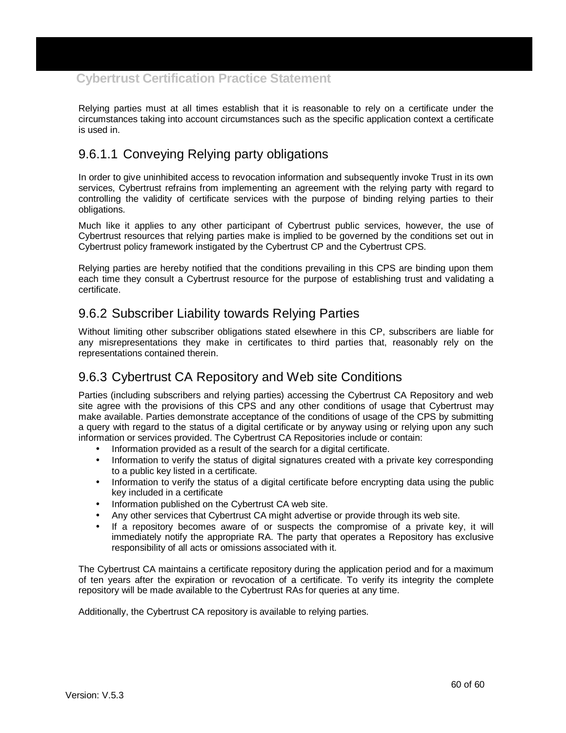Relying parties must at all times establish that it is reasonable to rely on a certificate under the circumstances taking into account circumstances such as the specific application context a certificate is used in.

#### 9.6.1.1 Conveying Relying party obligations

In order to give uninhibited access to revocation information and subsequently invoke Trust in its own services, Cybertrust refrains from implementing an agreement with the relying party with regard to controlling the validity of certificate services with the purpose of binding relying parties to their obligations.

Much like it applies to any other participant of Cybertrust public services, however, the use of Cybertrust resources that relying parties make is implied to be governed by the conditions set out in Cybertrust policy framework instigated by the Cybertrust CP and the Cybertrust CPS.

Relying parties are hereby notified that the conditions prevailing in this CPS are binding upon them each time they consult a Cybertrust resource for the purpose of establishing trust and validating a certificate.

### 9.6.2 Subscriber Liability towards Relying Parties

Without limiting other subscriber obligations stated elsewhere in this CP, subscribers are liable for any misrepresentations they make in certificates to third parties that, reasonably rely on the representations contained therein.

### 9.6.3 Cybertrust CA Repository and Web site Conditions

Parties (including subscribers and relying parties) accessing the Cybertrust CA Repository and web site agree with the provisions of this CPS and any other conditions of usage that Cybertrust may make available. Parties demonstrate acceptance of the conditions of usage of the CPS by submitting a query with regard to the status of a digital certificate or by anyway using or relying upon any such information or services provided. The Cybertrust CA Repositories include or contain:

- Information provided as a result of the search for a digital certificate.
- Information to verify the status of digital signatures created with a private key corresponding to a public key listed in a certificate.
- Information to verify the status of a digital certificate before encrypting data using the public key included in a certificate
- Information published on the Cybertrust CA web site.
- Any other services that Cybertrust CA might advertise or provide through its web site.
- If a repository becomes aware of or suspects the compromise of a private key, it will immediately notify the appropriate RA. The party that operates a Repository has exclusive responsibility of all acts or omissions associated with it.

The Cybertrust CA maintains a certificate repository during the application period and for a maximum of ten years after the expiration or revocation of a certificate. To verify its integrity the complete repository will be made available to the Cybertrust RAs for queries at any time.

Additionally, the Cybertrust CA repository is available to relying parties.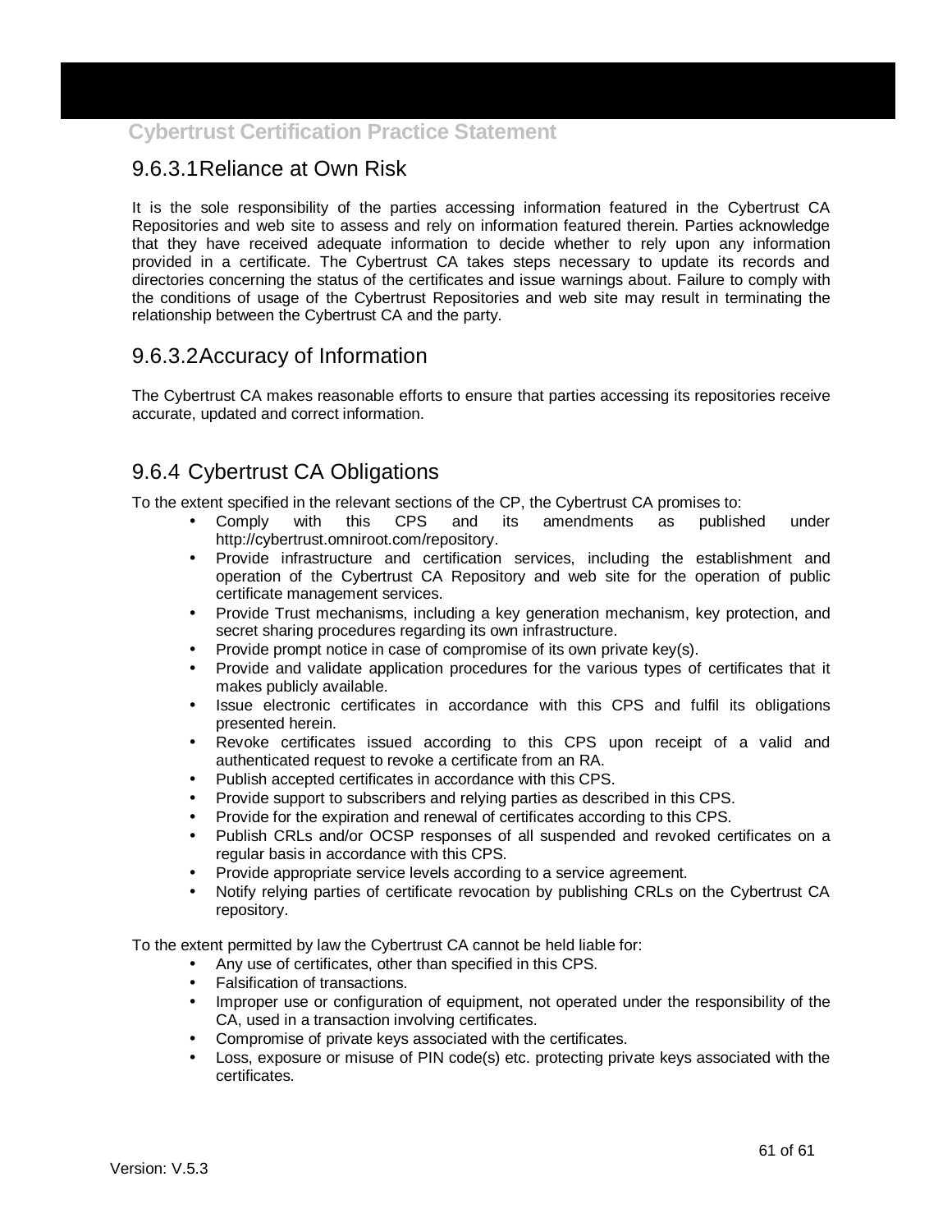#### 9.6.3.1 Reliance at Own Risk

It is the sole responsibility of the parties accessing information featured in the Cybertrust CA Repositories and web site to assess and rely on information featured therein. Parties acknowledge that they have received adequate information to decide whether to rely upon any information provided in a certificate. The Cybertrust CA takes steps necessary to update its records and directories concerning the status of the certificates and issue warnings about. Failure to comply with the conditions of usage of the Cybertrust Repositories and web site may result in terminating the relationship between the Cybertrust CA and the party.

#### 9.6.3.2 Accuracy of Information

The Cybertrust CA makes reasonable efforts to ensure that parties accessing its repositories receive accurate, updated and correct information.

### 9.6.4 Cybertrust CA Obligations

To the extent specified in the relevant sections of the CP, the Cybertrust CA promises to:

- Comply with this CPS and its amendments as published under http://cybertrust.omniroot.com/repository.
- Provide infrastructure and certification services, including the establishment and operation of the Cybertrust CA Repository and web site for the operation of public certificate management services.
- Provide Trust mechanisms, including a key generation mechanism, key protection, and secret sharing procedures regarding its own infrastructure.
- Provide prompt notice in case of compromise of its own private key(s).
- Provide and validate application procedures for the various types of certificates that it makes publicly available.
- Issue electronic certificates in accordance with this CPS and fulfil its obligations presented herein.
- Revoke certificates issued according to this CPS upon receipt of a valid and authenticated request to revoke a certificate from an RA.
- Publish accepted certificates in accordance with this CPS.
- Provide support to subscribers and relying parties as described in this CPS.
- Provide for the expiration and renewal of certificates according to this CPS.
- Publish CRLs and/or OCSP responses of all suspended and revoked certificates on a regular basis in accordance with this CPS.
- Provide appropriate service levels according to a service agreement.
- Notify relying parties of certificate revocation by publishing CRLs on the Cybertrust CA repository.

To the extent permitted by law the Cybertrust CA cannot be held liable for:

- Any use of certificates, other than specified in this CPS.
- Falsification of transactions.
- Improper use or configuration of equipment, not operated under the responsibility of the CA, used in a transaction involving certificates.
- Compromise of private keys associated with the certificates.
- Loss, exposure or misuse of PIN code(s) etc. protecting private keys associated with the certificates.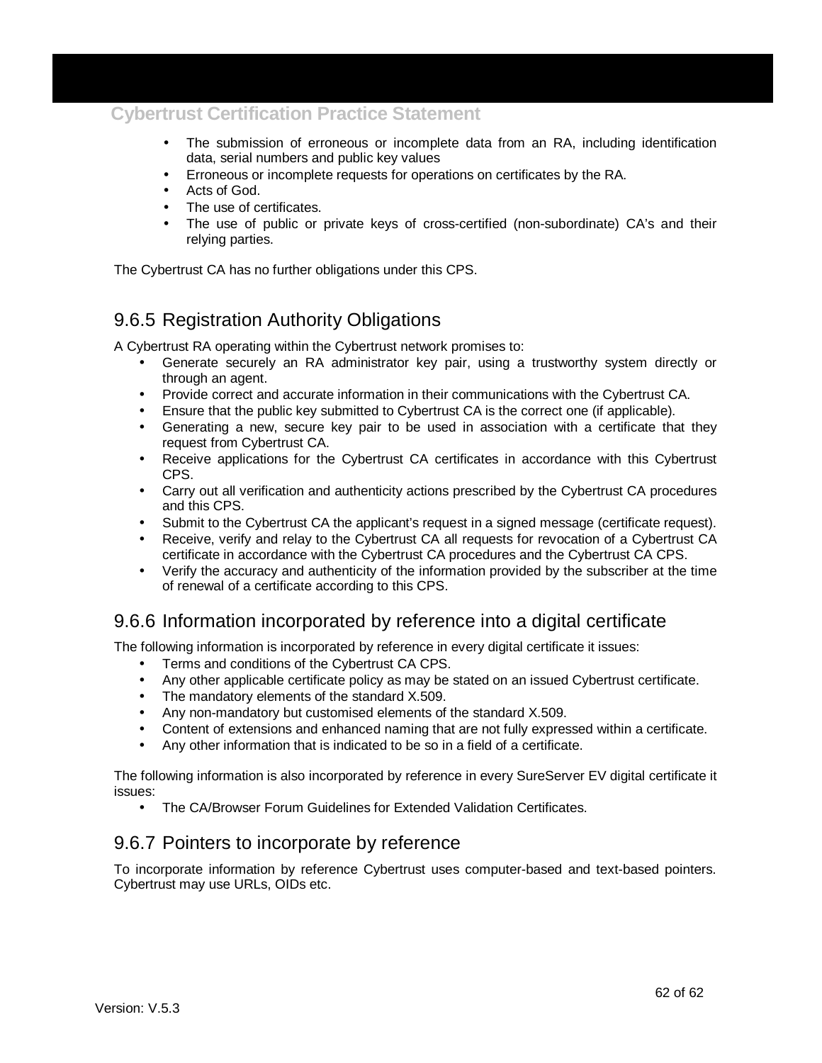- The submission of erroneous or incomplete data from an RA, including identification data, serial numbers and public key values
- Erroneous or incomplete requests for operations on certificates by the RA.
- Acts of God.
- The use of certificates.
- The use of public or private keys of cross-certified (non-subordinate) CA's and their relying parties.

The Cybertrust CA has no further obligations under this CPS.

### 9.6.5 Registration Authority Obligations

A Cybertrust RA operating within the Cybertrust network promises to:

- Generate securely an RA administrator key pair, using a trustworthy system directly or through an agent.
- Provide correct and accurate information in their communications with the Cybertrust CA.
- Ensure that the public key submitted to Cybertrust CA is the correct one (if applicable).
- Generating a new, secure key pair to be used in association with a certificate that they request from Cybertrust CA.
- Receive applications for the Cybertrust CA certificates in accordance with this Cybertrust CPS.
- Carry out all verification and authenticity actions prescribed by the Cybertrust CA procedures and this CPS.
- Submit to the Cybertrust CA the applicant's request in a signed message (certificate request).
- Receive, verify and relay to the Cybertrust CA all requests for revocation of a Cybertrust CA certificate in accordance with the Cybertrust CA procedures and the Cybertrust CA CPS.
- Verify the accuracy and authenticity of the information provided by the subscriber at the time of renewal of a certificate according to this CPS.

### 9.6.6 Information incorporated by reference into a digital certificate

The following information is incorporated by reference in every digital certificate it issues:

- Terms and conditions of the Cybertrust CA CPS.
- Any other applicable certificate policy as may be stated on an issued Cybertrust certificate.
- The mandatory elements of the standard X.509.
- Any non-mandatory but customised elements of the standard X.509.
- Content of extensions and enhanced naming that are not fully expressed within a certificate.
- Any other information that is indicated to be so in a field of a certificate.

The following information is also incorporated by reference in every SureServer EV digital certificate it issues:

- The CA/Browser Forum Guidelines for Extended Validation Certificates.

### 9.6.7 Pointers to incorporate by reference

To incorporate information by reference Cybertrust uses computer-based and text-based pointers. Cybertrust may use URLs, OIDs etc.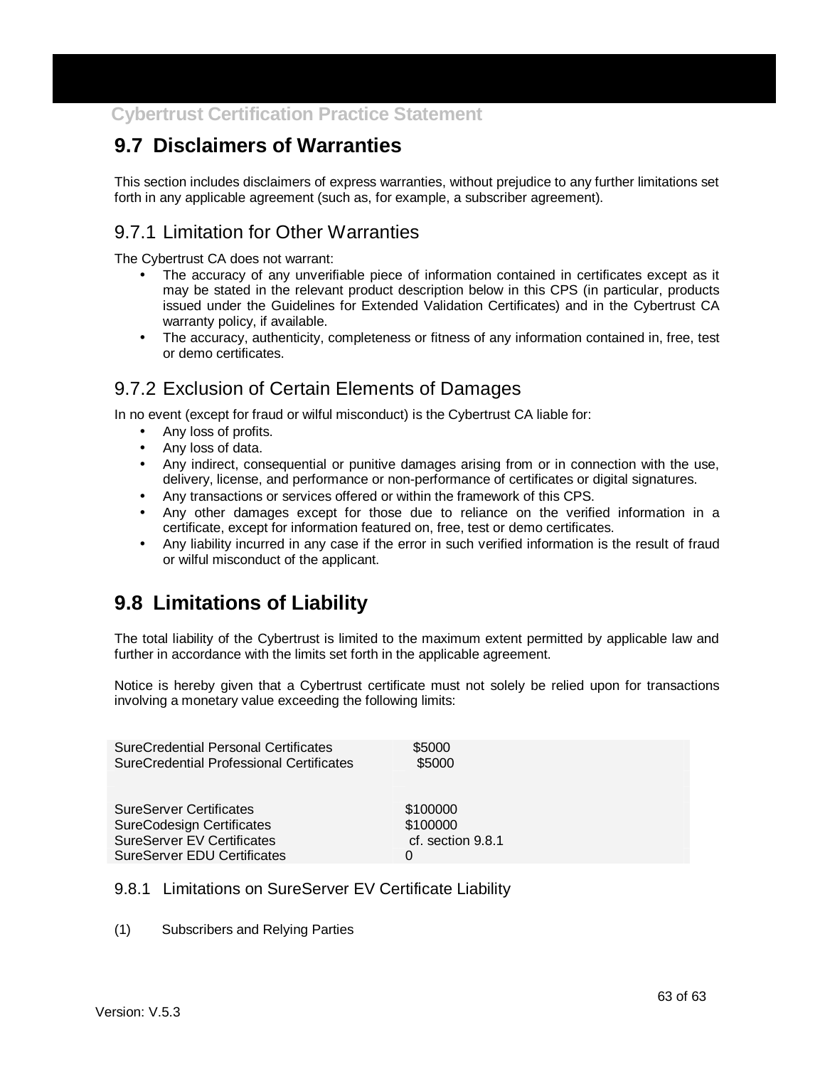## 9.7 Disclaimers of Warranties

This section includes disclaimers of express warranties, without prejudice to any further limitations set forth in any applicable agreement (such as, for example, a subscriber agreement).

### 9.7.1 Limitation for Other Warranties

The Cybertrust CA does not warrant:

- The accuracy of any unverifiable piece of information contained in certificates except as it may be stated in the relevant product description below in this CPS (in particular, products issued under the Guidelines for Extended Validation Certificates) and in the Cybertrust CA warranty policy, if available.
- The accuracy, authenticity, completeness or fitness of any information contained in, free, test or demo certificates.

### 9.7.2 Exclusion of Certain Elements of Damages

In no event (except for fraud or wilful misconduct) is the Cybertrust CA liable for:

- Any loss of profits.
- Any loss of data.
- Any indirect, consequential or punitive damages arising from or in connection with the use, delivery, license, and performance or non-performance of certificates or digital signatures.
- Any transactions or services offered or within the framework of this CPS.
- Any other damages except for those due to reliance on the verified information in a certificate, except for information featured on, free, test or demo certificates.
- Any liability incurred in any case if the error in such verified information is the result of fraud or wilful misconduct of the applicant.

## 9.8 Limitations of Liability

The total liability of the Cybertrust is limited to the maximum extent permitted by applicable law and further in accordance with the limits set forth in the applicable agreement.

Notice is hereby given that a Cybertrust certificate must not solely be relied upon for transactions involving a monetary value exceeding the following limits:

| | |
|---|---|
| SureCredential Personal Certificates | $5000 |
| SureCredential Professional Certificates | $5000 |
| | |
| SureServer Certificates | $100000 |
| SureCodesign Certificates | $100000 |
| SureServer EV Certificates | cf. section 9.8.1 |
| SureServer EDU Certificates | 0 |

### 9.8.1 Limitations on SureServer EV Certificate Liability

(1) Subscribers and Relying Parties

Version: V.5.3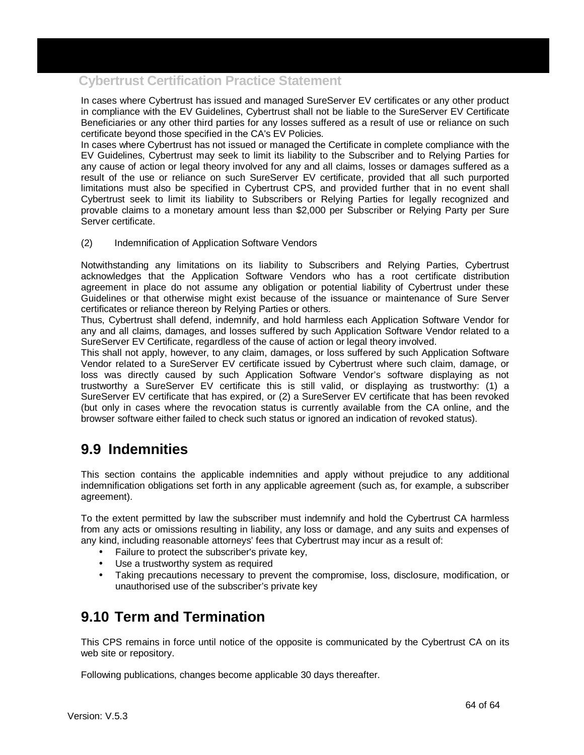In cases where Cybertrust has issued and managed SureServer EV certificates or any other product in compliance with the EV Guidelines, Cybertrust shall not be liable to the SureServer EV Certificate Beneficiaries or any other third parties for any losses suffered as a result of use or reliance on such certificate beyond those specified in the CA's EV Policies.
In cases where Cybertrust has not issued or managed the Certificate in complete compliance with the EV Guidelines, Cybertrust may seek to limit its liability to the Subscriber and to Relying Parties for any cause of action or legal theory involved for any and all claims, losses or damages suffered as a result of the use or reliance on such SureServer EV certificate, provided that all such purported limitations must also be specified in Cybertrust CPS, and provided further that in no event shall Cybertrust seek to limit its liability to Subscribers or Relying Parties for legally recognized and provable claims to a monetary amount less than $2,000 per Subscriber or Relying Party per Sure Server certificate.

(2) Indemnification of Application Software Vendors

Notwithstanding any limitations on its liability to Subscribers and Relying Parties, Cybertrust acknowledges that the Application Software Vendors who has a root certificate distribution agreement in place do not assume any obligation or potential liability of Cybertrust under these Guidelines or that otherwise might exist because of the issuance or maintenance of Sure Server certificates or reliance thereon by Relying Parties or others.
Thus, Cybertrust shall defend, indemnify, and hold harmless each Application Software Vendor for any and all claims, damages, and losses suffered by such Application Software Vendor related to a SureServer EV Certificate, regardless of the cause of action or legal theory involved.
This shall not apply, however, to any claim, damages, or loss suffered by such Application Software Vendor related to a SureServer EV certificate issued by Cybertrust where such claim, damage, or loss was directly caused by such Application Software Vendor's software displaying as not trustworthy a SureServer EV certificate this is still valid, or displaying as trustworthy: (1) a SureServer EV certificate that has expired, or (2) a SureServer EV certificate that has been revoked (but only in cases where the revocation status is currently available from the CA online, and the browser software either failed to check such status or ignored an indication of revoked status).

## 9.9 Indemnities

This section contains the applicable indemnities and apply without prejudice to any additional indemnification obligations set forth in any applicable agreement (such as, for example, a subscriber agreement).

To the extent permitted by law the subscriber must indemnify and hold the Cybertrust CA harmless from any acts or omissions resulting in liability, any loss or damage, and any suits and expenses of any kind, including reasonable attorneys' fees that Cybertrust may incur as a result of:

- Failure to protect the subscriber's private key,
- Use a trustworthy system as required
- Taking precautions necessary to prevent the compromise, loss, disclosure, modification, or unauthorised use of the subscriber's private key

## 9.10 Term and Termination

This CPS remains in force until notice of the opposite is communicated by the Cybertrust CA on its web site or repository.

Following publications, changes become applicable 30 days thereafter.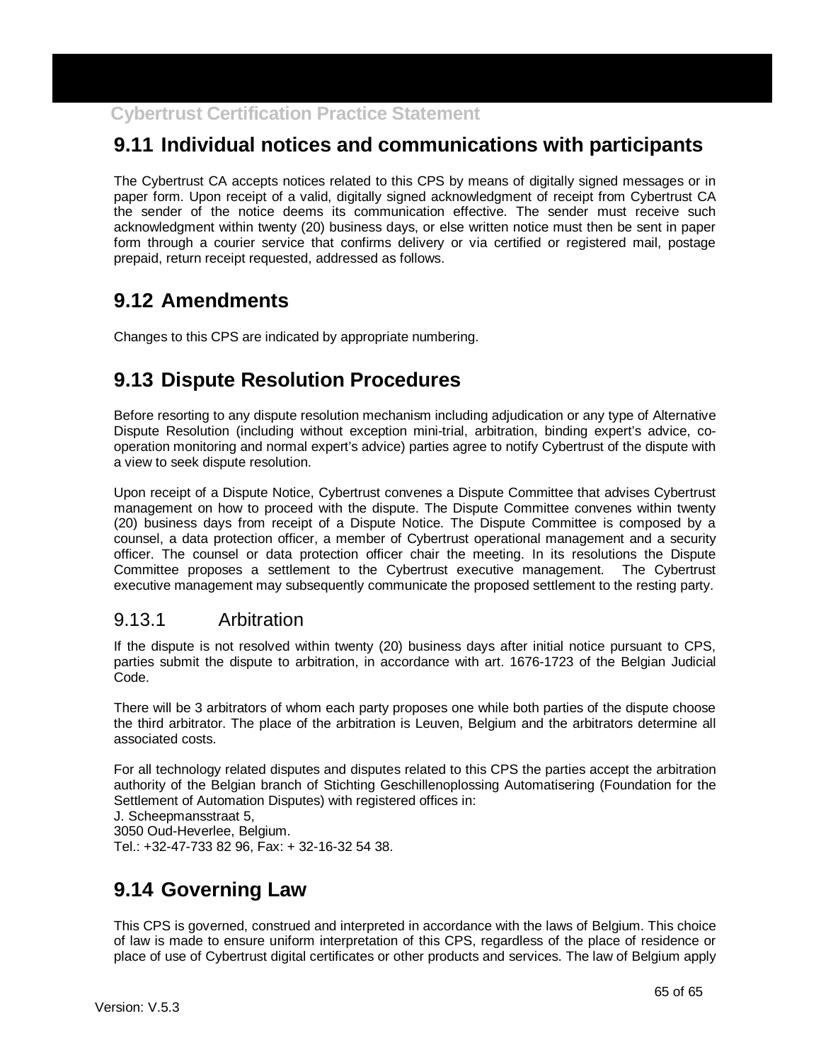## 9.11 Individual notices and communications with participants

The Cybertrust CA accepts notices related to this CPS by means of digitally signed messages or in paper form. Upon receipt of a valid, digitally signed acknowledgment of receipt from Cybertrust CA the sender of the notice deems its communication effective. The sender must receive such acknowledgment within twenty (20) business days, or else written notice must then be sent in paper form through a courier service that confirms delivery or via certified or registered mail, postage prepaid, return receipt requested, addressed as follows.

## 9.12 Amendments

Changes to this CPS are indicated by appropriate numbering.

## 9.13 Dispute Resolution Procedures

Before resorting to any dispute resolution mechanism including adjudication or any type of Alternative Dispute Resolution (including without exception mini-trial, arbitration, binding expert's advice, co-operation monitoring and normal expert's advice) parties agree to notify Cybertrust of the dispute with a view to seek dispute resolution.

Upon receipt of a Dispute Notice, Cybertrust convenes a Dispute Committee that advises Cybertrust management on how to proceed with the dispute. The Dispute Committee convenes within twenty (20) business days from receipt of a Dispute Notice. The Dispute Committee is composed by a counsel, a data protection officer, a member of Cybertrust operational management and a security officer. The counsel or data protection officer chair the meeting. In its resolutions the Dispute Committee proposes a settlement to the Cybertrust executive management. The Cybertrust executive management may subsequently communicate the proposed settlement to the resting party.

### 9.13.1 Arbitration

If the dispute is not resolved within twenty (20) business days after initial notice pursuant to CPS, parties submit the dispute to arbitration, in accordance with art. 1676-1723 of the Belgian Judicial Code.

There will be 3 arbitrators of whom each party proposes one while both parties of the dispute choose the third arbitrator. The place of the arbitration is Leuven, Belgium and the arbitrators determine all associated costs.

For all technology related disputes and disputes related to this CPS the parties accept the arbitration authority of the Belgian branch of Stichting Geschillenoplossing Automatisering (Foundation for the Settlement of Automation Disputes) with registered offices in:
J. Scheepmansstraat 5,
3050 Oud-Heverlee, Belgium.
Tel.: +32-47-733 82 96, Fax: + 32-16-32 54 38.

## 9.14 Governing Law

This CPS is governed, construed and interpreted in accordance with the laws of Belgium. This choice of law is made to ensure uniform interpretation of this CPS, regardless of the place of residence or place of use of Cybertrust digital certificates or other products and services. The law of Belgium apply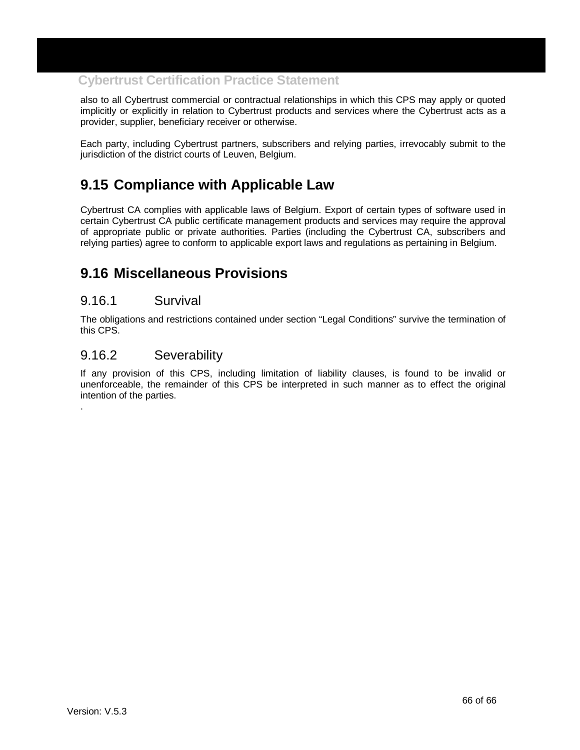also to all Cybertrust commercial or contractual relationships in which this CPS may apply or quoted implicitly or explicitly in relation to Cybertrust products and services where the Cybertrust acts as a provider, supplier, beneficiary receiver or otherwise.

Each party, including Cybertrust partners, subscribers and relying parties, irrevocably submit to the jurisdiction of the district courts of Leuven, Belgium.

## 9.15 Compliance with Applicable Law

Cybertrust CA complies with applicable laws of Belgium. Export of certain types of software used in certain Cybertrust CA public certificate management products and services may require the approval of appropriate public or private authorities. Parties (including the Cybertrust CA, subscribers and relying parties) agree to conform to applicable export laws and regulations as pertaining in Belgium.

## 9.16 Miscellaneous Provisions

### 9.16.1 Survival

The obligations and restrictions contained under section "Legal Conditions" survive the termination of this CPS.

### 9.16.2 Severability

If any provision of this CPS, including limitation of liability clauses, is found to be invalid or unenforceable, the remainder of this CPS be interpreted in such manner as to effect the original intention of the parties.

.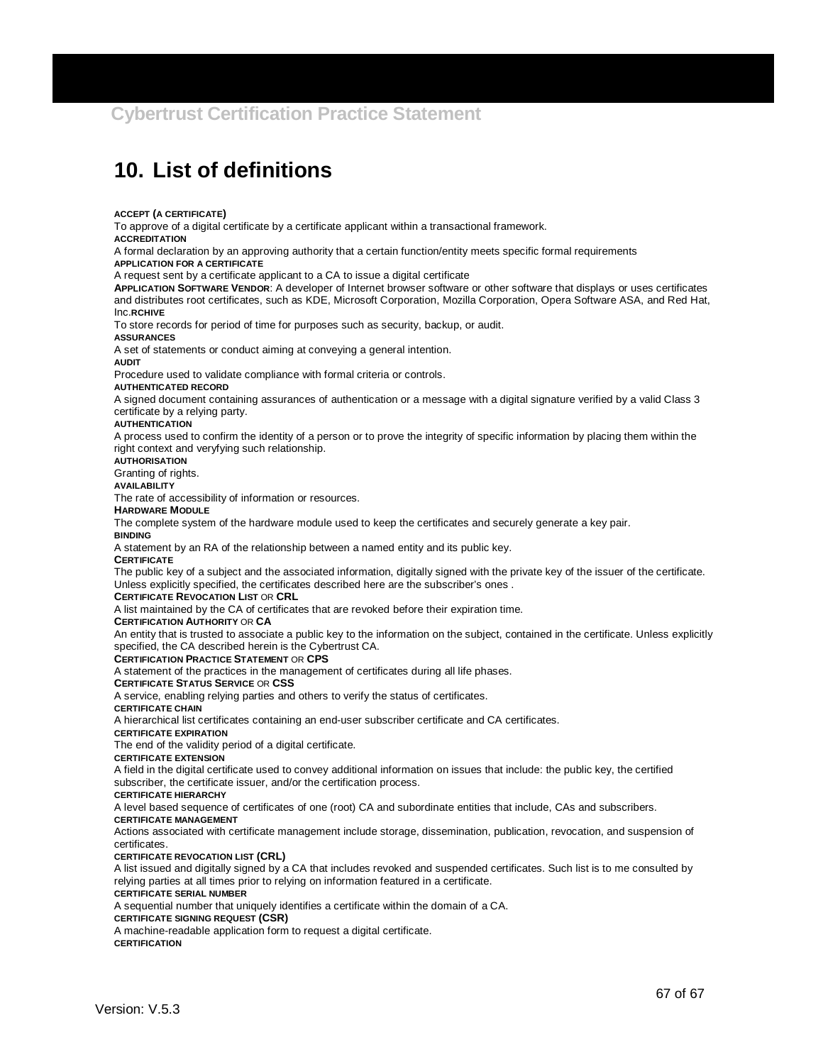# 10. List of definitions

**ACCEPT (A CERTIFICATE)**
To approve of a digital certificate by a certificate applicant within a transactional framework.

**ACCREDITATION**
A formal declaration by an approving authority that a certain function/entity meets specific formal requirements

**APPLICATION FOR A CERTIFICATE**
A request sent by a certificate applicant to a CA to issue a digital certificate

**APPLICATION SOFTWARE VENDOR**: A developer of Internet browser software or other software that displays or uses certificates and distributes root certificates, such as KDE, Microsoft Corporation, Mozilla Corporation, Opera Software ASA, and Red Hat, Inc.**RCHIVE**
To store records for period of time for purposes such as security, backup, or audit.

**ASSURANCES**
A set of statements or conduct aiming at conveying a general intention.

**AUDIT**
Procedure used to validate compliance with formal criteria or controls.

**AUTHENTICATED RECORD**
A signed document containing assurances of authentication or a message with a digital signature verified by a valid Class 3 certificate by a relying party.

**AUTHENTICATION**
A process used to confirm the identity of a person or to prove the integrity of specific information by placing them within the right context and veryfying such relationship.

**AUTHORISATION**
Granting of rights.

**AVAILABILITY**
The rate of accessibility of information or resources.

**HARDWARE MODULE**
The complete system of the hardware module used to keep the certificates and securely generate a key pair.

**BINDING**
A statement by an RA of the relationship between a named entity and its public key.

**CERTIFICATE**
The public key of a subject and the associated information, digitally signed with the private key of the issuer of the certificate. Unless explicitly specified, the certificates described here are the subscriber's ones .

**CERTIFICATE REVOCATION LIST OR CRL**
A list maintained by the CA of certificates that are revoked before their expiration time.

**CERTIFICATION AUTHORITY OR CA**
An entity that is trusted to associate a public key to the information on the subject, contained in the certificate. Unless explicitly specified, the CA described herein is the Cybertrust CA.

**CERTIFICATION PRACTICE STATEMENT OR CPS**
A statement of the practices in the management of certificates during all life phases.

**CERTIFICATE STATUS SERVICE OR CSS**
A service, enabling relying parties and others to verify the status of certificates.

**CERTIFICATE CHAIN**
A hierarchical list certificates containing an end-user subscriber certificate and CA certificates.

**CERTIFICATE EXPIRATION**
The end of the validity period of a digital certificate.

**CERTIFICATE EXTENSION**
A field in the digital certificate used to convey additional information on issues that include: the public key, the certified subscriber, the certificate issuer, and/or the certification process.

**CERTIFICATE HIERARCHY**
A level based sequence of certificates of one (root) CA and subordinate entities that include, CAs and subscribers.

**CERTIFICATE MANAGEMENT**
Actions associated with certificate management include storage, dissemination, publication, revocation, and suspension of certificates.

**CERTIFICATE REVOCATION LIST (CRL)**
A list issued and digitally signed by a CA that includes revoked and suspended certificates. Such list is to me consulted by relying parties at all times prior to relying on information featured in a certificate.

**CERTIFICATE SERIAL NUMBER**
A sequential number that uniquely identifies a certificate within the domain of a CA.

**CERTIFICATE SIGNING REQUEST (CSR)**
A machine-readable application form to request a digital certificate.

**CERTIFICATION**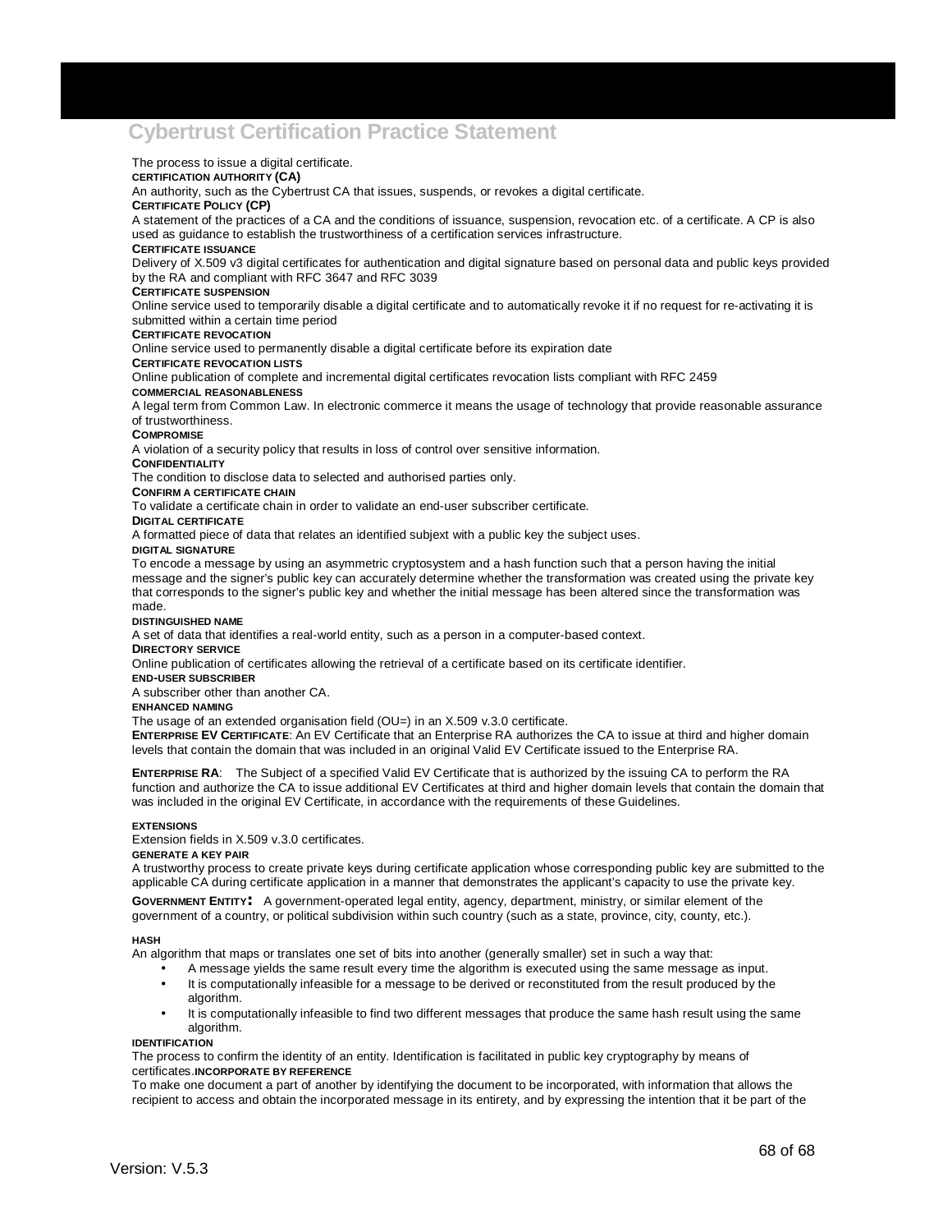The process to issue a digital certificate.

**CERTIFICATION AUTHORITY (CA)**

An authority, such as the Cybertrust CA that issues, suspends, or revokes a digital certificate.

**CERTIFICATE POLICY (CP)**

A statement of the practices of a CA and the conditions of issuance, suspension, revocation etc. of a certificate. A CP is also used as guidance to establish the trustworthiness of a certification services infrastructure.

**CERTIFICATE ISSUANCE**

Delivery of X.509 v3 digital certificates for authentication and digital signature based on personal data and public keys provided by the RA and compliant with RFC 3647 and RFC 3039

**CERTIFICATE SUSPENSION**

Online service used to temporarily disable a digital certificate and to automatically revoke it if no request for re-activating it is submitted within a certain time period

**CERTIFICATE REVOCATION**

Online service used to permanently disable a digital certificate before its expiration date

**CERTIFICATE REVOCATION LISTS**

Online publication of complete and incremental digital certificates revocation lists compliant with RFC 2459

**COMMERCIAL REASONABLENESS**

A legal term from Common Law. In electronic commerce it means the usage of technology that provide reasonable assurance of trustworthiness.

**COMPROMISE**

A violation of a security policy that results in loss of control over sensitive information.

**CONFIDENTIALITY**

The condition to disclose data to selected and authorised parties only.

**CONFIRM A CERTIFICATE CHAIN**

To validate a certificate chain in order to validate an end-user subscriber certificate.

**DIGITAL CERTIFICATE**

A formatted piece of data that relates an identified subjext with a public key the subject uses.

**DIGITAL SIGNATURE**

To encode a message by using an asymmetric cryptosystem and a hash function such that a person having the initial message and the signer's public key can accurately determine whether the transformation was created using the private key that corresponds to the signer's public key and whether the initial message has been altered since the transformation was made.

**DISTINGUISHED NAME**

A set of data that identifies a real-world entity, such as a person in a computer-based context.

**DIRECTORY SERVICE**

Online publication of certificates allowing the retrieval of a certificate based on its certificate identifier.

**END-USER SUBSCRIBER**

A subscriber other than another CA.

**ENHANCED NAMING**

The usage of an extended organisation field (OU=) in an X.509 v.3.0 certificate.

**ENTERPRISE EV CERTIFICATE**: An EV Certificate that an Enterprise RA authorizes the CA to issue at third and higher domain levels that contain the domain that was included in an original Valid EV Certificate issued to the Enterprise RA.

**ENTERPRISE RA**: The Subject of a specified Valid EV Certificate that is authorized by the issuing CA to perform the RA function and authorize the CA to issue additional EV Certificates at third and higher domain levels that contain the domain that was included in the original EV Certificate, in accordance with the requirements of these Guidelines.

**EXTENSIONS**

Extension fields in X.509 v.3.0 certificates.

**GENERATE A KEY PAIR**

A trustworthy process to create private keys during certificate application whose corresponding public key are submitted to the applicable CA during certificate application in a manner that demonstrates the applicant's capacity to use the private key.

**GOVERNMENT ENTITY:** A government-operated legal entity, agency, department, ministry, or similar element of the government of a country, or political subdivision within such country (such as a state, province, city, county, etc.).

**HASH**

An algorithm that maps or translates one set of bits into another (generally smaller) set in such a way that:

- A message yields the same result every time the algorithm is executed using the same message as input.
- It is computationally infeasible for a message to be derived or reconstituted from the result produced by the algorithm.
- It is computationally infeasible to find two different messages that produce the same hash result using the same algorithm.

**IDENTIFICATION**

The process to confirm the identity of an entity. Identification is facilitated in public key cryptography by means of certificates.

**INCORPORATE BY REFERENCE**

To make one document a part of another by identifying the document to be incorporated, with information that allows the recipient to access and obtain the incorporated message in its entirety, and by expressing the intention that it be part of the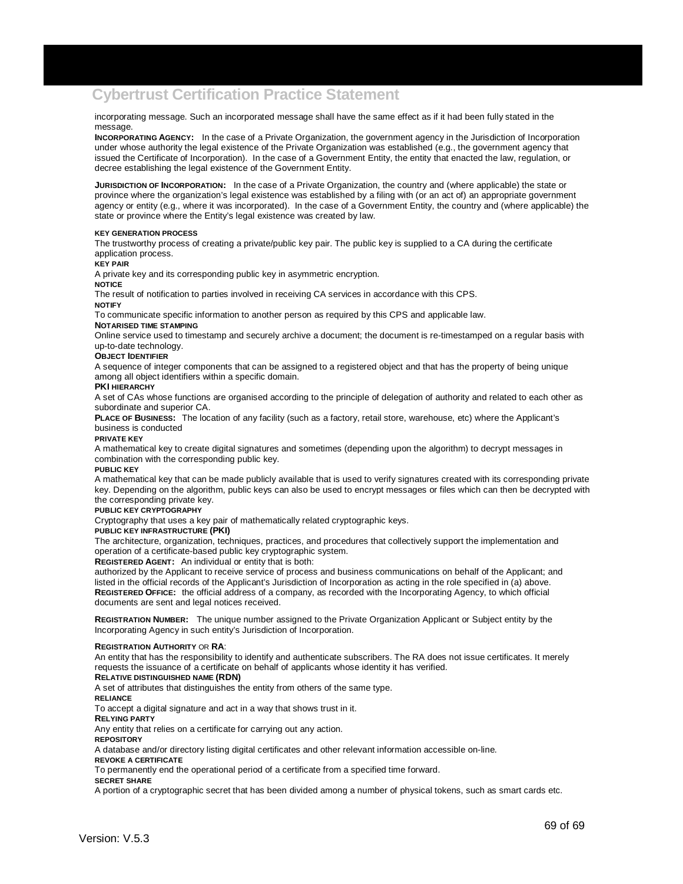incorporating message. Such an incorporated message shall have the same effect as if it had been fully stated in the message.

**INCORPORATING AGENCY:** In the case of a Private Organization, the government agency in the Jurisdiction of Incorporation under whose authority the legal existence of the Private Organization was established (e.g., the government agency that issued the Certificate of Incorporation). In the case of a Government Entity, the entity that enacted the law, regulation, or decree establishing the legal existence of the Government Entity.

**JURISDICTION OF INCORPORATION:** In the case of a Private Organization, the country and (where applicable) the state or province where the organization's legal existence was established by a filing with (or an act of) an appropriate government agency or entity (e.g., where it was incorporated). In the case of a Government Entity, the country and (where applicable) the state or province where the Entity's legal existence was created by law.

**KEY GENERATION PROCESS**

The trustworthy process of creating a private/public key pair. The public key is supplied to a CA during the certificate application process.

**KEY PAIR**

A private key and its corresponding public key in asymmetric encryption.

**NOTICE**

The result of notification to parties involved in receiving CA services in accordance with this CPS.

**NOTIFY**

To communicate specific information to another person as required by this CPS and applicable law.

**NOTARISED TIME STAMPING**

Online service used to timestamp and securely archive a document; the document is re-timestamped on a regular basis with up-to-date technology.

**OBJECT IDENTIFIER**

A sequence of integer components that can be assigned to a registered object and that has the property of being unique among all object identifiers within a specific domain.

**PKI HIERARCHY**

A set of CAs whose functions are organised according to the principle of delegation of authority and related to each other as subordinate and superior CA.

**PLACE OF BUSINESS:** The location of any facility (such as a factory, retail store, warehouse, etc) where the Applicant's business is conducted

**PRIVATE KEY**

A mathematical key to create digital signatures and sometimes (depending upon the algorithm) to decrypt messages in combination with the corresponding public key.

**PUBLIC KEY**

A mathematical key that can be made publicly available that is used to verify signatures created with its corresponding private key. Depending on the algorithm, public keys can also be used to encrypt messages or files which can then be decrypted with the corresponding private key.

**PUBLIC KEY CRYPTOGRAPHY**

Cryptography that uses a key pair of mathematically related cryptographic keys.

**PUBLIC KEY INFRASTRUCTURE (PKI)**

The architecture, organization, techniques, practices, and procedures that collectively support the implementation and operation of a certificate-based public key cryptographic system.

**REGISTERED AGENT:** An individual or entity that is both:

authorized by the Applicant to receive service of process and business communications on behalf of the Applicant; and listed in the official records of the Applicant's Jurisdiction of Incorporation as acting in the role specified in (a) above.

**REGISTERED OFFICE:** the official address of a company, as recorded with the Incorporating Agency, to which official documents are sent and legal notices received.

**REGISTRATION NUMBER:** The unique number assigned to the Private Organization Applicant or Subject entity by the Incorporating Agency in such entity's Jurisdiction of Incorporation.

**REGISTRATION AUTHORITY** OR **RA**:

An entity that has the responsibility to identify and authenticate subscribers. The RA does not issue certificates. It merely requests the issuance of a certificate on behalf of applicants whose identity it has verified.

**RELATIVE DISTINGUISHED NAME (RDN)**

A set of attributes that distinguishes the entity from others of the same type.

**RELIANCE**

To accept a digital signature and act in a way that shows trust in it.

**RELYING PARTY**

Any entity that relies on a certificate for carrying out any action.

**REPOSITORY**

A database and/or directory listing digital certificates and other relevant information accessible on-line.

**REVOKE A CERTIFICATE**

To permanently end the operational period of a certificate from a specified time forward.

**SECRET SHARE**

A portion of a cryptographic secret that has been divided among a number of physical tokens, such as smart cards etc.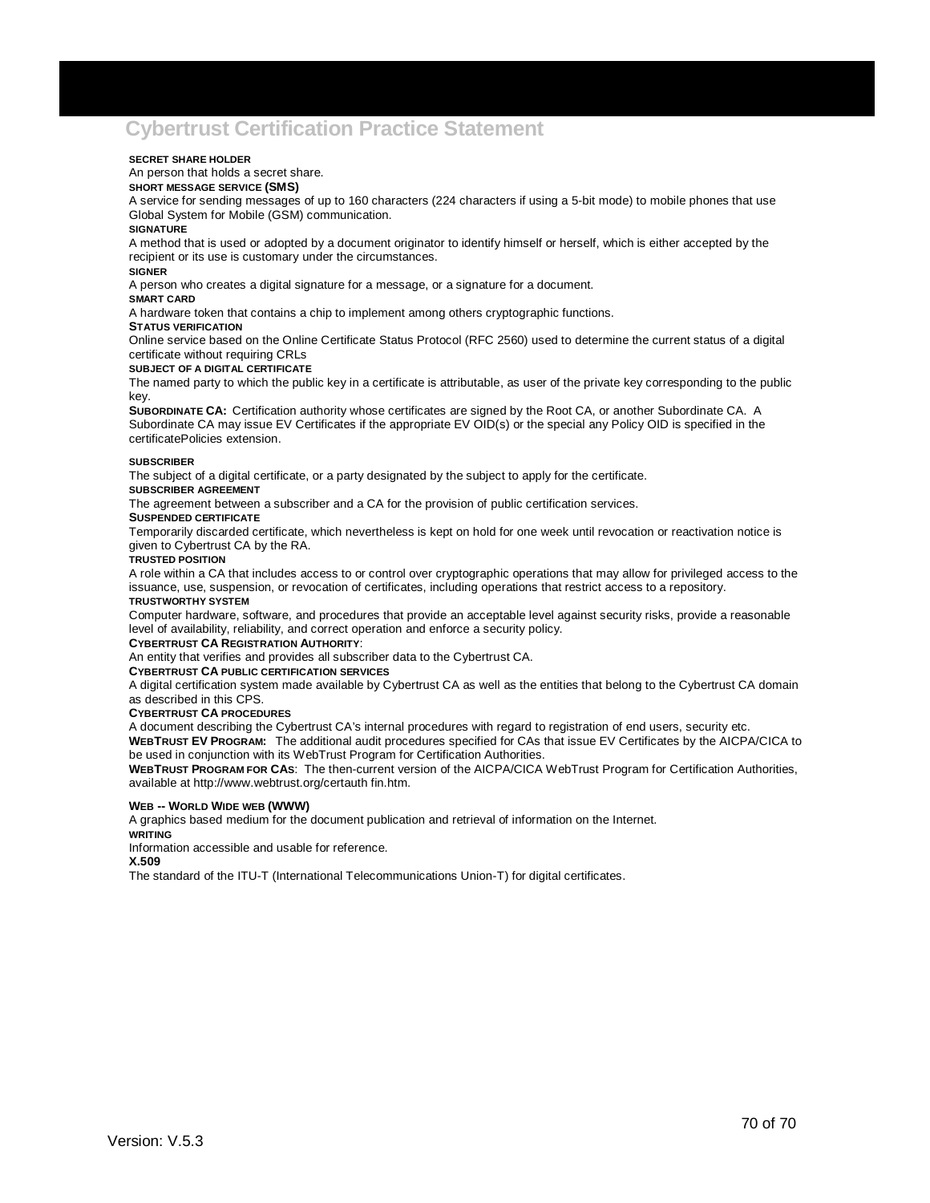**SECRET SHARE HOLDER**

An person that holds a secret share.

**SHORT MESSAGE SERVICE (SMS)**

A service for sending messages of up to 160 characters (224 characters if using a 5-bit mode) to mobile phones that use Global System for Mobile (GSM) communication.

**SIGNATURE**

A method that is used or adopted by a document originator to identify himself or herself, which is either accepted by the recipient or its use is customary under the circumstances.

**SIGNER**

A person who creates a digital signature for a message, or a signature for a document.

**SMART CARD**

A hardware token that contains a chip to implement among others cryptographic functions.

**STATUS VERIFICATION**

Online service based on the Online Certificate Status Protocol (RFC 2560) used to determine the current status of a digital certificate without requiring CRLs

**SUBJECT OF A DIGITAL CERTIFICATE**

The named party to which the public key in a certificate is attributable, as user of the private key corresponding to the public key.

**SUBORDINATE CA:** Certification authority whose certificates are signed by the Root CA, or another Subordinate CA. A Subordinate CA may issue EV Certificates if the appropriate EV OID(s) or the special any Policy OID is specified in the certificatePolicies extension.

**SUBSCRIBER**

The subject of a digital certificate, or a party designated by the subject to apply for the certificate.

**SUBSCRIBER AGREEMENT**

The agreement between a subscriber and a CA for the provision of public certification services.

**SUSPENDED CERTIFICATE**

Temporarily discarded certificate, which nevertheless is kept on hold for one week until revocation or reactivation notice is given to Cybertrust CA by the RA.

**TRUSTED POSITION**

A role within a CA that includes access to or control over cryptographic operations that may allow for privileged access to the issuance, use, suspension, or revocation of certificates, including operations that restrict access to a repository.

**TRUSTWORTHY SYSTEM**

Computer hardware, software, and procedures that provide an acceptable level against security risks, provide a reasonable level of availability, reliability, and correct operation and enforce a security policy.

**CYBERTRUST CA REGISTRATION AUTHORITY**:

An entity that verifies and provides all subscriber data to the Cybertrust CA.

**CYBERTRUST CA PUBLIC CERTIFICATION SERVICES**

A digital certification system made available by Cybertrust CA as well as the entities that belong to the Cybertrust CA domain as described in this CPS.

**CYBERTRUST CA PROCEDURES**

A document describing the Cybertrust CA's internal procedures with regard to registration of end users, security etc.

**WEBTRUST EV PROGRAM:** The additional audit procedures specified for CAs that issue EV Certificates by the AICPA/CICA to be used in conjunction with its WebTrust Program for Certification Authorities.

**WEBTRUST PROGRAM FOR CAS**: The then-current version of the AICPA/CICA WebTrust Program for Certification Authorities, available at http://www.webtrust.org/certauth fin.htm.

**WEB -- WORLD WIDE WEB (WWW)**

A graphics based medium for the document publication and retrieval of information on the Internet.

**WRITING**

Information accessible and usable for reference.

**X.509**

The standard of the ITU-T (International Telecommunications Union-T) for digital certificates.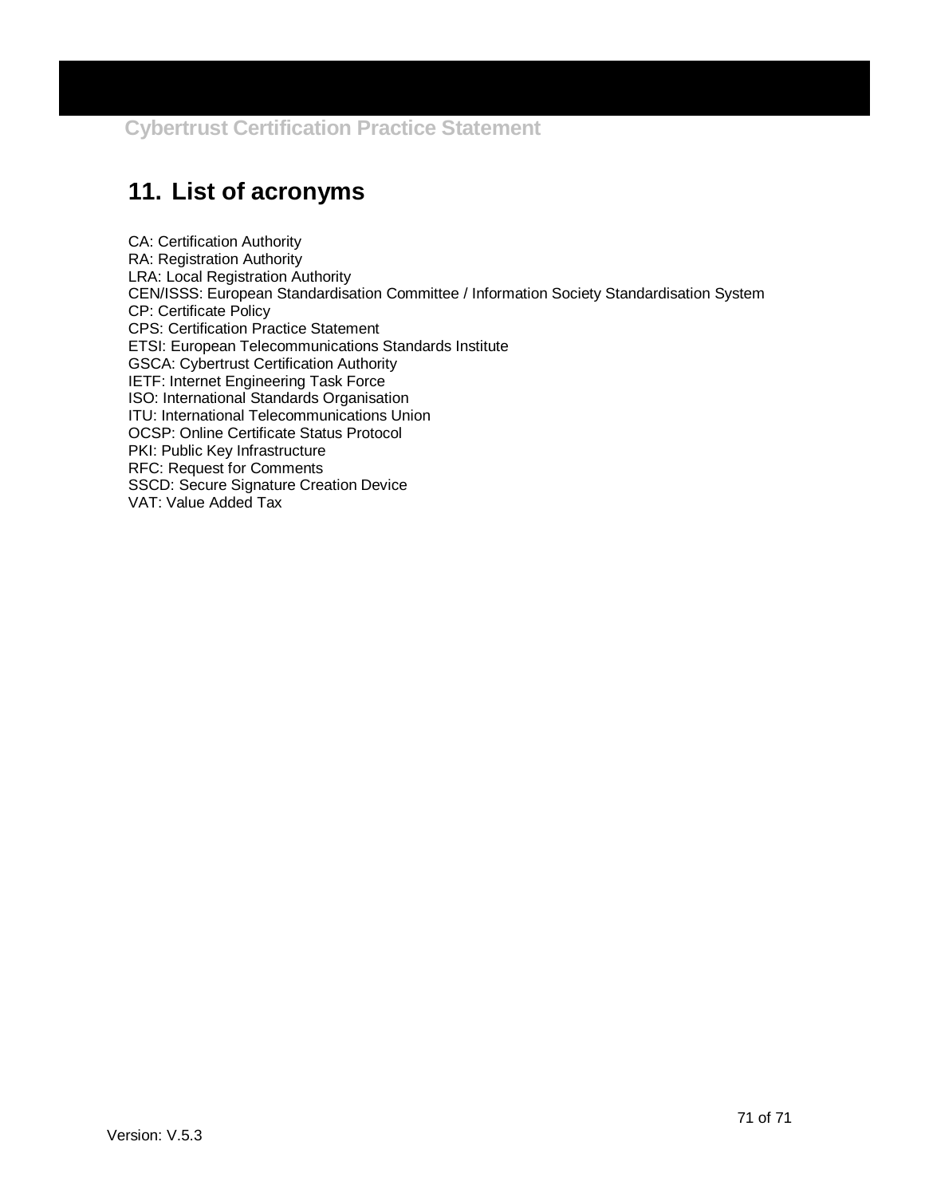# 11. List of acronyms

CA: Certification Authority
RA: Registration Authority
LRA: Local Registration Authority
CEN/ISSS: European Standardisation Committee / Information Society Standardisation System
CP: Certificate Policy
CPS: Certification Practice Statement
ETSI: European Telecommunications Standards Institute
GSCA: Cybertrust Certification Authority
IETF: Internet Engineering Task Force
ISO: International Standards Organisation
ITU: International Telecommunications Union
OCSP: Online Certificate Status Protocol
PKI: Public Key Infrastructure
RFC: Request for Comments
SSCD: Secure Signature Creation Device
VAT: Value Added Tax